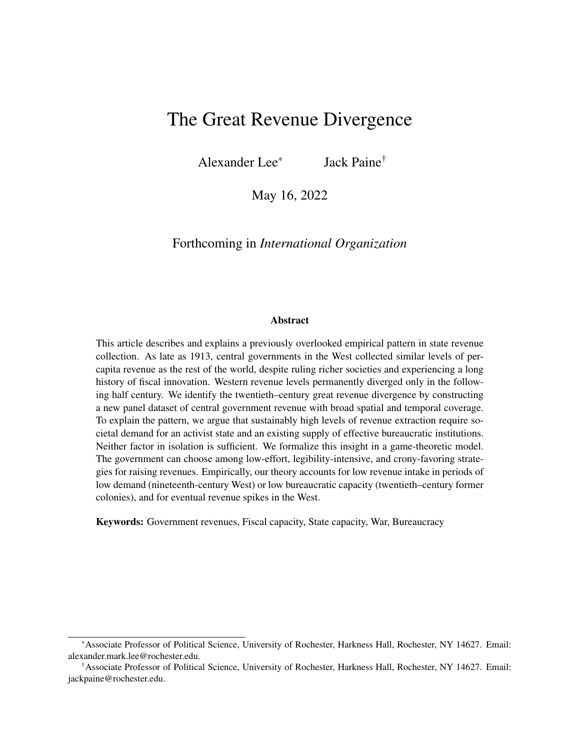# The Great Revenue Divergence

Alexander Lee[*] Jack Paine[†]

May 16, 2022

Forthcoming in *International Organization*

### Abstract

This article describes and explains a previously overlooked empirical pattern in state revenue collection. As late as 1913, central governments in the West collected similar levels of per-capita revenue as the rest of the world, despite ruling richer societies and experiencing a long history of fiscal innovation. Western revenue levels permanently diverged only in the following half century. We identify the twentieth–century great revenue divergence by constructing a new panel dataset of central government revenue with broad spatial and temporal coverage. To explain the pattern, we argue that sustainably high levels of revenue extraction require societal demand for an activist state and an existing supply of effective bureaucratic institutions. Neither factor in isolation is sufficient. We formalize this insight in a game-theoretic model. The government can choose among low-effort, legibility-intensive, and crony-favoring strategies for raising revenues. Empirically, our theory accounts for low revenue intake in periods of low demand (nineteenth-century West) or low bureaucratic capacity (twentieth–century former colonies), and for eventual revenue spikes in the West.

**Keywords:** Government revenues, Fiscal capacity, State capacity, War, Bureaucracy

---

[*]Associate Professor of Political Science, University of Rochester, Harkness Hall, Rochester, NY 14627. Email: alexander.mark.lee@rochester.edu.

[†]Associate Professor of Political Science, University of Rochester, Harkness Hall, Rochester, NY 14627. Email: jackpaine@rochester.edu.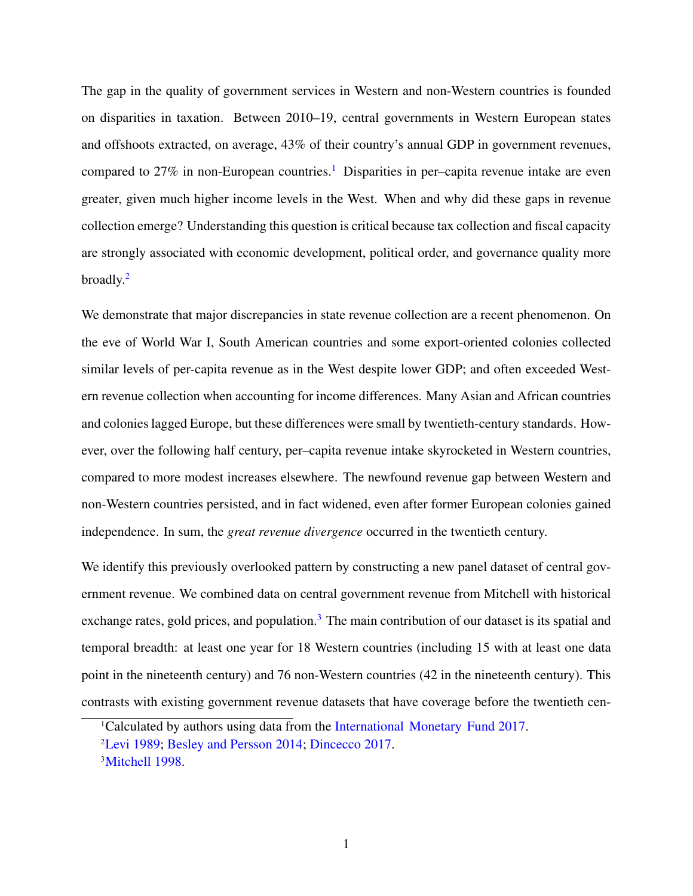The gap in the quality of government services in Western and non-Western countries is founded on disparities in taxation. Between 2010–19, central governments in Western European states and offshoots extracted, on average, 43% of their country's annual GDP in government revenues, compared to 27% in non-European countries.[1] Disparities in per–capita revenue intake are even greater, given much higher income levels in the West. When and why did these gaps in revenue collection emerge? Understanding this question is critical because tax collection and fiscal capacity are strongly associated with economic development, political order, and governance quality more broadly.[2]

We demonstrate that major discrepancies in state revenue collection are a recent phenomenon. On the eve of World War I, South American countries and some export-oriented colonies collected similar levels of per-capita revenue as in the West despite lower GDP; and often exceeded Western revenue collection when accounting for income differences. Many Asian and African countries and colonies lagged Europe, but these differences were small by twentieth-century standards. However, over the following half century, per–capita revenue intake skyrocketed in Western countries, compared to more modest increases elsewhere. The newfound revenue gap between Western and non-Western countries persisted, and in fact widened, even after former European colonies gained independence. In sum, the *great revenue divergence* occurred in the twentieth century.

We identify this previously overlooked pattern by constructing a new panel dataset of central government revenue. We combined data on central government revenue from Mitchell with historical exchange rates, gold prices, and population.[3] The main contribution of our dataset is its spatial and temporal breadth: at least one year for 18 Western countries (including 15 with at least one data point in the nineteenth century) and 76 non-Western countries (42 in the nineteenth century). This contrasts with existing government revenue datasets that have coverage before the twentieth cen-

[1] Calculated by authors using data from the International Monetary Fund 2017.

[2] Levi 1989; Besley and Persson 2014; Dincecco 2017.

[3] Mitchell 1998.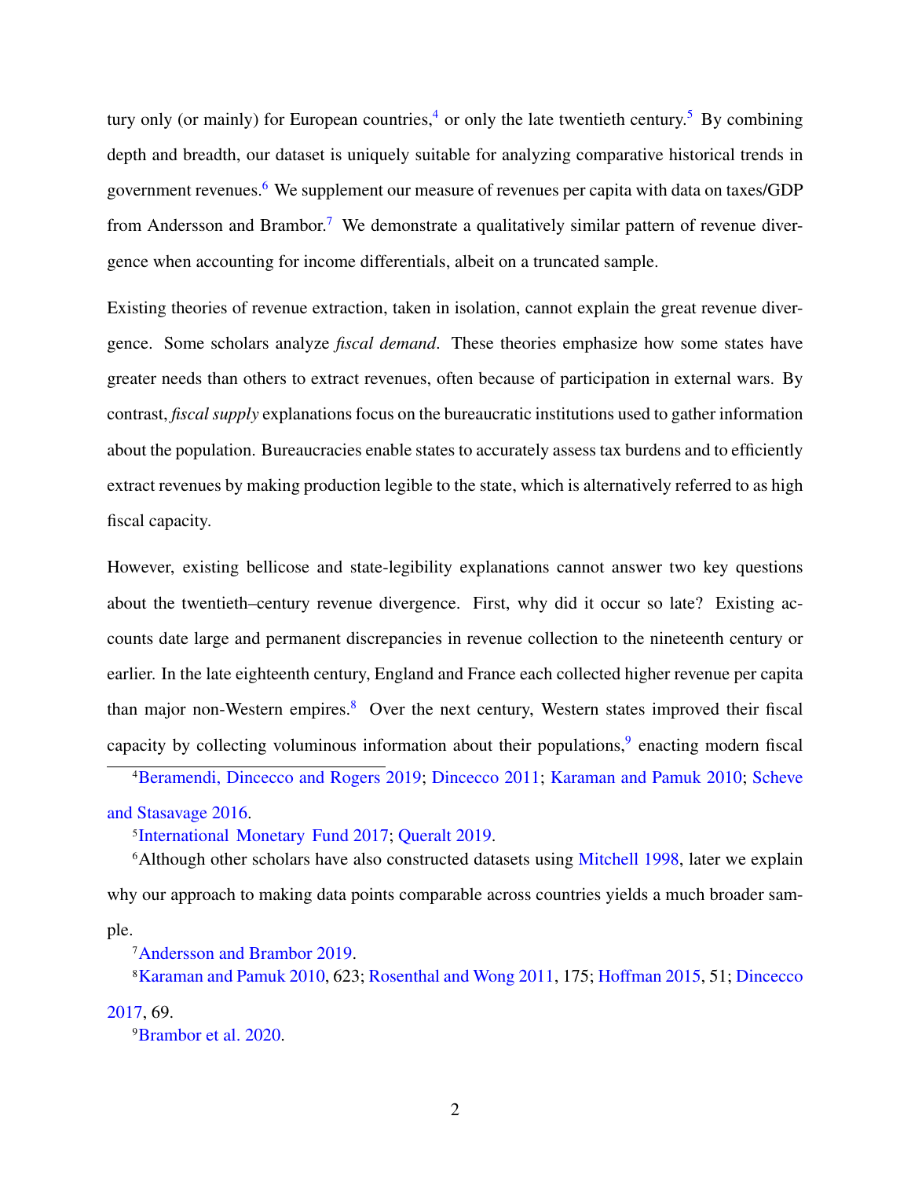tury only (or mainly) for European countries,[4] or only the late twentieth century.[5] By combining depth and breadth, our dataset is uniquely suitable for analyzing comparative historical trends in government revenues.[6] We supplement our measure of revenues per capita with data on taxes/GDP from Andersson and Brambor.[7] We demonstrate a qualitatively similar pattern of revenue divergence when accounting for income differentials, albeit on a truncated sample.

Existing theories of revenue extraction, taken in isolation, cannot explain the great revenue divergence. Some scholars analyze *fiscal demand*. These theories emphasize how some states have greater needs than others to extract revenues, often because of participation in external wars. By contrast, *fiscal supply* explanations focus on the bureaucratic institutions used to gather information about the population. Bureaucracies enable states to accurately assess tax burdens and to efficiently extract revenues by making production legible to the state, which is alternatively referred to as high fiscal capacity.

However, existing bellicose and state-legibility explanations cannot answer two key questions about the twentieth–century revenue divergence. First, why did it occur so late? Existing accounts date large and permanent discrepancies in revenue collection to the nineteenth century or earlier. In the late eighteenth century, England and France each collected higher revenue per capita than major non-Western empires.[8] Over the next century, Western states improved their fiscal capacity by collecting voluminous information about their populations,[9] enacting modern fiscal

[4] Beramendi, Dincecco and Rogers 2019; Dincecco 2011; Karaman and Pamuk 2010; Scheve and Stasavage 2016.

[5] International Monetary Fund 2017; Queralt 2019.

[6] Although other scholars have also constructed datasets using Mitchell 1998, later we explain why our approach to making data points comparable across countries yields a much broader sample.

[7] Andersson and Brambor 2019.

[8] Karaman and Pamuk 2010, 623; Rosenthal and Wong 2011, 175; Hoffman 2015, 51; Dincecco 2017, 69.

[9] Brambor et al. 2020.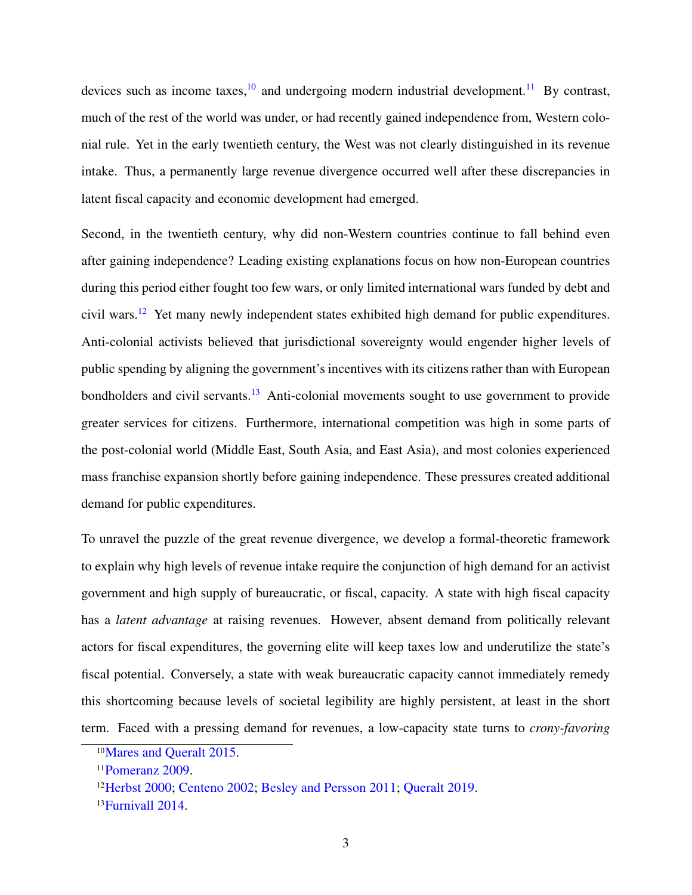devices such as income taxes,[10] and undergoing modern industrial development.[11] By contrast, much of the rest of the world was under, or had recently gained independence from, Western colonial rule. Yet in the early twentieth century, the West was not clearly distinguished in its revenue intake. Thus, a permanently large revenue divergence occurred well after these discrepancies in latent fiscal capacity and economic development had emerged.

Second, in the twentieth century, why did non-Western countries continue to fall behind even after gaining independence? Leading existing explanations focus on how non-European countries during this period either fought too few wars, or only limited international wars funded by debt and civil wars.[12] Yet many newly independent states exhibited high demand for public expenditures. Anti-colonial activists believed that jurisdictional sovereignty would engender higher levels of public spending by aligning the government's incentives with its citizens rather than with European bondholders and civil servants.[13] Anti-colonial movements sought to use government to provide greater services for citizens. Furthermore, international competition was high in some parts of the post-colonial world (Middle East, South Asia, and East Asia), and most colonies experienced mass franchise expansion shortly before gaining independence. These pressures created additional demand for public expenditures.

To unravel the puzzle of the great revenue divergence, we develop a formal-theoretic framework to explain why high levels of revenue intake require the conjunction of high demand for an activist government and high supply of bureaucratic, or fiscal, capacity. A state with high fiscal capacity has a *latent advantage* at raising revenues. However, absent demand from politically relevant actors for fiscal expenditures, the governing elite will keep taxes low and underutilize the state's fiscal potential. Conversely, a state with weak bureaucratic capacity cannot immediately remedy this shortcoming because levels of societal legibility are highly persistent, at least in the short term. Faced with a pressing demand for revenues, a low-capacity state turns to *crony-favoring*

[10] Mares and Queralt 2015.

[11] Pomeranz 2009.

[12] Herbst 2000; Centeno 2002; Besley and Persson 2011; Queralt 2019.

[13] Furnivall 2014.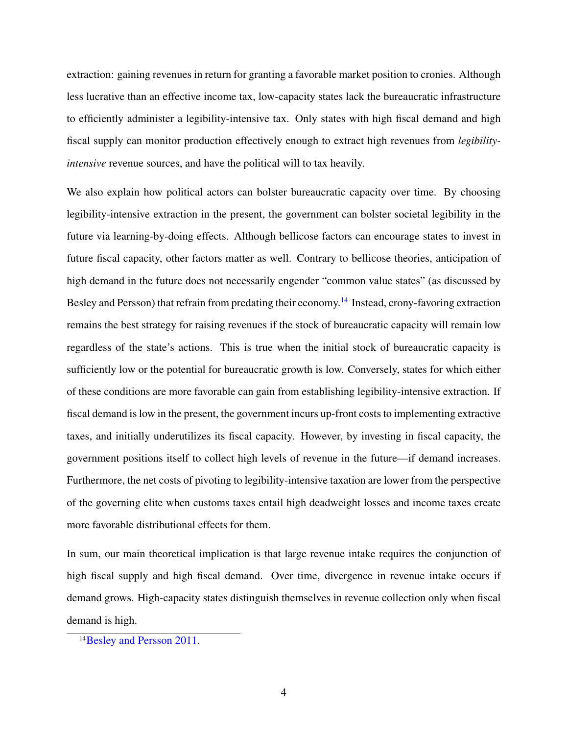extraction: gaining revenues in return for granting a favorable market position to cronies. Although less lucrative than an effective income tax, low-capacity states lack the bureaucratic infrastructure to efficiently administer a legibility-intensive tax. Only states with high fiscal demand and high fiscal supply can monitor production effectively enough to extract high revenues from *legibility-intensive* revenue sources, and have the political will to tax heavily.

We also explain how political actors can bolster bureaucratic capacity over time. By choosing legibility-intensive extraction in the present, the government can bolster societal legibility in the future via learning-by-doing effects. Although bellicose factors can encourage states to invest in future fiscal capacity, other factors matter as well. Contrary to bellicose theories, anticipation of high demand in the future does not necessarily engender "common value states" (as discussed by Besley and Persson) that refrain from predating their economy.[14] Instead, crony-favoring extraction remains the best strategy for raising revenues if the stock of bureaucratic capacity will remain low regardless of the state's actions. This is true when the initial stock of bureaucratic capacity is sufficiently low or the potential for bureaucratic growth is low. Conversely, states for which either of these conditions are more favorable can gain from establishing legibility-intensive extraction. If fiscal demand is low in the present, the government incurs up-front costs to implementing extractive taxes, and initially underutilizes its fiscal capacity. However, by investing in fiscal capacity, the government positions itself to collect high levels of revenue in the future—if demand increases. Furthermore, the net costs of pivoting to legibility-intensive taxation are lower from the perspective of the governing elite when customs taxes entail high deadweight losses and income taxes create more favorable distributional effects for them.

In sum, our main theoretical implication is that large revenue intake requires the conjunction of high fiscal supply and high fiscal demand. Over time, divergence in revenue intake occurs if demand grows. High-capacity states distinguish themselves in revenue collection only when fiscal demand is high.

[14] Besley and Persson 2011.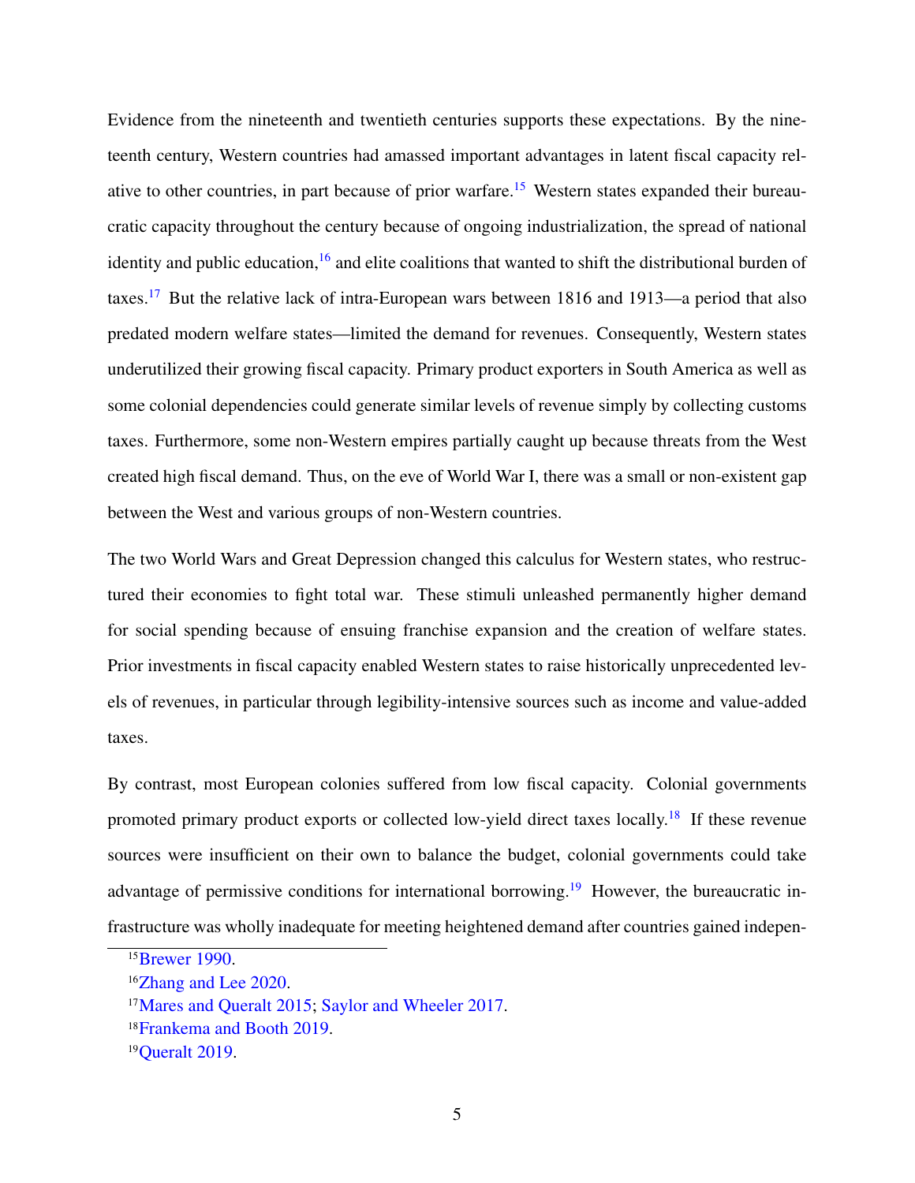Evidence from the nineteenth and twentieth centuries supports these expectations. By the nineteenth century, Western countries had amassed important advantages in latent fiscal capacity relative to other countries, in part because of prior warfare.[15] Western states expanded their bureaucratic capacity throughout the century because of ongoing industrialization, the spread of national identity and public education,[16] and elite coalitions that wanted to shift the distributional burden of taxes.[17] But the relative lack of intra-European wars between 1816 and 1913—a period that also predated modern welfare states—limited the demand for revenues. Consequently, Western states underutilized their growing fiscal capacity. Primary product exporters in South America as well as some colonial dependencies could generate similar levels of revenue simply by collecting customs taxes. Furthermore, some non-Western empires partially caught up because threats from the West created high fiscal demand. Thus, on the eve of World War I, there was a small or non-existent gap between the West and various groups of non-Western countries.

The two World Wars and Great Depression changed this calculus for Western states, who restructured their economies to fight total war. These stimuli unleashed permanently higher demand for social spending because of ensuing franchise expansion and the creation of welfare states. Prior investments in fiscal capacity enabled Western states to raise historically unprecedented levels of revenues, in particular through legibility-intensive sources such as income and value-added taxes.

By contrast, most European colonies suffered from low fiscal capacity. Colonial governments promoted primary product exports or collected low-yield direct taxes locally.[18] If these revenue sources were insufficient on their own to balance the budget, colonial governments could take advantage of permissive conditions for international borrowing.[19] However, the bureaucratic infrastructure was wholly inadequate for meeting heightened demand after countries gained indepen-

[15] Brewer 1990.

[16] Zhang and Lee 2020.

[17] Mares and Queralt 2015; Saylor and Wheeler 2017.

[18] Frankema and Booth 2019.

[19] Queralt 2019.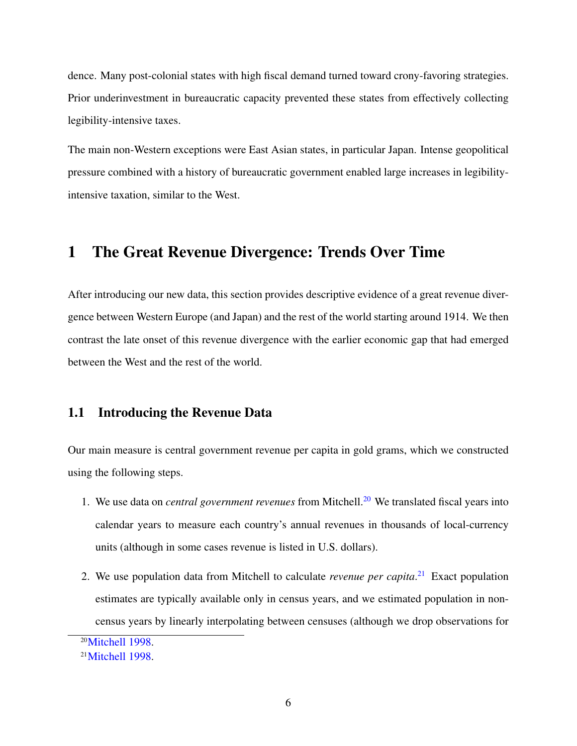dence. Many post-colonial states with high fiscal demand turned toward crony-favoring strategies. Prior underinvestment in bureaucratic capacity prevented these states from effectively collecting legibility-intensive taxes.

The main non-Western exceptions were East Asian states, in particular Japan. Intense geopolitical pressure combined with a history of bureaucratic government enabled large increases in legibility-intensive taxation, similar to the West.

# 1 The Great Revenue Divergence: Trends Over Time

After introducing our new data, this section provides descriptive evidence of a great revenue divergence between Western Europe (and Japan) and the rest of the world starting around 1914. We then contrast the late onset of this revenue divergence with the earlier economic gap that had emerged between the West and the rest of the world.

## 1.1 Introducing the Revenue Data

Our main measure is central government revenue per capita in gold grams, which we constructed using the following steps.

1. We use data on *central government revenues* from Mitchell.[20] We translated fiscal years into calendar years to measure each country's annual revenues in thousands of local-currency units (although in some cases revenue is listed in U.S. dollars).

2. We use population data from Mitchell to calculate *revenue per capita*.[21] Exact population estimates are typically available only in census years, and we estimated population in non-census years by linearly interpolating between censuses (although we drop observations for

[20] Mitchell 1998.

[21] Mitchell 1998.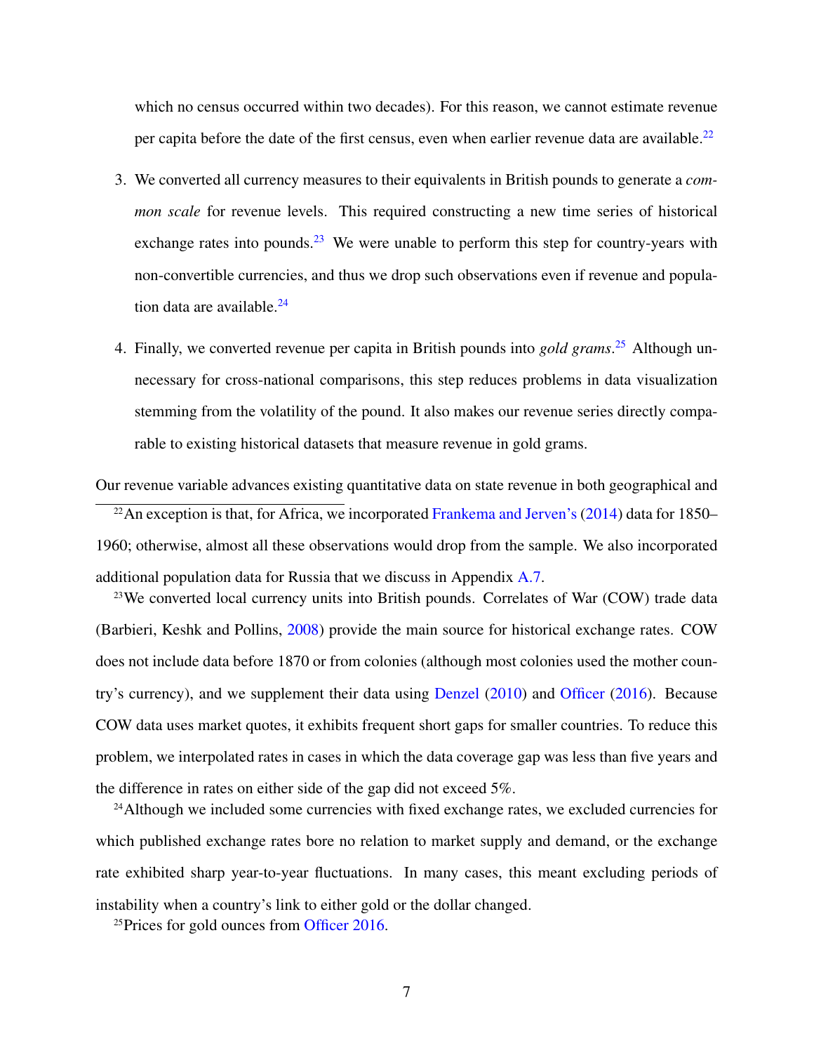which no census occurred within two decades). For this reason, we cannot estimate revenue per capita before the date of the first census, even when earlier revenue data are available.[22]

3. We converted all currency measures to their equivalents in British pounds to generate a *common scale* for revenue levels. This required constructing a new time series of historical exchange rates into pounds.[23] We were unable to perform this step for country-years with non-convertible currencies, and thus we drop such observations even if revenue and population data are available.[24]

4. Finally, we converted revenue per capita in British pounds into *gold grams*.[25] Although unnecessary for cross-national comparisons, this step reduces problems in data visualization stemming from the volatility of the pound. It also makes our revenue series directly comparable to existing historical datasets that measure revenue in gold grams.

Our revenue variable advances existing quantitative data on state revenue in both geographical and

[22] An exception is that, for Africa, we incorporated Frankema and Jerven's (2014) data for 1850–1960; otherwise, almost all these observations would drop from the sample. We also incorporated additional population data for Russia that we discuss in Appendix A.7.

[23] We converted local currency units into British pounds. Correlates of War (COW) trade data (Barbieri, Keshk and Pollins, 2008) provide the main source for historical exchange rates. COW does not include data before 1870 or from colonies (although most colonies used the mother country's currency), and we supplement their data using Denzel (2010) and Officer (2016). Because COW data uses market quotes, it exhibits frequent short gaps for smaller countries. To reduce this problem, we interpolated rates in cases in which the data coverage gap was less than five years and the difference in rates on either side of the gap did not exceed 5%.

[24] Although we included some currencies with fixed exchange rates, we excluded currencies for which published exchange rates bore no relation to market supply and demand, or the exchange rate exhibited sharp year-to-year fluctuations. In many cases, this meant excluding periods of instability when a country's link to either gold or the dollar changed.

[25] Prices for gold ounces from Officer 2016.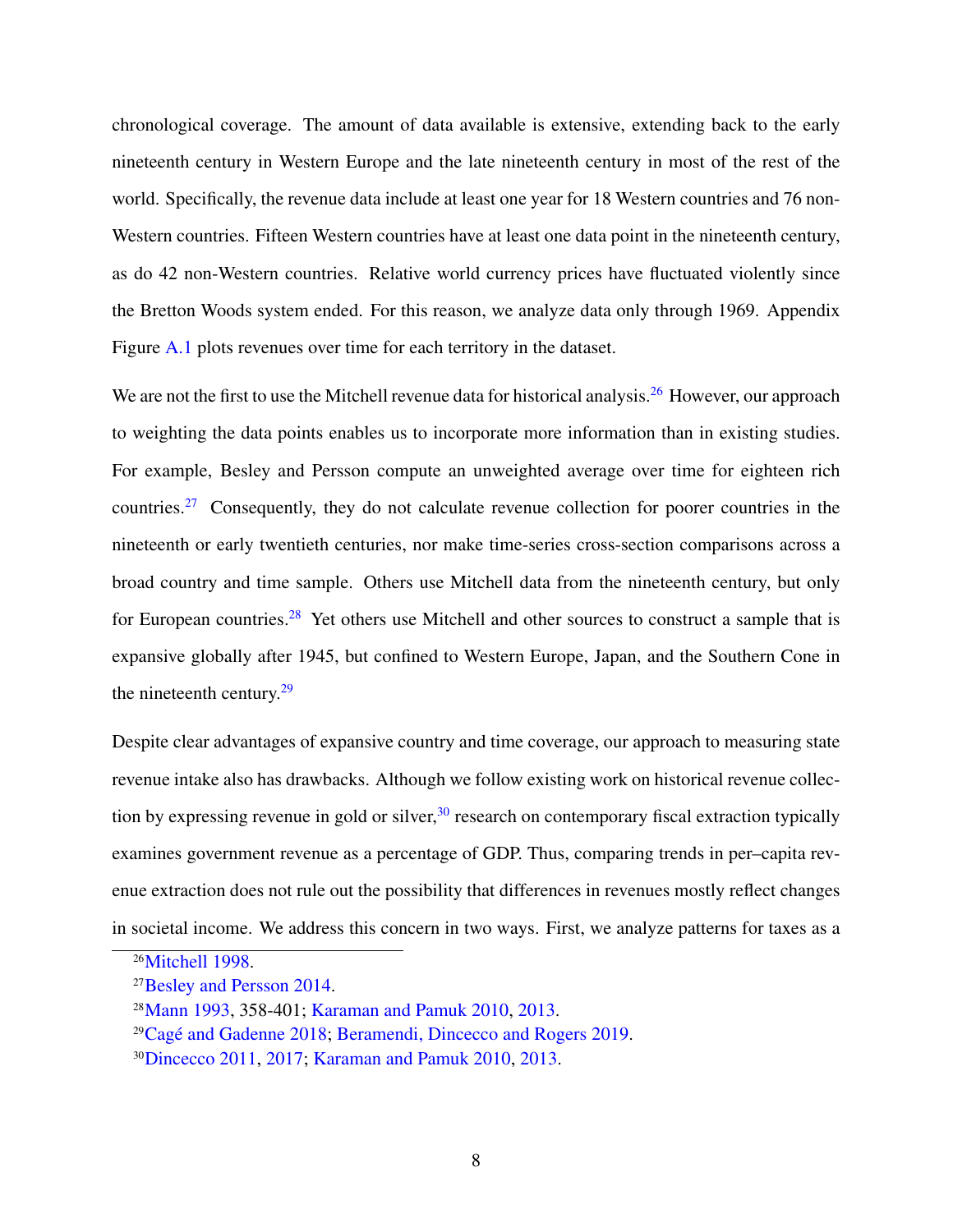chronological coverage. The amount of data available is extensive, extending back to the early nineteenth century in Western Europe and the late nineteenth century in most of the rest of the world. Specifically, the revenue data include at least one year for 18 Western countries and 76 non-Western countries. Fifteen Western countries have at least one data point in the nineteenth century, as do 42 non-Western countries. Relative world currency prices have fluctuated violently since the Bretton Woods system ended. For this reason, we analyze data only through 1969. Appendix Figure A.1 plots revenues over time for each territory in the dataset.

We are not the first to use the Mitchell revenue data for historical analysis.[26] However, our approach to weighting the data points enables us to incorporate more information than in existing studies. For example, Besley and Persson compute an unweighted average over time for eighteen rich countries.[27] Consequently, they do not calculate revenue collection for poorer countries in the nineteenth or early twentieth centuries, nor make time-series cross-section comparisons across a broad country and time sample. Others use Mitchell data from the nineteenth century, but only for European countries.[28] Yet others use Mitchell and other sources to construct a sample that is expansive globally after 1945, but confined to Western Europe, Japan, and the Southern Cone in the nineteenth century.[29]

Despite clear advantages of expansive country and time coverage, our approach to measuring state revenue intake also has drawbacks. Although we follow existing work on historical revenue collection by expressing revenue in gold or silver,[30] research on contemporary fiscal extraction typically examines government revenue as a percentage of GDP. Thus, comparing trends in per–capita revenue extraction does not rule out the possibility that differences in revenues mostly reflect changes in societal income. We address this concern in two ways. First, we analyze patterns for taxes as a

[26] Mitchell 1998.

[27] Besley and Persson 2014.

[28] Mann 1993, 358-401; Karaman and Pamuk 2010, 2013.

[29] Cagé and Gadenne 2018; Beramendi, Dincecco and Rogers 2019.

[30] Dincecco 2011, 2017; Karaman and Pamuk 2010, 2013.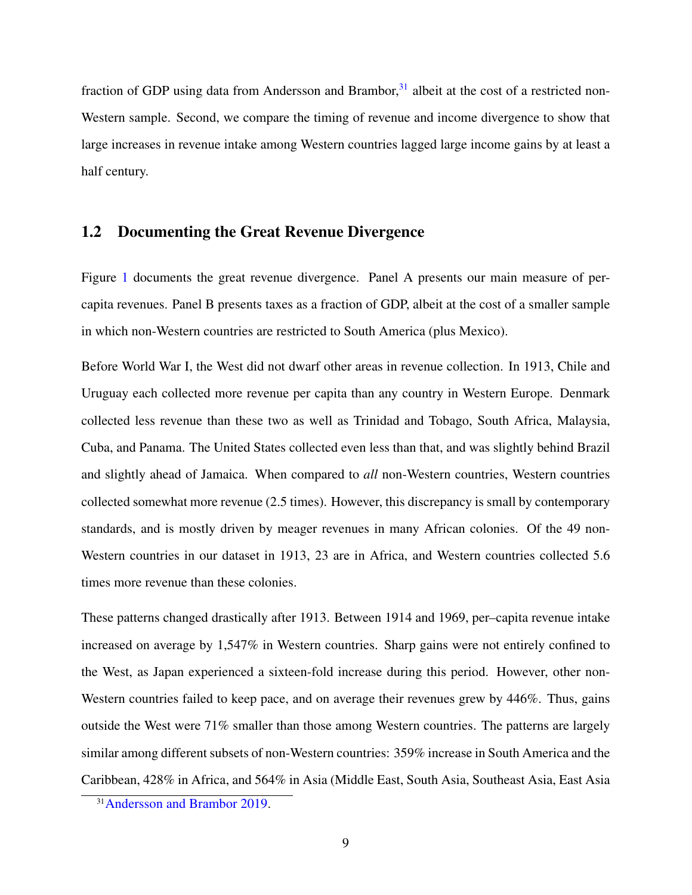fraction of GDP using data from Andersson and Brambor,[31] albeit at the cost of a restricted non-Western sample. Second, we compare the timing of revenue and income divergence to show that large increases in revenue intake among Western countries lagged large income gains by at least a half century.

## 1.2 Documenting the Great Revenue Divergence

Figure 1 documents the great revenue divergence. Panel A presents our main measure of per-capita revenues. Panel B presents taxes as a fraction of GDP, albeit at the cost of a smaller sample in which non-Western countries are restricted to South America (plus Mexico).

Before World War I, the West did not dwarf other areas in revenue collection. In 1913, Chile and Uruguay each collected more revenue per capita than any country in Western Europe. Denmark collected less revenue than these two as well as Trinidad and Tobago, South Africa, Malaysia, Cuba, and Panama. The United States collected even less than that, and was slightly behind Brazil and slightly ahead of Jamaica. When compared to *all* non-Western countries, Western countries collected somewhat more revenue (2.5 times). However, this discrepancy is small by contemporary standards, and is mostly driven by meager revenues in many African colonies. Of the 49 non-Western countries in our dataset in 1913, 23 are in Africa, and Western countries collected 5.6 times more revenue than these colonies.

These patterns changed drastically after 1913. Between 1914 and 1969, per–capita revenue intake increased on average by 1,547% in Western countries. Sharp gains were not entirely confined to the West, as Japan experienced a sixteen-fold increase during this period. However, other non-Western countries failed to keep pace, and on average their revenues grew by 446%. Thus, gains outside the West were 71% smaller than those among Western countries. The patterns are largely similar among different subsets of non-Western countries: 359% increase in South America and the Caribbean, 428% in Africa, and 564% in Asia (Middle East, South Asia, Southeast Asia, East Asia

[31] Andersson and Brambor 2019.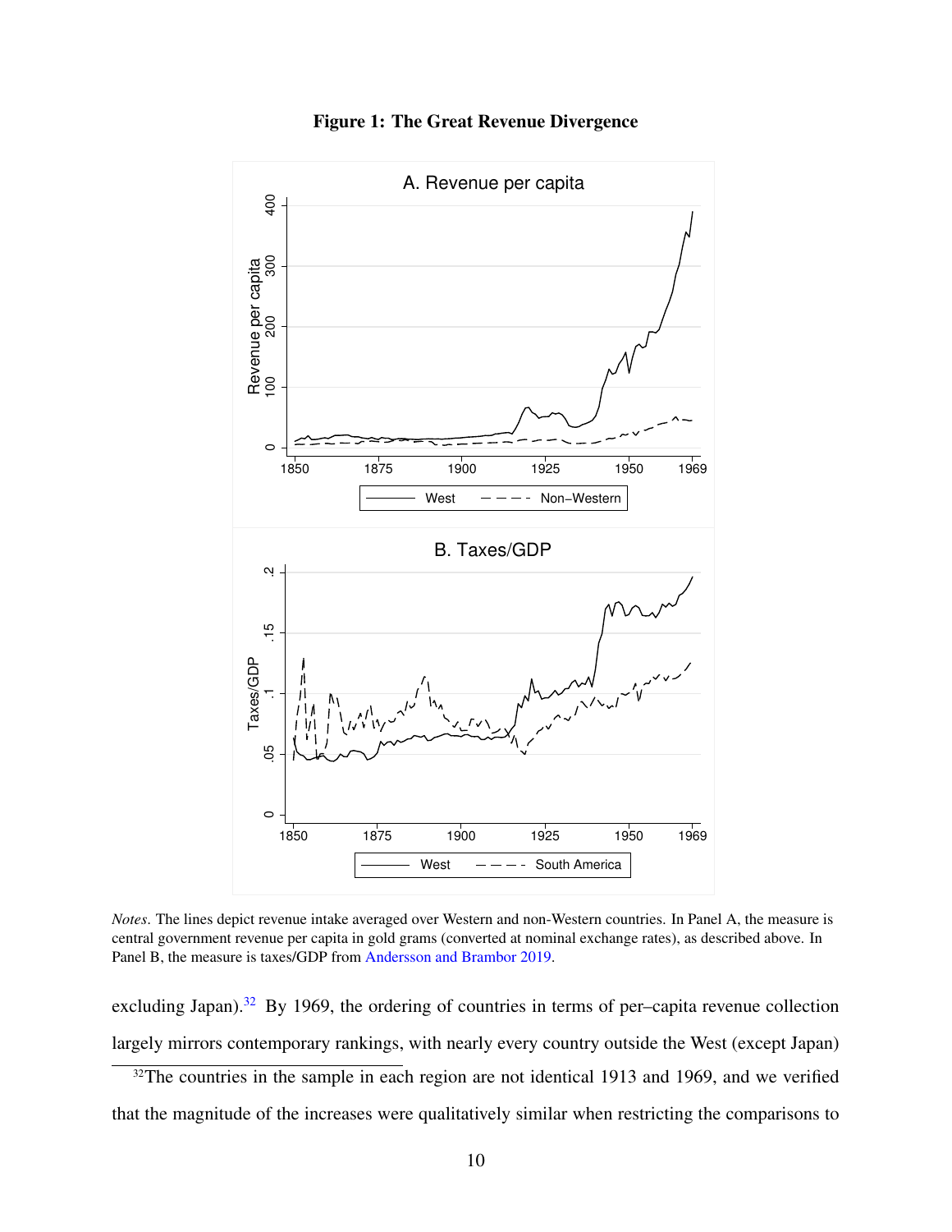**Figure 1: The Great Revenue Divergence**

A. Revenue per capita

Revenue per capita

0
100
200
300
400

1850
1875
1900
1925
1950
1969

West
Non–Western

B. Taxes/GDP

Taxes/GDP

0
.05
.1
.15
.2

1850
1875
1900
1925
1950
1969

West
South America

*Notes*. The lines depict revenue intake averaged over Western and non-Western countries. In Panel A, the measure is central government revenue per capita in gold grams (converted at nominal exchange rates), as described above. In Panel B, the measure is taxes/GDP from Andersson and Brambor 2019.

excluding Japan).[32] By 1969, the ordering of countries in terms of per–capita revenue collection largely mirrors contemporary rankings, with nearly every country outside the West (except Japan)

[32]The countries in the sample in each region are not identical 1913 and 1969, and we verified that the magnitude of the increases were qualitatively similar when restricting the comparisons to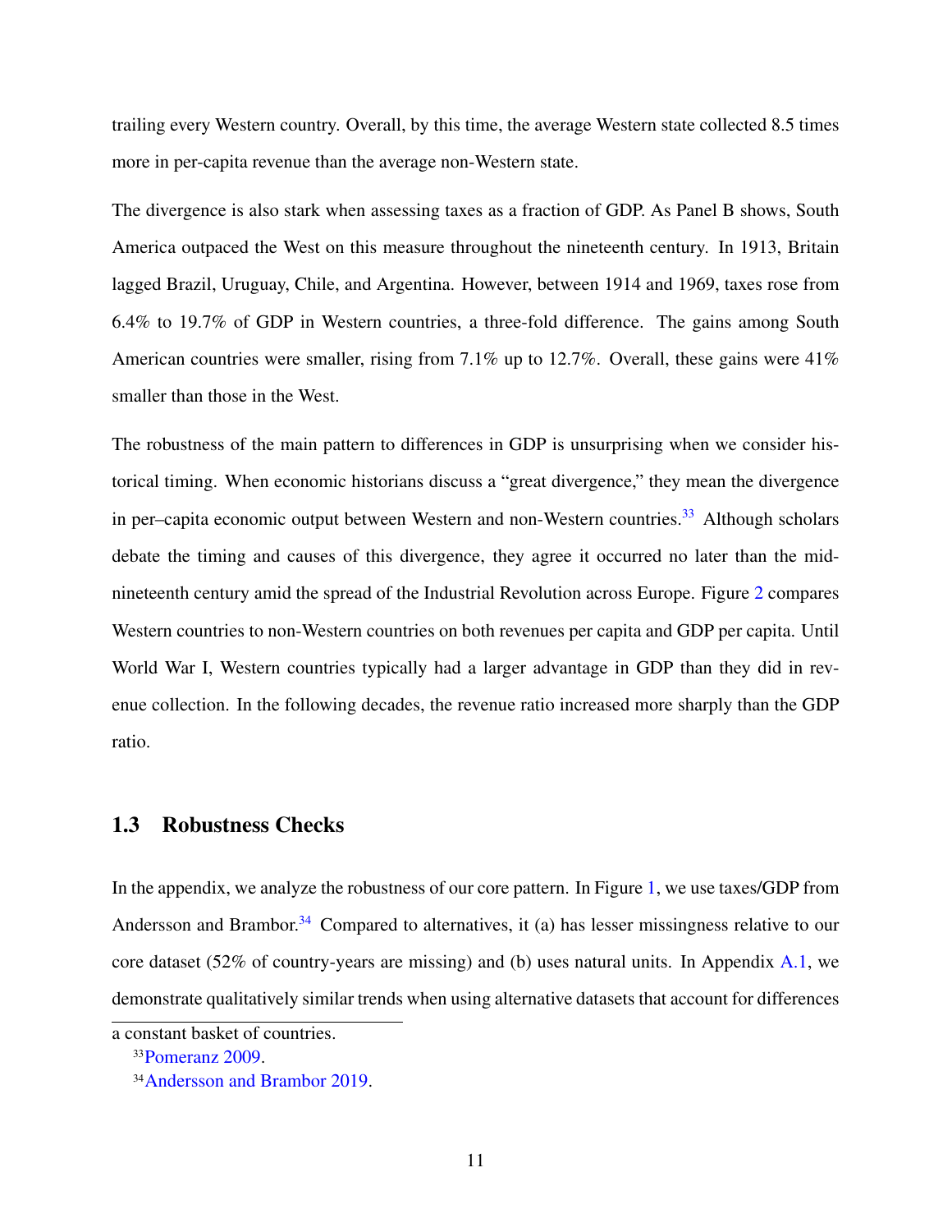trailing every Western country. Overall, by this time, the average Western state collected 8.5 times more in per-capita revenue than the average non-Western state.

The divergence is also stark when assessing taxes as a fraction of GDP. As Panel B shows, South America outpaced the West on this measure throughout the nineteenth century. In 1913, Britain lagged Brazil, Uruguay, Chile, and Argentina. However, between 1914 and 1969, taxes rose from 6.4% to 19.7% of GDP in Western countries, a three-fold difference. The gains among South American countries were smaller, rising from 7.1% up to 12.7%. Overall, these gains were 41% smaller than those in the West.

The robustness of the main pattern to differences in GDP is unsurprising when we consider historical timing. When economic historians discuss a "great divergence," they mean the divergence in per–capita economic output between Western and non-Western countries.[33] Although scholars debate the timing and causes of this divergence, they agree it occurred no later than the mid-nineteenth century amid the spread of the Industrial Revolution across Europe. Figure 2 compares Western countries to non-Western countries on both revenues per capita and GDP per capita. Until World War I, Western countries typically had a larger advantage in GDP than they did in revenue collection. In the following decades, the revenue ratio increased more sharply than the GDP ratio.

## 1.3 Robustness Checks

In the appendix, we analyze the robustness of our core pattern. In Figure 1, we use taxes/GDP from Andersson and Brambor.[34] Compared to alternatives, it (a) has lesser missingness relative to our core dataset (52% of country-years are missing) and (b) uses natural units. In Appendix A.1, we demonstrate qualitatively similar trends when using alternative datasets that account for differences

a constant basket of countries.

[33] Pomeranz 2009.

[34] Andersson and Brambor 2019.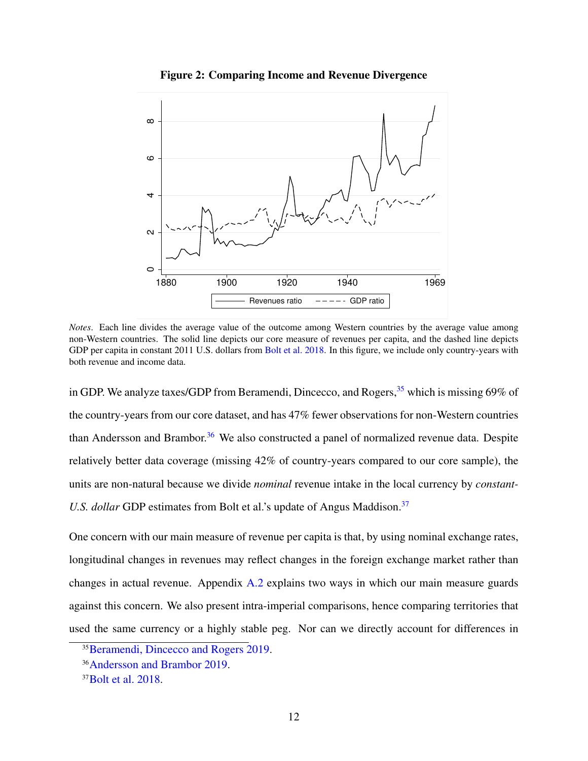**Figure 2: Comparing Income and Revenue Divergence**

0
2
4
6
8

1880
1900
1920
1940
1969

Revenues ratio
GDP ratio

*Notes*. Each line divides the average value of the outcome among Western countries by the average value among non-Western countries. The solid line depicts our core measure of revenues per capita, and the dashed line depicts GDP per capita in constant 2011 U.S. dollars from Bolt et al. 2018. In this figure, we include only country-years with both revenue and income data.

in GDP. We analyze taxes/GDP from Beramendi, Dincecco, and Rogers,[35] which is missing 69% of the country-years from our core dataset, and has 47% fewer observations for non-Western countries than Andersson and Brambor.[36] We also constructed a panel of normalized revenue data. Despite relatively better data coverage (missing 42% of country-years compared to our core sample), the units are non-natural because we divide *nominal* revenue intake in the local currency by *constant-U.S. dollar* GDP estimates from Bolt et al.'s update of Angus Maddison.[37]

One concern with our main measure of revenue per capita is that, by using nominal exchange rates, longitudinal changes in revenues may reflect changes in the foreign exchange market rather than changes in actual revenue. Appendix A.2 explains two ways in which our main measure guards against this concern. We also present intra-imperial comparisons, hence comparing territories that used the same currency or a highly stable peg. Nor can we directly account for differences in

[35] Beramendi, Dincecco and Rogers 2019.

[36] Andersson and Brambor 2019.

[37] Bolt et al. 2018.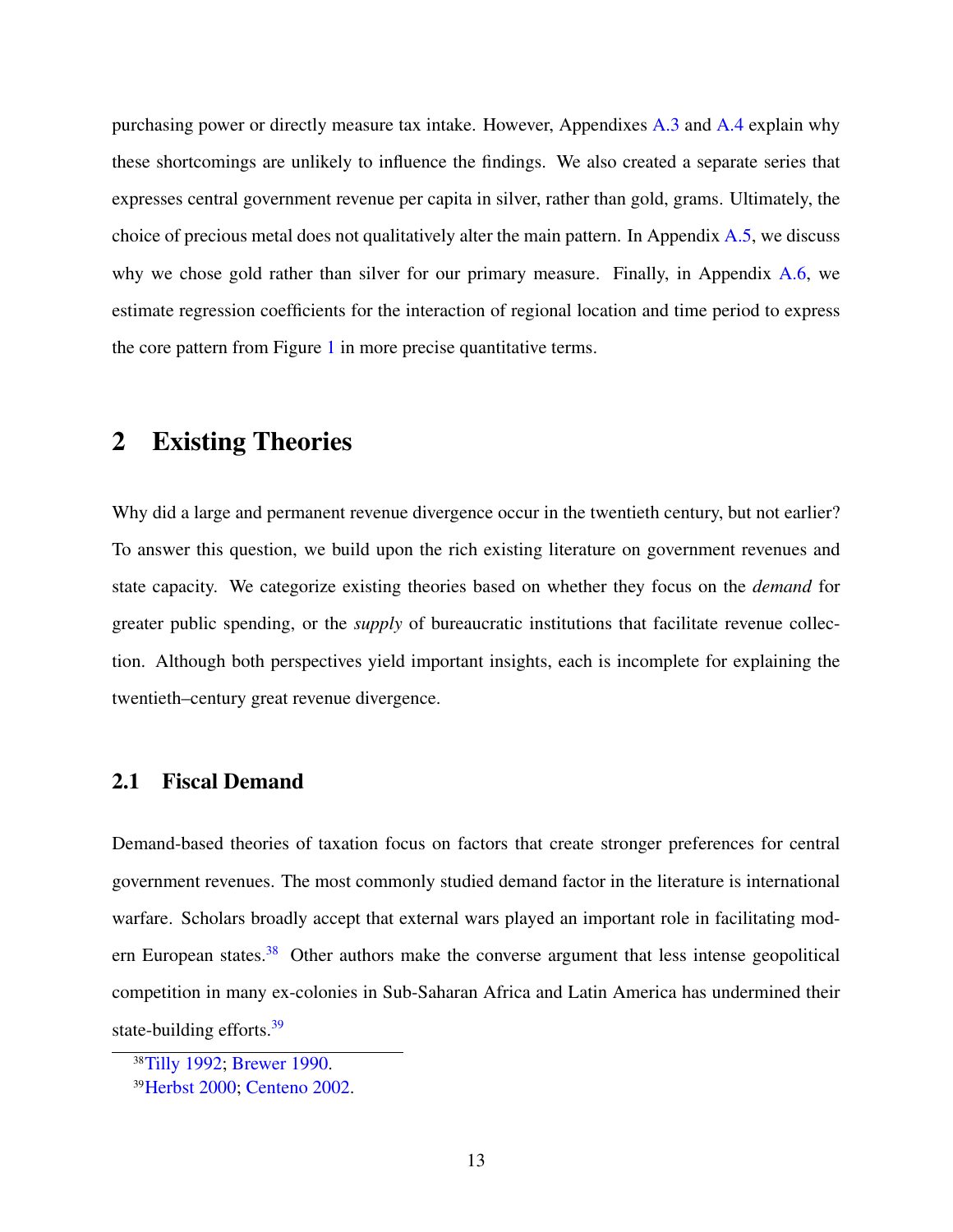purchasing power or directly measure tax intake. However, Appendixes A.3 and A.4 explain why these shortcomings are unlikely to influence the findings. We also created a separate series that expresses central government revenue per capita in silver, rather than gold, grams. Ultimately, the choice of precious metal does not qualitatively alter the main pattern. In Appendix A.5, we discuss why we chose gold rather than silver for our primary measure. Finally, in Appendix A.6, we estimate regression coefficients for the interaction of regional location and time period to express the core pattern from Figure 1 in more precise quantitative terms.

# 2 Existing Theories

Why did a large and permanent revenue divergence occur in the twentieth century, but not earlier? To answer this question, we build upon the rich existing literature on government revenues and state capacity. We categorize existing theories based on whether they focus on the *demand* for greater public spending, or the *supply* of bureaucratic institutions that facilitate revenue collection. Although both perspectives yield important insights, each is incomplete for explaining the twentieth–century great revenue divergence.

## 2.1 Fiscal Demand

Demand-based theories of taxation focus on factors that create stronger preferences for central government revenues. The most commonly studied demand factor in the literature is international warfare. Scholars broadly accept that external wars played an important role in facilitating modern European states.[38] Other authors make the converse argument that less intense geopolitical competition in many ex-colonies in Sub-Saharan Africa and Latin America has undermined their state-building efforts.[39]

[38] Tilly 1992; Brewer 1990.

[39] Herbst 2000; Centeno 2002.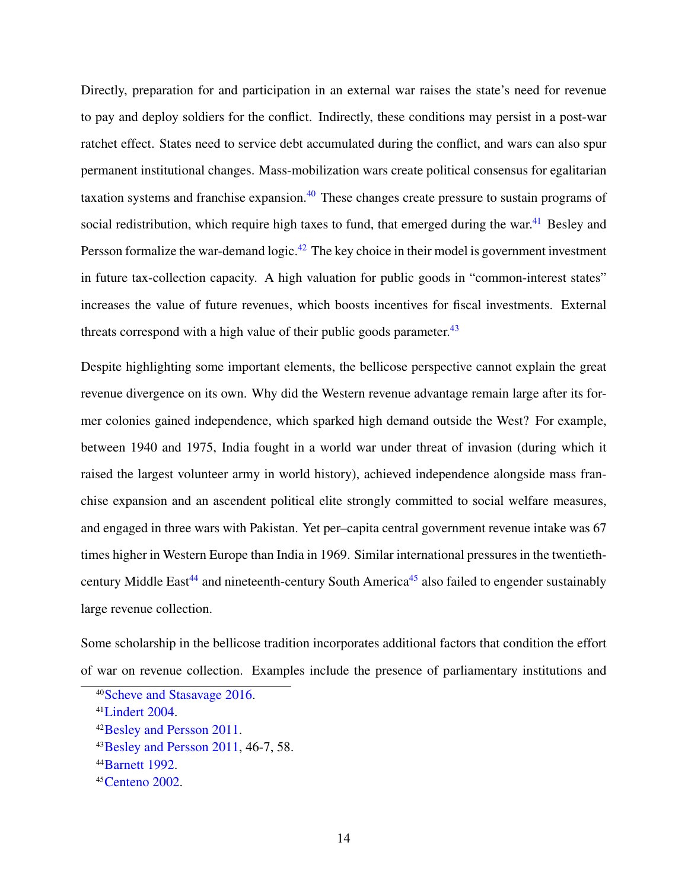Directly, preparation for and participation in an external war raises the state's need for revenue to pay and deploy soldiers for the conflict. Indirectly, these conditions may persist in a post-war ratchet effect. States need to service debt accumulated during the conflict, and wars can also spur permanent institutional changes. Mass-mobilization wars create political consensus for egalitarian taxation systems and franchise expansion.[40] These changes create pressure to sustain programs of social redistribution, which require high taxes to fund, that emerged during the war.[41] Besley and Persson formalize the war-demand logic.[42] The key choice in their model is government investment in future tax-collection capacity. A high valuation for public goods in "common-interest states" increases the value of future revenues, which boosts incentives for fiscal investments. External threats correspond with a high value of their public goods parameter.[43]

Despite highlighting some important elements, the bellicose perspective cannot explain the great revenue divergence on its own. Why did the Western revenue advantage remain large after its former colonies gained independence, which sparked high demand outside the West? For example, between 1940 and 1975, India fought in a world war under threat of invasion (during which it raised the largest volunteer army in world history), achieved independence alongside mass franchise expansion and an ascendent political elite strongly committed to social welfare measures, and engaged in three wars with Pakistan. Yet per–capita central government revenue intake was 67 times higher in Western Europe than India in 1969. Similar international pressures in the twentieth-century Middle East[44] and nineteenth-century South America[45] also failed to engender sustainably large revenue collection.

Some scholarship in the bellicose tradition incorporates additional factors that condition the effort of war on revenue collection. Examples include the presence of parliamentary institutions and

---

[40] Scheve and Stasavage 2016.

[41] Lindert 2004.

[42] Besley and Persson 2011.

[43] Besley and Persson 2011, 46-7, 58.

[44] Barnett 1992.

[45] Centeno 2002.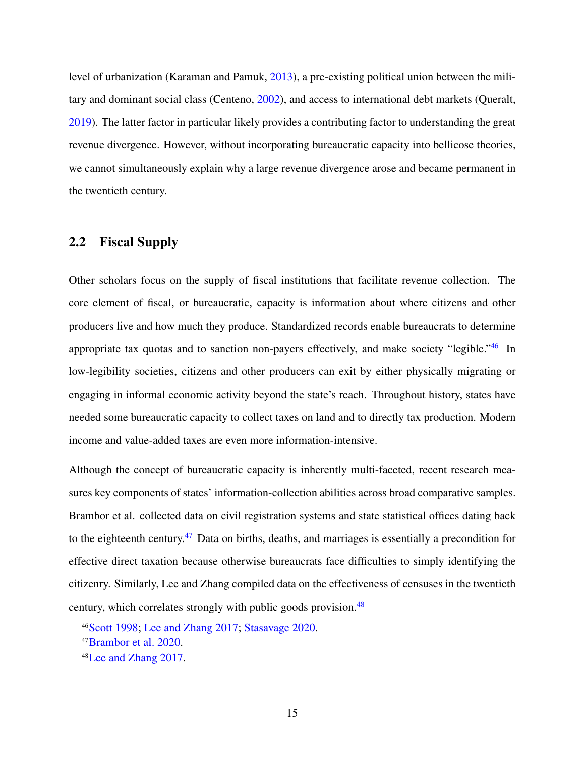level of urbanization (Karaman and Pamuk, 2013), a pre-existing political union between the military and dominant social class (Centeno, 2002), and access to international debt markets (Queralt, 2019). The latter factor in particular likely provides a contributing factor to understanding the great revenue divergence. However, without incorporating bureaucratic capacity into bellicose theories, we cannot simultaneously explain why a large revenue divergence arose and became permanent in the twentieth century.

## 2.2 Fiscal Supply

Other scholars focus on the supply of fiscal institutions that facilitate revenue collection. The core element of fiscal, or bureaucratic, capacity is information about where citizens and other producers live and how much they produce. Standardized records enable bureaucrats to determine appropriate tax quotas and to sanction non-payers effectively, and make society "legible."[46] In low-legibility societies, citizens and other producers can exit by either physically migrating or engaging in informal economic activity beyond the state's reach. Throughout history, states have needed some bureaucratic capacity to collect taxes on land and to directly tax production. Modern income and value-added taxes are even more information-intensive.

Although the concept of bureaucratic capacity is inherently multi-faceted, recent research measures key components of states' information-collection abilities across broad comparative samples. Brambor et al. collected data on civil registration systems and state statistical offices dating back to the eighteenth century.[47] Data on births, deaths, and marriages is essentially a precondition for effective direct taxation because otherwise bureaucrats face difficulties to simply identifying the citizenry. Similarly, Lee and Zhang compiled data on the effectiveness of censuses in the twentieth century, which correlates strongly with public goods provision.[48]

[46] Scott 1998; Lee and Zhang 2017; Stasavage 2020.

[47] Brambor et al. 2020.

[48] Lee and Zhang 2017.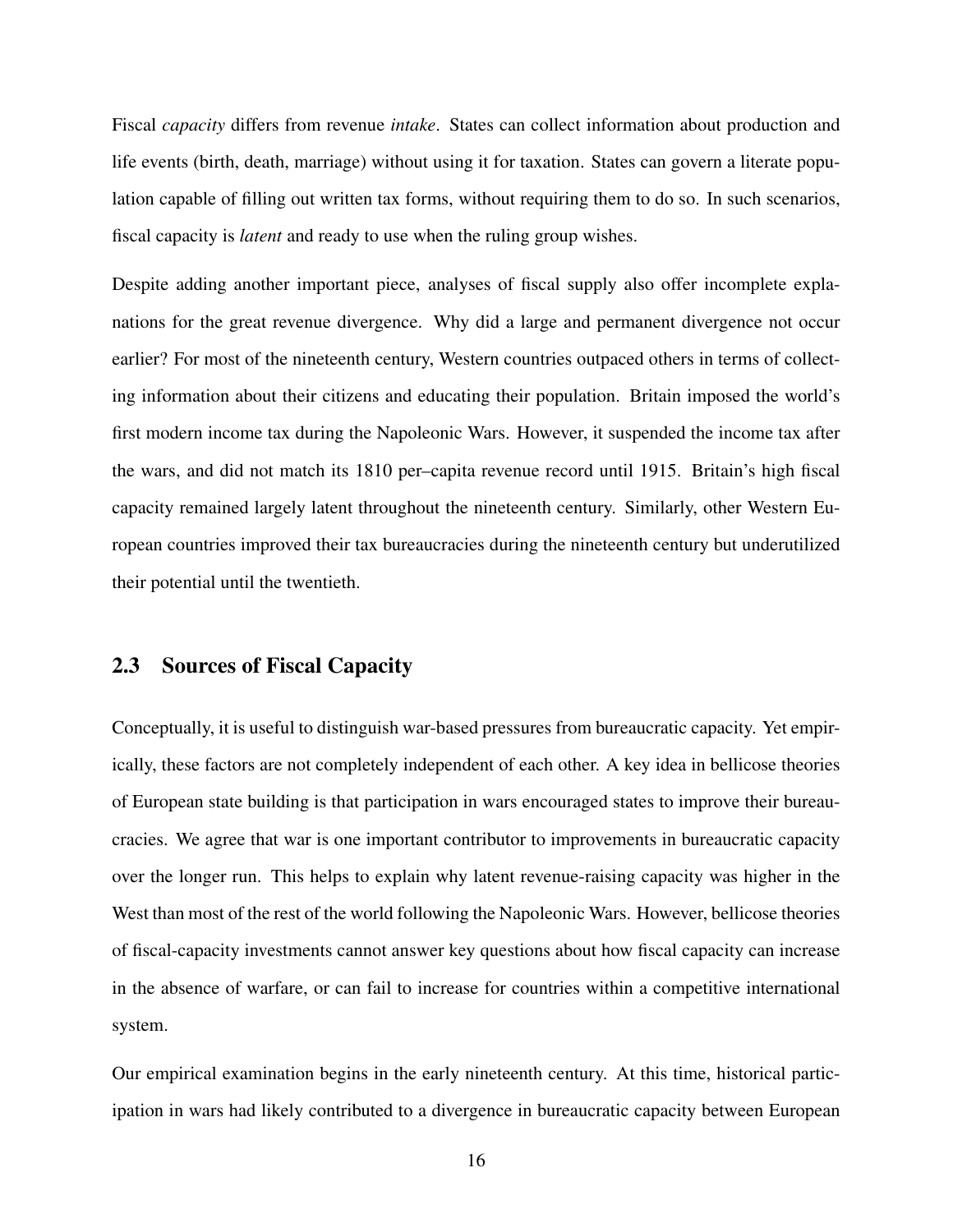Fiscal *capacity* differs from revenue *intake*. States can collect information about production and life events (birth, death, marriage) without using it for taxation. States can govern a literate population capable of filling out written tax forms, without requiring them to do so. In such scenarios, fiscal capacity is *latent* and ready to use when the ruling group wishes.

Despite adding another important piece, analyses of fiscal supply also offer incomplete explanations for the great revenue divergence. Why did a large and permanent divergence not occur earlier? For most of the nineteenth century, Western countries outpaced others in terms of collecting information about their citizens and educating their population. Britain imposed the world's first modern income tax during the Napoleonic Wars. However, it suspended the income tax after the wars, and did not match its 1810 per–capita revenue record until 1915. Britain's high fiscal capacity remained largely latent throughout the nineteenth century. Similarly, other Western European countries improved their tax bureaucracies during the nineteenth century but underutilized their potential until the twentieth.

## 2.3 Sources of Fiscal Capacity

Conceptually, it is useful to distinguish war-based pressures from bureaucratic capacity. Yet empirically, these factors are not completely independent of each other. A key idea in bellicose theories of European state building is that participation in wars encouraged states to improve their bureaucracies. We agree that war is one important contributor to improvements in bureaucratic capacity over the longer run. This helps to explain why latent revenue-raising capacity was higher in the West than most of the rest of the world following the Napoleonic Wars. However, bellicose theories of fiscal-capacity investments cannot answer key questions about how fiscal capacity can increase in the absence of warfare, or can fail to increase for countries within a competitive international system.

Our empirical examination begins in the early nineteenth century. At this time, historical participation in wars had likely contributed to a divergence in bureaucratic capacity between European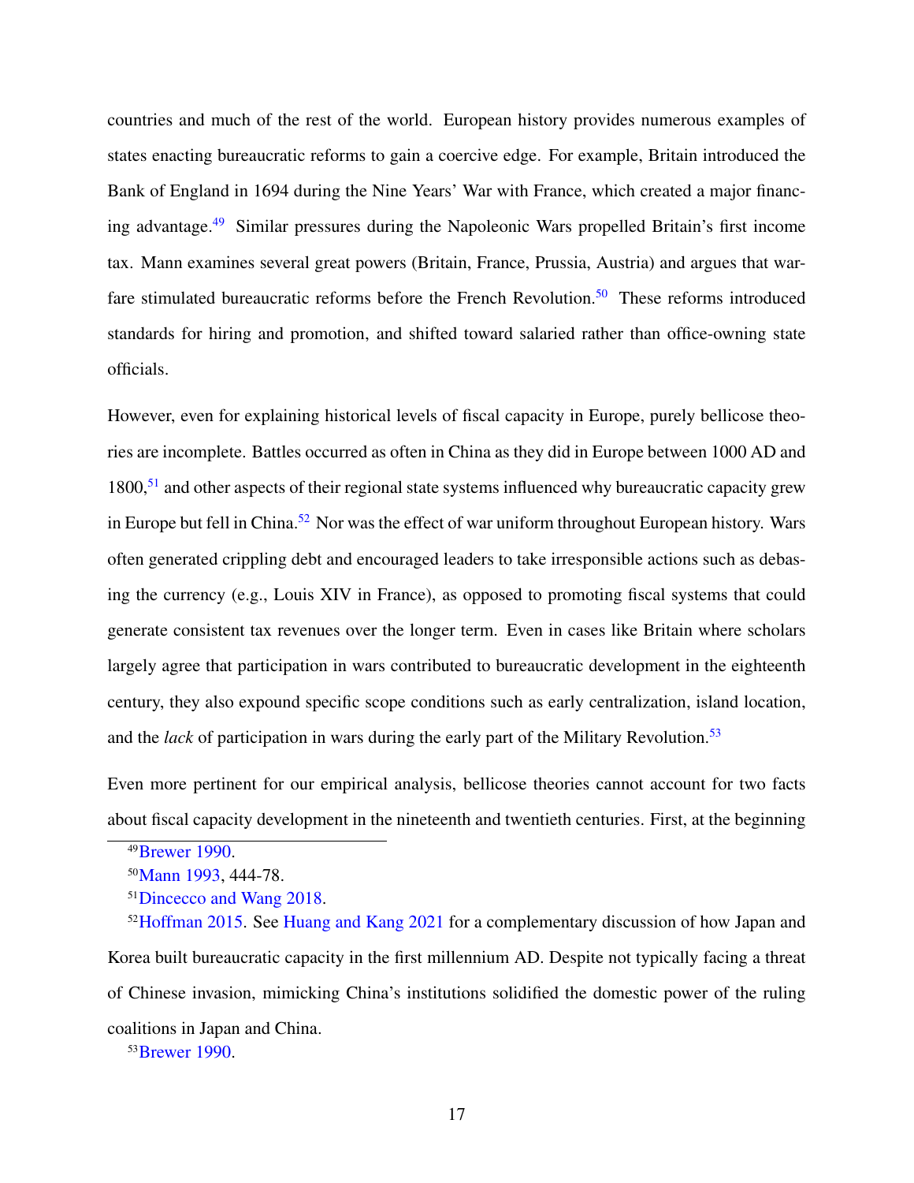countries and much of the rest of the world. European history provides numerous examples of states enacting bureaucratic reforms to gain a coercive edge. For example, Britain introduced the Bank of England in 1694 during the Nine Years' War with France, which created a major financing advantage.[49] Similar pressures during the Napoleonic Wars propelled Britain's first income tax. Mann examines several great powers (Britain, France, Prussia, Austria) and argues that warfare stimulated bureaucratic reforms before the French Revolution.[50] These reforms introduced standards for hiring and promotion, and shifted toward salaried rather than office-owning state officials.

However, even for explaining historical levels of fiscal capacity in Europe, purely bellicose theories are incomplete. Battles occurred as often in China as they did in Europe between 1000 AD and 1800,[51] and other aspects of their regional state systems influenced why bureaucratic capacity grew in Europe but fell in China.[52] Nor was the effect of war uniform throughout European history. Wars often generated crippling debt and encouraged leaders to take irresponsible actions such as debasing the currency (e.g., Louis XIV in France), as opposed to promoting fiscal systems that could generate consistent tax revenues over the longer term. Even in cases like Britain where scholars largely agree that participation in wars contributed to bureaucratic development in the eighteenth century, they also expound specific scope conditions such as early centralization, island location, and the *lack* of participation in wars during the early part of the Military Revolution.[53]

Even more pertinent for our empirical analysis, bellicose theories cannot account for two facts about fiscal capacity development in the nineteenth and twentieth centuries. First, at the beginning

[49] Brewer 1990.

[50] Mann 1993, 444-78.

[51] Dincecco and Wang 2018.

[52] Hoffman 2015. See Huang and Kang 2021 for a complementary discussion of how Japan and Korea built bureaucratic capacity in the first millennium AD. Despite not typically facing a threat of Chinese invasion, mimicking China's institutions solidified the domestic power of the ruling coalitions in Japan and China.

[53] Brewer 1990.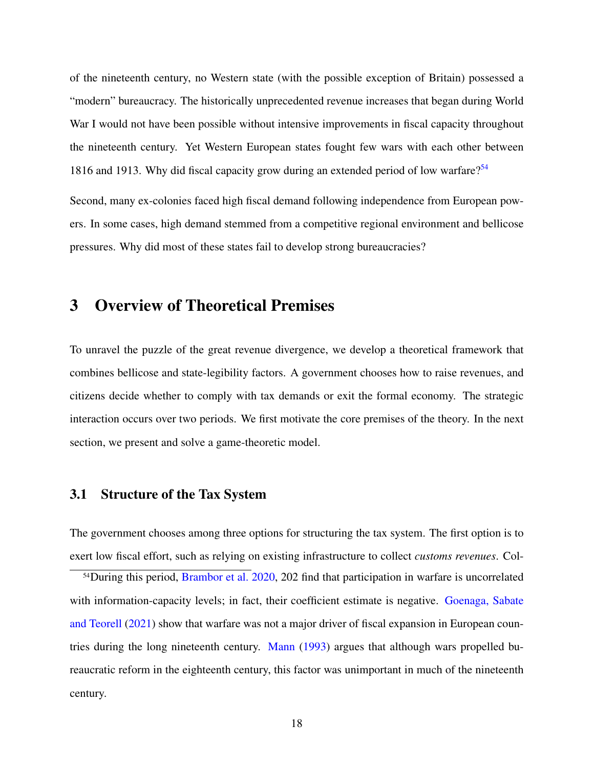of the nineteenth century, no Western state (with the possible exception of Britain) possessed a "modern" bureaucracy. The historically unprecedented revenue increases that began during World War I would not have been possible without intensive improvements in fiscal capacity throughout the nineteenth century. Yet Western European states fought few wars with each other between 1816 and 1913. Why did fiscal capacity grow during an extended period of low warfare?[54]

Second, many ex-colonies faced high fiscal demand following independence from European powers. In some cases, high demand stemmed from a competitive regional environment and bellicose pressures. Why did most of these states fail to develop strong bureaucracies?

# 3 Overview of Theoretical Premises

To unravel the puzzle of the great revenue divergence, we develop a theoretical framework that combines bellicose and state-legibility factors. A government chooses how to raise revenues, and citizens decide whether to comply with tax demands or exit the formal economy. The strategic interaction occurs over two periods. We first motivate the core premises of the theory. In the next section, we present and solve a game-theoretic model.

## 3.1 Structure of the Tax System

The government chooses among three options for structuring the tax system. The first option is to exert low fiscal effort, such as relying on existing infrastructure to collect *customs revenues*. Col-

[54] During this period, Brambor et al. 2020, 202 find that participation in warfare is uncorrelated with information-capacity levels; in fact, their coefficient estimate is negative. Goenaga, Sabate and Teorell (2021) show that warfare was not a major driver of fiscal expansion in European countries during the long nineteenth century. Mann (1993) argues that although wars propelled bureaucratic reform in the eighteenth century, this factor was unimportant in much of the nineteenth century.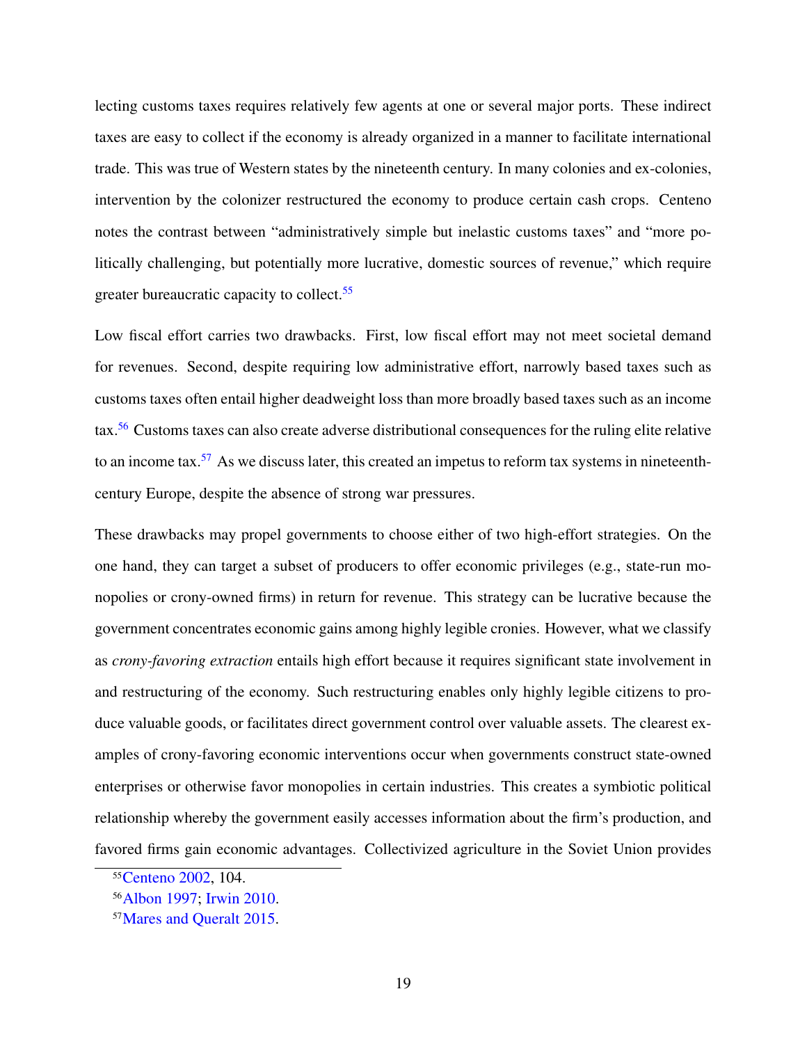lecting customs taxes requires relatively few agents at one or several major ports. These indirect taxes are easy to collect if the economy is already organized in a manner to facilitate international trade. This was true of Western states by the nineteenth century. In many colonies and ex-colonies, intervention by the colonizer restructured the economy to produce certain cash crops. Centeno notes the contrast between "administratively simple but inelastic customs taxes" and "more politically challenging, but potentially more lucrative, domestic sources of revenue," which require greater bureaucratic capacity to collect.[55]

Low fiscal effort carries two drawbacks. First, low fiscal effort may not meet societal demand for revenues. Second, despite requiring low administrative effort, narrowly based taxes such as customs taxes often entail higher deadweight loss than more broadly based taxes such as an income tax.[56] Customs taxes can also create adverse distributional consequences for the ruling elite relative to an income tax.[57] As we discuss later, this created an impetus to reform tax systems in nineteenth-century Europe, despite the absence of strong war pressures.

These drawbacks may propel governments to choose either of two high-effort strategies. On the one hand, they can target a subset of producers to offer economic privileges (e.g., state-run monopolies or crony-owned firms) in return for revenue. This strategy can be lucrative because the government concentrates economic gains among highly legible cronies. However, what we classify as *crony-favoring extraction* entails high effort because it requires significant state involvement in and restructuring of the economy. Such restructuring enables only highly legible citizens to produce valuable goods, or facilitates direct government control over valuable assets. The clearest examples of crony-favoring economic interventions occur when governments construct state-owned enterprises or otherwise favor monopolies in certain industries. This creates a symbiotic political relationship whereby the government easily accesses information about the firm's production, and favored firms gain economic advantages. Collectivized agriculture in the Soviet Union provides

[55] Centeno 2002, 104.

[56] Albon 1997; Irwin 2010.

[57] Mares and Queralt 2015.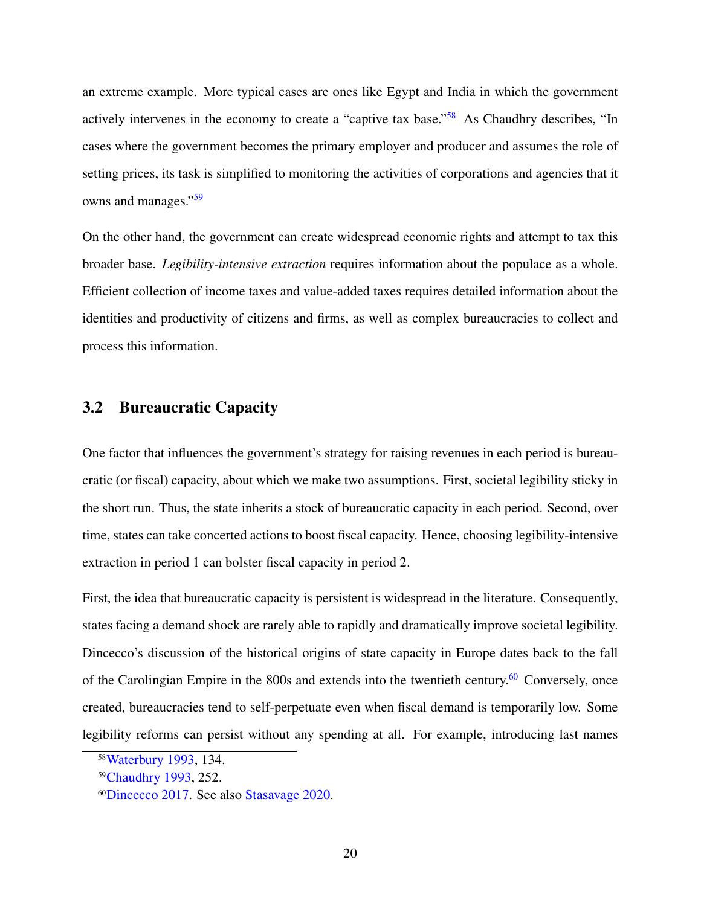an extreme example. More typical cases are ones like Egypt and India in which the government actively intervenes in the economy to create a "captive tax base."[58] As Chaudhry describes, "In cases where the government becomes the primary employer and producer and assumes the role of setting prices, its task is simplified to monitoring the activities of corporations and agencies that it owns and manages."[59]

On the other hand, the government can create widespread economic rights and attempt to tax this broader base. *Legibility-intensive extraction* requires information about the populace as a whole. Efficient collection of income taxes and value-added taxes requires detailed information about the identities and productivity of citizens and firms, as well as complex bureaucracies to collect and process this information.

## 3.2 Bureaucratic Capacity

One factor that influences the government's strategy for raising revenues in each period is bureaucratic (or fiscal) capacity, about which we make two assumptions. First, societal legibility sticky in the short run. Thus, the state inherits a stock of bureaucratic capacity in each period. Second, over time, states can take concerted actions to boost fiscal capacity. Hence, choosing legibility-intensive extraction in period 1 can bolster fiscal capacity in period 2.

First, the idea that bureaucratic capacity is persistent is widespread in the literature. Consequently, states facing a demand shock are rarely able to rapidly and dramatically improve societal legibility. Dincecco's discussion of the historical origins of state capacity in Europe dates back to the fall of the Carolingian Empire in the 800s and extends into the twentieth century.[60] Conversely, once created, bureaucracies tend to self-perpetuate even when fiscal demand is temporarily low. Some legibility reforms can persist without any spending at all. For example, introducing last names

[58] Waterbury 1993, 134.

[59] Chaudhry 1993, 252.

[60] Dincecco 2017. See also Stasavage 2020.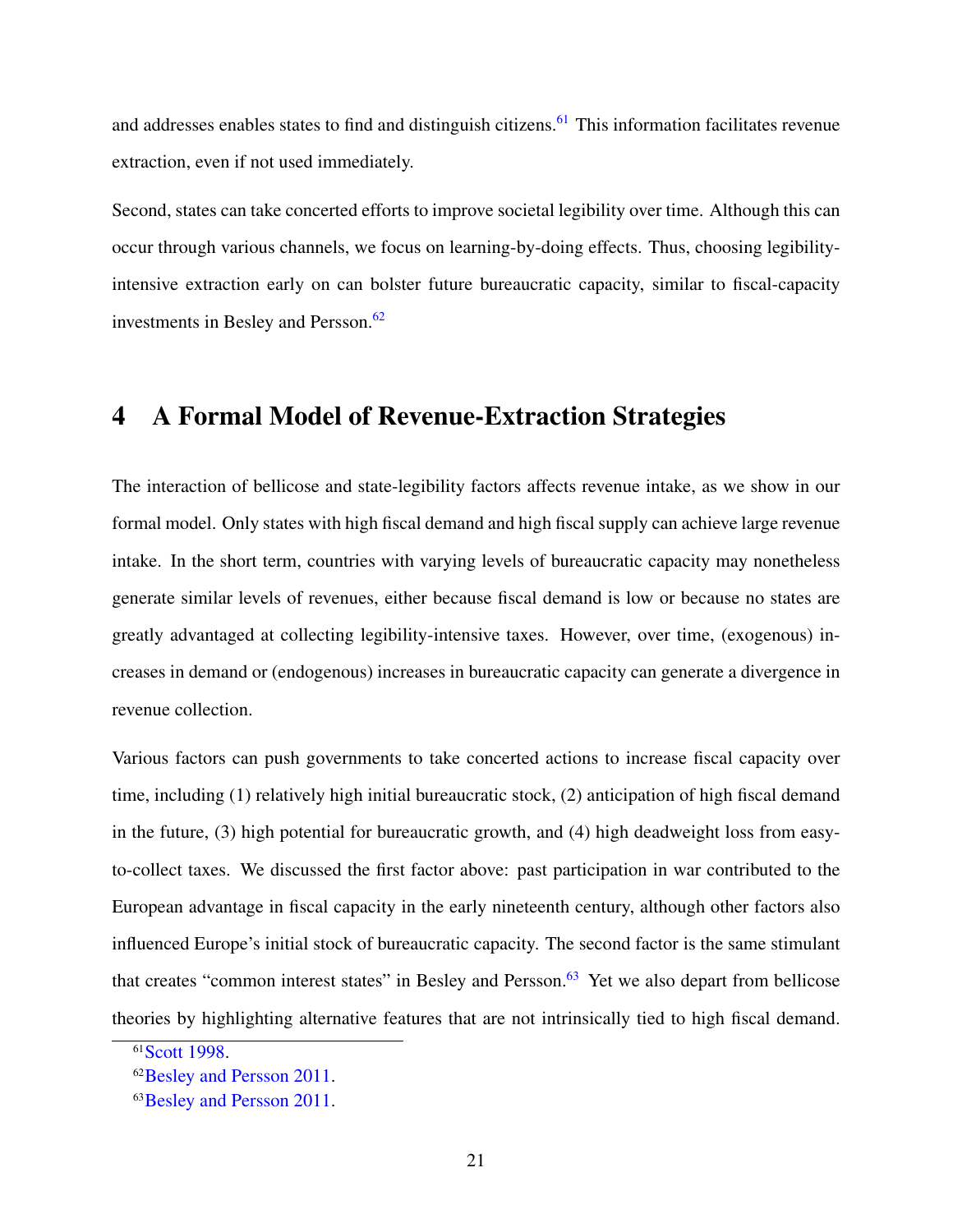and addresses enables states to find and distinguish citizens.[61] This information facilitates revenue extraction, even if not used immediately.

Second, states can take concerted efforts to improve societal legibility over time. Although this can occur through various channels, we focus on learning-by-doing effects. Thus, choosing legibility-intensive extraction early on can bolster future bureaucratic capacity, similar to fiscal-capacity investments in Besley and Persson.[62]

# 4 A Formal Model of Revenue-Extraction Strategies

The interaction of bellicose and state-legibility factors affects revenue intake, as we show in our formal model. Only states with high fiscal demand and high fiscal supply can achieve large revenue intake. In the short term, countries with varying levels of bureaucratic capacity may nonetheless generate similar levels of revenues, either because fiscal demand is low or because no states are greatly advantaged at collecting legibility-intensive taxes. However, over time, (exogenous) increases in demand or (endogenous) increases in bureaucratic capacity can generate a divergence in revenue collection.

Various factors can push governments to take concerted actions to increase fiscal capacity over time, including (1) relatively high initial bureaucratic stock, (2) anticipation of high fiscal demand in the future, (3) high potential for bureaucratic growth, and (4) high deadweight loss from easy-to-collect taxes. We discussed the first factor above: past participation in war contributed to the European advantage in fiscal capacity in the early nineteenth century, although other factors also influenced Europe's initial stock of bureaucratic capacity. The second factor is the same stimulant that creates "common interest states" in Besley and Persson.[63] Yet we also depart from bellicose theories by highlighting alternative features that are not intrinsically tied to high fiscal demand.

[61] Scott 1998.

[62] Besley and Persson 2011.

[63] Besley and Persson 2011.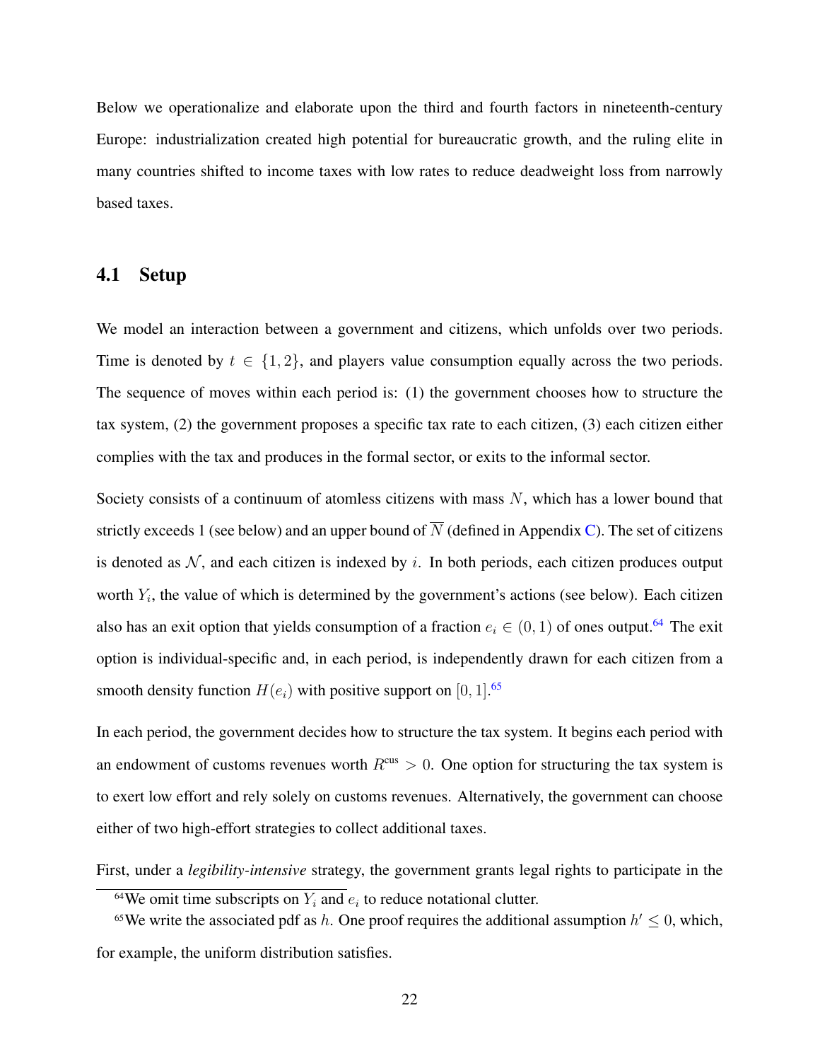Below we operationalize and elaborate upon the third and fourth factors in nineteenth-century Europe: industrialization created high potential for bureaucratic growth, and the ruling elite in many countries shifted to income taxes with low rates to reduce deadweight loss from narrowly based taxes.

## 4.1 Setup

We model an interaction between a government and citizens, which unfolds over two periods. Time is denoted by $t \in \{1, 2\}$, and players value consumption equally across the two periods. The sequence of moves within each period is: (1) the government chooses how to structure the tax system, (2) the government proposes a specific tax rate to each citizen, (3) each citizen either complies with the tax and produces in the formal sector, or exits to the informal sector.

Society consists of a continuum of atomless citizens with mass $N$, which has a lower bound that strictly exceeds 1 (see below) and an upper bound of $\overline{N}$ (defined in Appendix C). The set of citizens is denoted as $\mathcal{N}$, and each citizen is indexed by $i$. In both periods, each citizen produces output worth $Y_i$, the value of which is determined by the government's actions (see below). Each citizen also has an exit option that yields consumption of a fraction $e_i \in (0, 1)$ of ones output.[64] The exit option is individual-specific and, in each period, is independently drawn for each citizen from a smooth density function $H(e_i)$ with positive support on $[0, 1]$.[65]

In each period, the government decides how to structure the tax system. It begins each period with an endowment of customs revenues worth $R^{\text{cus}} > 0$. One option for structuring the tax system is to exert low effort and rely solely on customs revenues. Alternatively, the government can choose either of two high-effort strategies to collect additional taxes.

First, under a *legibility-intensive* strategy, the government grants legal rights to participate in the

[64] We omit time subscripts on $Y_i$ and $e_i$ to reduce notational clutter.

[65] We write the associated pdf as $h$. One proof requires the additional assumption $h' \leq 0$, which, for example, the uniform distribution satisfies.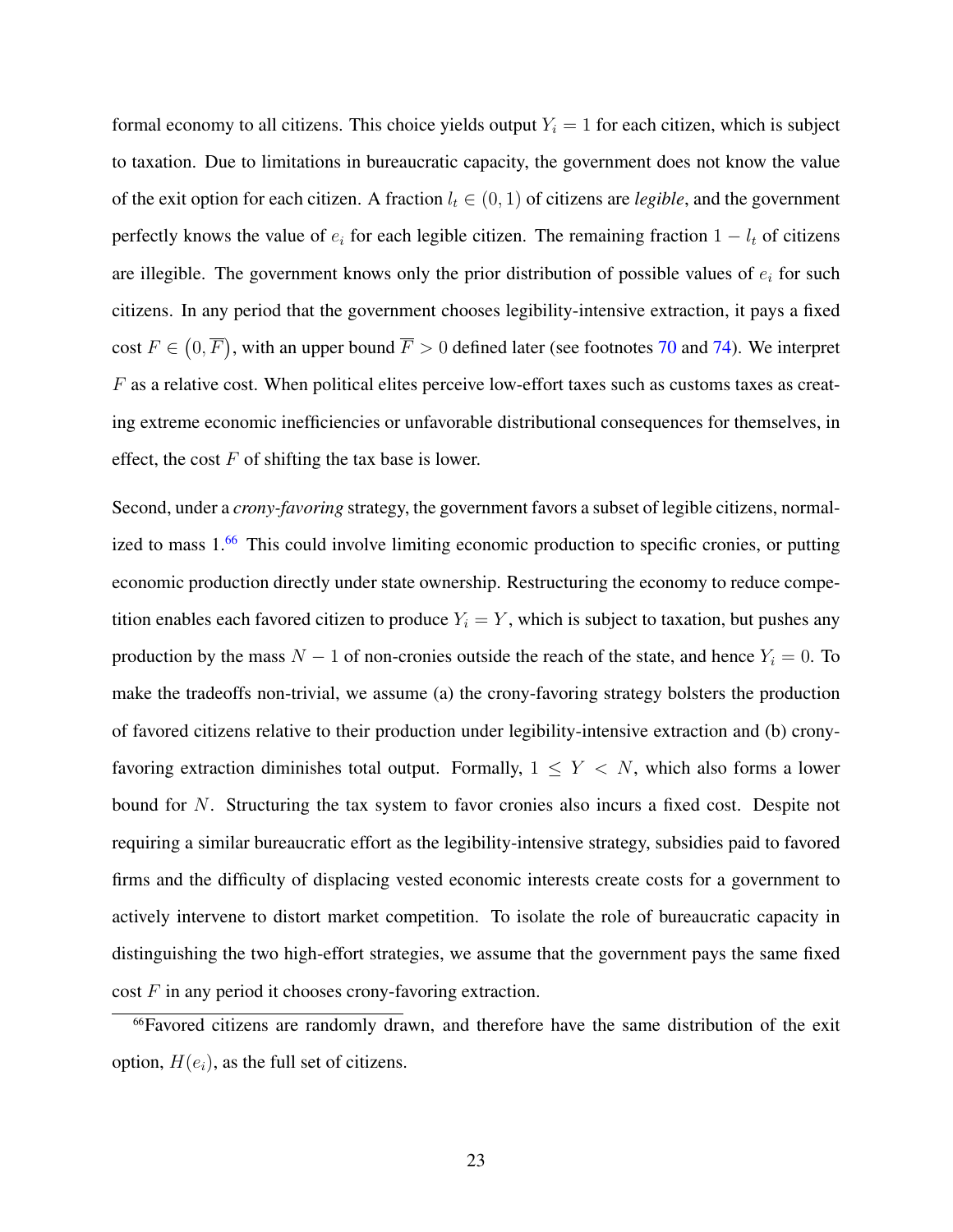formal economy to all citizens. This choice yields output $Y_i = 1$ for each citizen, which is subject to taxation. Due to limitations in bureaucratic capacity, the government does not know the value of the exit option for each citizen. A fraction $l_t \in (0, 1)$ of citizens are *legible*, and the government perfectly knows the value of $e_i$ for each legible citizen. The remaining fraction $1 - l_t$ of citizens are illegible. The government knows only the prior distribution of possible values of $e_i$ for such citizens. In any period that the government chooses legibility-intensive extraction, it pays a fixed cost $F \in \left(0, \overline{F}\right)$, with an upper bound $\overline{F} > 0$ defined later (see footnotes 70 and 74). We interpret $F$ as a relative cost. When political elites perceive low-effort taxes such as customs taxes as creating extreme economic inefficiencies or unfavorable distributional consequences for themselves, in effect, the cost $F$ of shifting the tax base is lower.

Second, under a *crony-favoring* strategy, the government favors a subset of legible citizens, normalized to mass 1.[66] This could involve limiting economic production to specific cronies, or putting economic production directly under state ownership. Restructuring the economy to reduce competition enables each favored citizen to produce $Y_i = Y$, which is subject to taxation, but pushes any production by the mass $N - 1$ of non-cronies outside the reach of the state, and hence $Y_i = 0$. To make the tradeoffs non-trivial, we assume (a) the crony-favoring strategy bolsters the production of favored citizens relative to their production under legibility-intensive extraction and (b) crony-favoring extraction diminishes total output. Formally, $1 \leq Y < N$, which also forms a lower bound for $N$. Structuring the tax system to favor cronies also incurs a fixed cost. Despite not requiring a similar bureaucratic effort as the legibility-intensive strategy, subsidies paid to favored firms and the difficulty of displacing vested economic interests create costs for a government to actively intervene to distort market competition. To isolate the role of bureaucratic capacity in distinguishing the two high-effort strategies, we assume that the government pays the same fixed cost $F$ in any period it chooses crony-favoring extraction.

[66] Favored citizens are randomly drawn, and therefore have the same distribution of the exit option, $H(e_i)$, as the full set of citizens.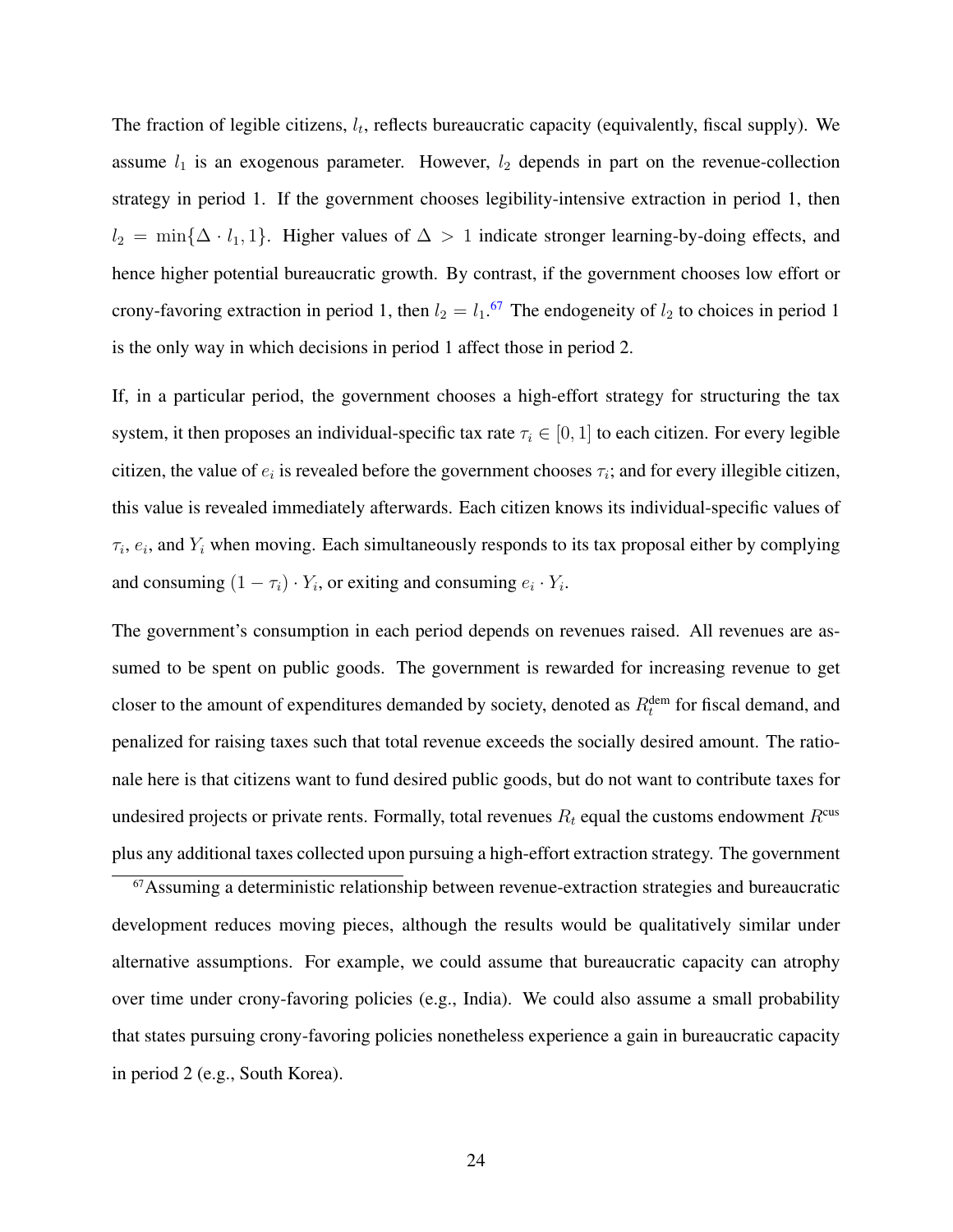The fraction of legible citizens, $l_t$, reflects bureaucratic capacity (equivalently, fiscal supply). We assume $l_1$ is an exogenous parameter. However, $l_2$ depends in part on the revenue-collection strategy in period 1. If the government chooses legibility-intensive extraction in period 1, then $l_2 = \min\{\Delta \cdot l_1, 1\}$. Higher values of $\Delta > 1$ indicate stronger learning-by-doing effects, and hence higher potential bureaucratic growth. By contrast, if the government chooses low effort or crony-favoring extraction in period 1, then $l_2 = l_1$.[67] The endogeneity of $l_2$ to choices in period 1 is the only way in which decisions in period 1 affect those in period 2.

If, in a particular period, the government chooses a high-effort strategy for structuring the tax system, it then proposes an individual-specific tax rate $\tau_i \in [0, 1]$ to each citizen. For every legible citizen, the value of $e_i$ is revealed before the government chooses $\tau_i$; and for every illegible citizen, this value is revealed immediately afterwards. Each citizen knows its individual-specific values of $\tau_i$, $e_i$, and $Y_i$ when moving. Each simultaneously responds to its tax proposal either by complying and consuming $(1 - \tau_i) \cdot Y_i$, or exiting and consuming $e_i \cdot Y_i$.

The government's consumption in each period depends on revenues raised. All revenues are assumed to be spent on public goods. The government is rewarded for increasing revenue to get closer to the amount of expenditures demanded by society, denoted as $R_t^{\text{dem}}$ for fiscal demand, and penalized for raising taxes such that total revenue exceeds the socially desired amount. The rationale here is that citizens want to fund desired public goods, but do not want to contribute taxes for undesired projects or private rents. Formally, total revenues $R_t$ equal the customs endowment $R^{\text{cus}}$ plus any additional taxes collected upon pursuing a high-effort extraction strategy. The government

[67] Assuming a deterministic relationship between revenue-extraction strategies and bureaucratic development reduces moving pieces, although the results would be qualitatively similar under alternative assumptions. For example, we could assume that bureaucratic capacity can atrophy over time under crony-favoring policies (e.g., India). We could also assume a small probability that states pursuing crony-favoring policies nonetheless experience a gain in bureaucratic capacity in period 2 (e.g., South Korea).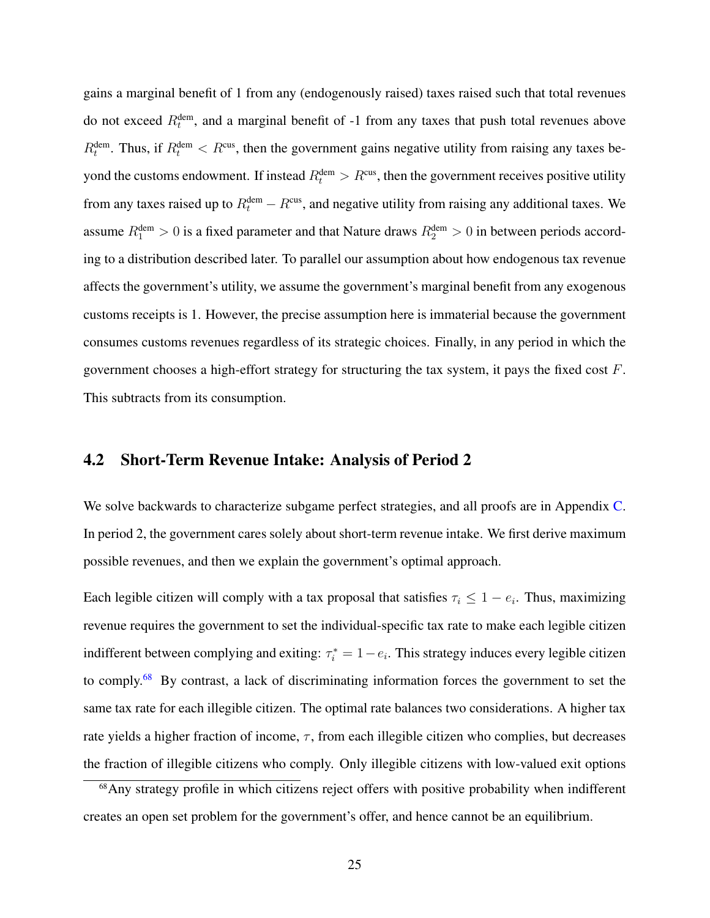gains a marginal benefit of 1 from any (endogenously raised) taxes raised such that total revenues do not exceed $R_t^{\text{dem}}$, and a marginal benefit of -1 from any taxes that push total revenues above $R_t^{\text{dem}}$. Thus, if $R_t^{\text{dem}} < R^{\text{cus}}$, then the government gains negative utility from raising any taxes beyond the customs endowment. If instead $R_t^{\text{dem}} > R^{\text{cus}}$, then the government receives positive utility from any taxes raised up to $R_t^{\text{dem}} - R^{\text{cus}}$, and negative utility from raising any additional taxes. We assume $R_1^{\text{dem}} > 0$ is a fixed parameter and that Nature draws $R_2^{\text{dem}} > 0$ in between periods according to a distribution described later. To parallel our assumption about how endogenous tax revenue affects the government's utility, we assume the government's marginal benefit from any exogenous customs receipts is 1. However, the precise assumption here is immaterial because the government consumes customs revenues regardless of its strategic choices. Finally, in any period in which the government chooses a high-effort strategy for structuring the tax system, it pays the fixed cost $F$. This subtracts from its consumption.

## 4.2 Short-Term Revenue Intake: Analysis of Period 2

We solve backwards to characterize subgame perfect strategies, and all proofs are in Appendix C. In period 2, the government cares solely about short-term revenue intake. We first derive maximum possible revenues, and then we explain the government's optimal approach.

Each legible citizen will comply with a tax proposal that satisfies $\tau_i \leq 1 - e_i$. Thus, maximizing revenue requires the government to set the individual-specific tax rate to make each legible citizen indifferent between complying and exiting: $\tau_i^* = 1 - e_i$. This strategy induces every legible citizen to comply.[68] By contrast, a lack of discriminating information forces the government to set the same tax rate for each illegible citizen. The optimal rate balances two considerations. A higher tax rate yields a higher fraction of income, $\tau$, from each illegible citizen who complies, but decreases the fraction of illegible citizens who comply. Only illegible citizens with low-valued exit options

[68] Any strategy profile in which citizens reject offers with positive probability when indifferent creates an open set problem for the government's offer, and hence cannot be an equilibrium.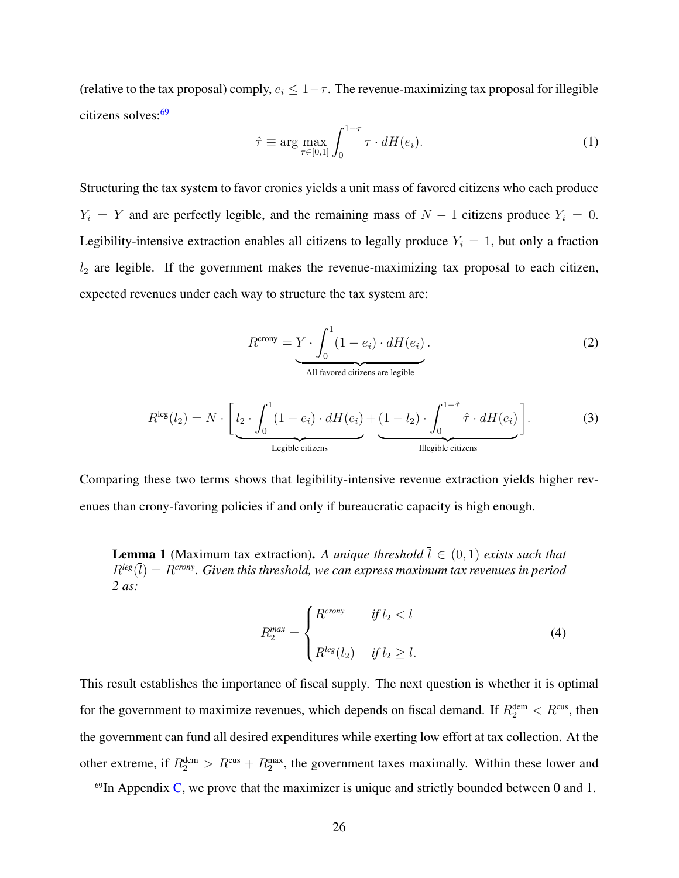(relative to the tax proposal) comply, $e_i \leq 1-\tau$. The revenue-maximizing tax proposal for illegible citizens solves:[69]

$$\hat{\tau} \equiv \arg\max_{\tau \in [0,1]} \int_0^{1-\tau} \tau \cdot dH(e_i). \tag{1}$$

Structuring the tax system to favor cronies yields a unit mass of favored citizens who each produce $Y_i = Y$ and are perfectly legible, and the remaining mass of $N-1$ citizens produce $Y_i = 0$. Legibility-intensive extraction enables all citizens to legally produce $Y_i = 1$, but only a fraction $l_2$ are legible. If the government makes the revenue-maximizing tax proposal to each citizen, expected revenues under each way to structure the tax system are:

$$R^{\text{crony}} = \underbrace{Y \cdot \int_0^1 (1-e_i) \cdot dH(e_i)}_{\text{All favored citizens are legible}}. \tag{2}$$

$$R^{\text{leg}}(l_2) = N \cdot \left[ \underbrace{l_2 \cdot \int_0^1 (1-e_i) \cdot dH(e_i)}_{\text{Legible citizens}} + \underbrace{(1-l_2) \cdot \int_0^{1-\hat{\tau}} \hat{\tau} \cdot dH(e_i)}_{\text{Illegible citizens}} \right]. \tag{3}$$

Comparing these two terms shows that legibility-intensive revenue extraction yields higher revenues than crony-favoring policies if and only if bureaucratic capacity is high enough.

**Lemma 1** (Maximum tax extraction). *A unique threshold $\bar{l} \in (0,1)$ exists such that $R^{leg}(\bar{l}) = R^{crony}$. Given this threshold, we can express maximum tax revenues in period 2 as:*

$$R_2^{max} = \begin{cases} R^{crony} & \text{if } l_2 < \bar{l} \\ R^{leg}(l_2) & \text{if } l_2 \geq \bar{l}. \end{cases} \tag{4}$$

This result establishes the importance of fiscal supply. The next question is whether it is optimal for the government to maximize revenues, which depends on fiscal demand. If $R_2^{\text{dem}} < R^{\text{cus}}$, then the government can fund all desired expenditures while exerting low effort at tax collection. At the other extreme, if $R_2^{\text{dem}} > R^{\text{cus}} + R_2^{\text{max}}$, the government taxes maximally. Within these lower and

[69] In Appendix C, we prove that the maximizer is unique and strictly bounded between 0 and 1.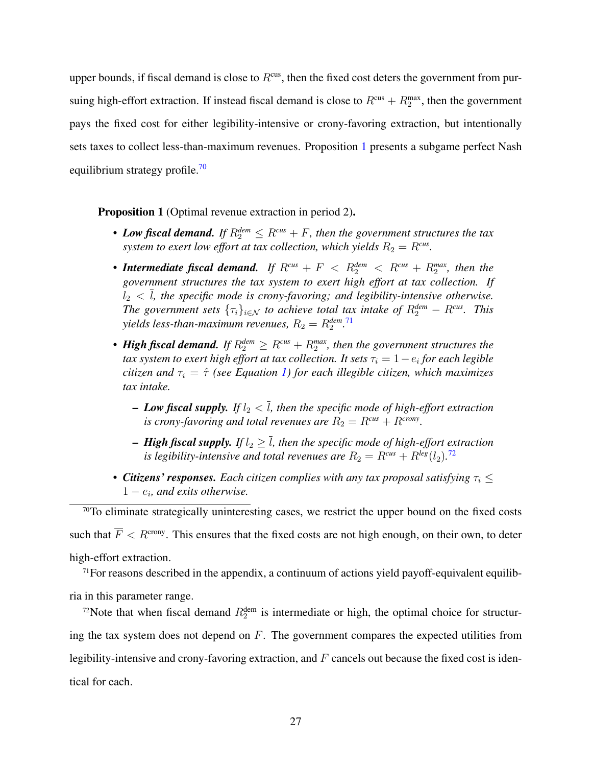upper bounds, if fiscal demand is close to $R^{\text{cus}}$, then the fixed cost deters the government from pursuing high-effort extraction. If instead fiscal demand is close to $R^{\text{cus}} + R_2^{\text{max}}$, then the government pays the fixed cost for either legibility-intensive or crony-favoring extraction, but intentionally sets taxes to collect less-than-maximum revenues. Proposition 1 presents a subgame perfect Nash equilibrium strategy profile.[70]

**Proposition 1** (Optimal revenue extraction in period 2)**.**

- ***Low fiscal demand.*** *If $R_2^{dem} \leq R^{cus} + F$, then the government structures the tax system to exert low effort at tax collection, which yields $R_2 = R^{cus}$.*
- ***Intermediate fiscal demand.*** *If $R^{cus} + F < R_2^{dem} < R^{cus} + R_2^{max}$, then the government structures the tax system to exert high effort at tax collection. If $l_2 < \bar{l}$, the specific mode is crony-favoring; and legibility-intensive otherwise. The government sets $\{\tau_i\}_{i \in \mathcal{N}}$ to achieve total tax intake of $R_2^{dem} - R^{cus}$. This yields less-than-maximum revenues, $R_2 = R_2^{dem}$.*[71]
- ***High fiscal demand.*** *If $R_2^{dem} \geq R^{cus} + R_2^{max}$, then the government structures the tax system to exert high effort at tax collection. It sets $\tau_i = 1 - e_i$ for each legible citizen and $\tau_i = \hat{\tau}$ (see Equation 1) for each illegible citizen, which maximizes tax intake.*
  - ***Low fiscal supply.*** *If $l_2 < \bar{l}$, then the specific mode of high-effort extraction is crony-favoring and total revenues are $R_2 = R^{cus} + R^{crony}$.*
  - ***High fiscal supply.*** *If $l_2 \geq \bar{l}$, then the specific mode of high-effort extraction is legibility-intensive and total revenues are $R_2 = R^{cus} + R^{leg}(l_2)$.*[72]
- ***Citizens' responses.*** *Each citizen complies with any tax proposal satisfying $\tau_i \leq 1 - e_i$, and exits otherwise.*

[70] To eliminate strategically uninteresting cases, we restrict the upper bound on the fixed costs such that $\overline{F} < R^{\text{crony}}$. This ensures that the fixed costs are not high enough, on their own, to deter high-effort extraction.

[71] For reasons described in the appendix, a continuum of actions yield payoff-equivalent equilibria in this parameter range.

[72] Note that when fiscal demand $R_2^{\text{dem}}$ is intermediate or high, the optimal choice for structuring the tax system does not depend on $F$. The government compares the expected utilities from legibility-intensive and crony-favoring extraction, and $F$ cancels out because the fixed cost is identical for each.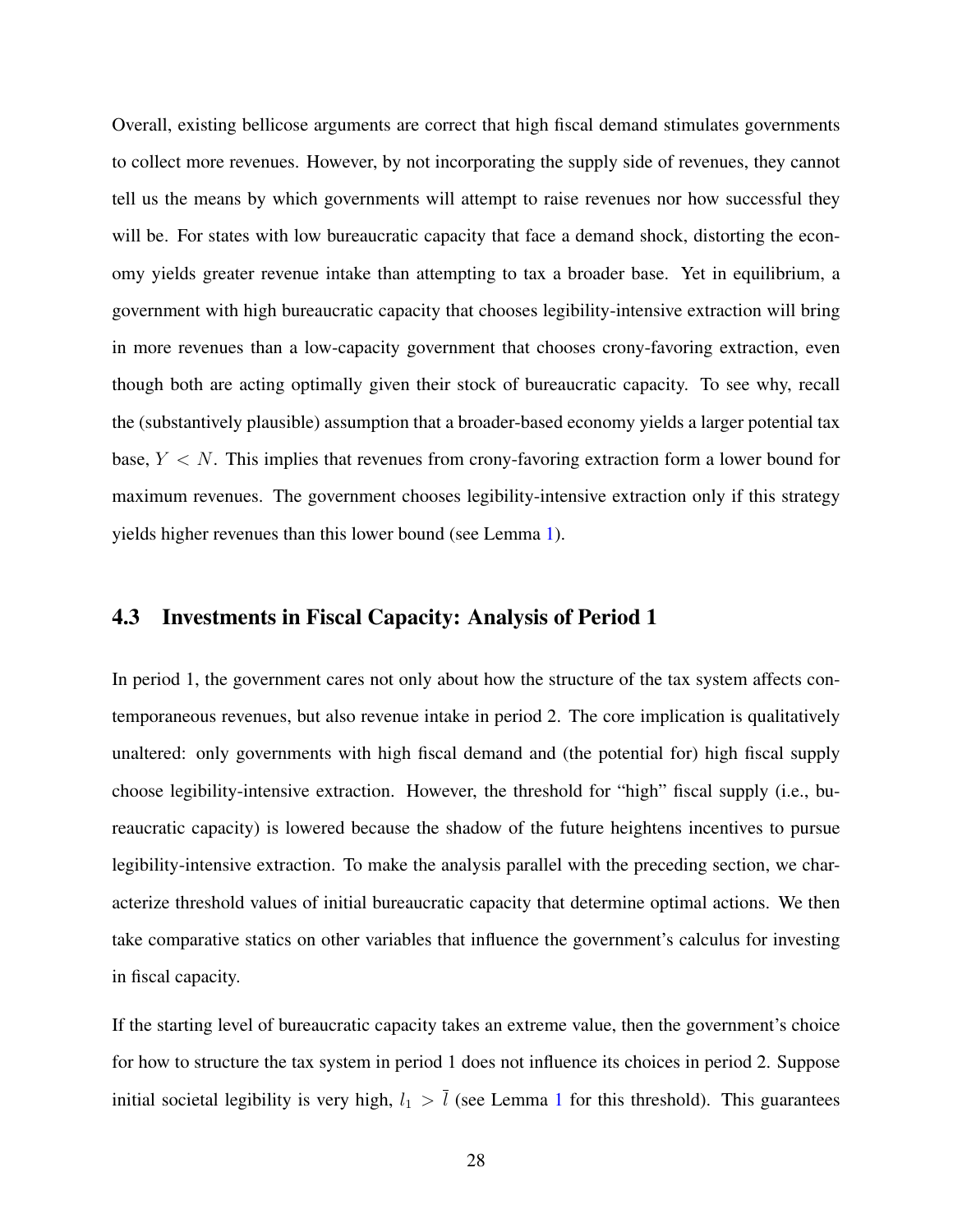Overall, existing bellicose arguments are correct that high fiscal demand stimulates governments to collect more revenues. However, by not incorporating the supply side of revenues, they cannot tell us the means by which governments will attempt to raise revenues nor how successful they will be. For states with low bureaucratic capacity that face a demand shock, distorting the economy yields greater revenue intake than attempting to tax a broader base. Yet in equilibrium, a government with high bureaucratic capacity that chooses legibility-intensive extraction will bring in more revenues than a low-capacity government that chooses crony-favoring extraction, even though both are acting optimally given their stock of bureaucratic capacity. To see why, recall the (substantively plausible) assumption that a broader-based economy yields a larger potential tax base, $Y < N$. This implies that revenues from crony-favoring extraction form a lower bound for maximum revenues. The government chooses legibility-intensive extraction only if this strategy yields higher revenues than this lower bound (see Lemma 1).

### 4.3 Investments in Fiscal Capacity: Analysis of Period 1

In period 1, the government cares not only about how the structure of the tax system affects contemporaneous revenues, but also revenue intake in period 2. The core implication is qualitatively unaltered: only governments with high fiscal demand and (the potential for) high fiscal supply choose legibility-intensive extraction. However, the threshold for "high" fiscal supply (i.e., bureaucratic capacity) is lowered because the shadow of the future heightens incentives to pursue legibility-intensive extraction. To make the analysis parallel with the preceding section, we characterize threshold values of initial bureaucratic capacity that determine optimal actions. We then take comparative statics on other variables that influence the government's calculus for investing in fiscal capacity.

If the starting level of bureaucratic capacity takes an extreme value, then the government's choice for how to structure the tax system in period 1 does not influence its choices in period 2. Suppose initial societal legibility is very high, $l_1 > \bar{l}$ (see Lemma 1 for this threshold). This guarantees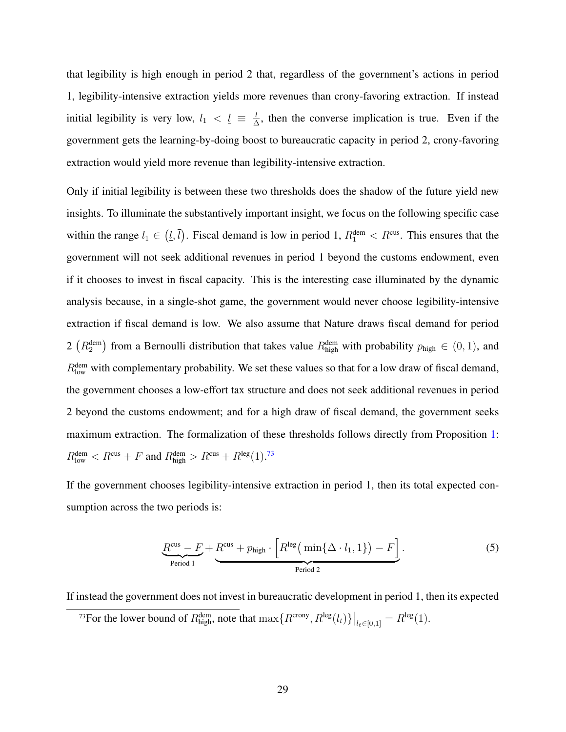that legibility is high enough in period 2 that, regardless of the government's actions in period 1, legibility-intensive extraction yields more revenues than crony-favoring extraction. If instead initial legibility is very low, $l_1 < \underline{l} \equiv \frac{\bar{l}}{\Delta}$, then the converse implication is true. Even if the government gets the learning-by-doing boost to bureaucratic capacity in period 2, crony-favoring extraction would yield more revenue than legibility-intensive extraction.

Only if initial legibility is between these two thresholds does the shadow of the future yield new insights. To illuminate the substantively important insight, we focus on the following specific case within the range $l_1 \in (\underline{l}, \bar{l})$. Fiscal demand is low in period 1, $R_1^{\text{dem}} < R^{\text{cus}}$. This ensures that the government will not seek additional revenues in period 1 beyond the customs endowment, even if it chooses to invest in fiscal capacity. This is the interesting case illuminated by the dynamic analysis because, in a single-shot game, the government would never choose legibility-intensive extraction if fiscal demand is low. We also assume that Nature draws fiscal demand for period 2 $(R_2^{\text{dem}})$ from a Bernoulli distribution that takes value $R_{\text{high}}^{\text{dem}}$ with probability $p_{\text{high}} \in (0, 1)$, and $R_{\text{low}}^{\text{dem}}$ with complementary probability. We set these values so that for a low draw of fiscal demand, the government chooses a low-effort tax structure and does not seek additional revenues in period 2 beyond the customs endowment; and for a high draw of fiscal demand, the government seeks maximum extraction. The formalization of these thresholds follows directly from Proposition 1: $R_{\text{low}}^{\text{dem}} < R^{\text{cus}} + F$ and $R_{\text{high}}^{\text{dem}} > R^{\text{cus}} + R^{\text{leg}}(1)$.[73]

If the government chooses legibility-intensive extraction in period 1, then its total expected consumption across the two periods is:

$$\underbrace{R^{\text{cus}} - F}_{\text{Period 1}} + \underbrace{R^{\text{cus}} + p_{\text{high}} \cdot \Big[ R^{\text{leg}}\big( \min\{\Delta \cdot l_1, 1\} \big) - F \Big]}_{\text{Period 2}}. \tag{5}$$

If instead the government does not invest in bureaucratic development in period 1, then its expected

[73] For the lower bound of $R_{\text{high}}^{\text{dem}}$, note that $\max\{R^{\text{crony}}, R^{\text{leg}}(l_t)\}\big|_{l_t \in [0,1]} = R^{\text{leg}}(1)$.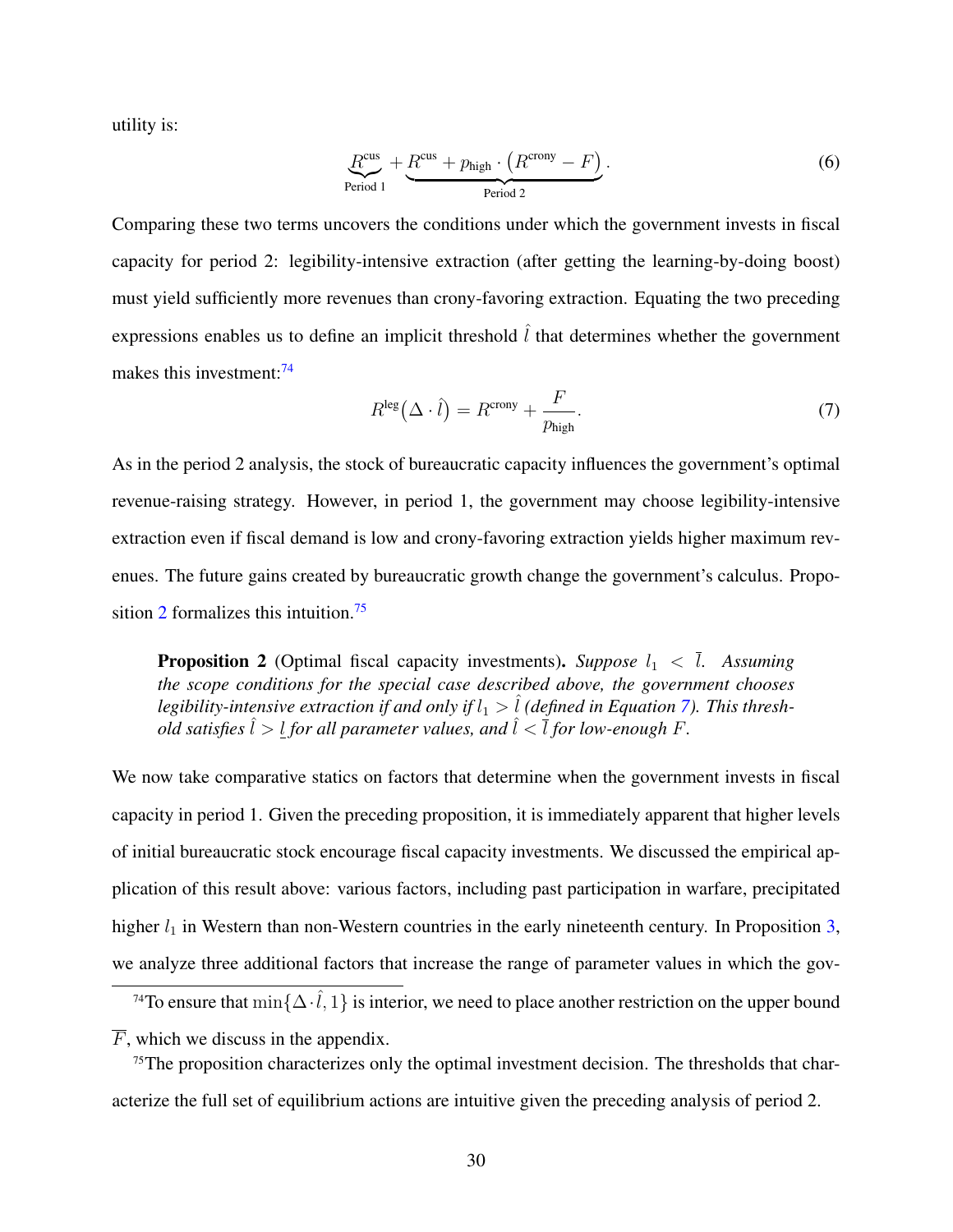utility is:

$$\underbrace{R^{\text{cus}}}_{\text{Period 1}} + \underbrace{R^{\text{cus}} + p_{\text{high}} \cdot \left(R^{\text{crony}} - F\right)}_{\text{Period 2}}. \tag{6}$$

Comparing these two terms uncovers the conditions under which the government invests in fiscal capacity for period 2: legibility-intensive extraction (after getting the learning-by-doing boost) must yield sufficiently more revenues than crony-favoring extraction. Equating the two preceding expressions enables us to define an implicit threshold $\hat{l}$ that determines whether the government makes this investment:[74]

$$R^{\text{leg}}\big(\Delta \cdot \hat{l}\big) = R^{\text{crony}} + \frac{F}{p_{\text{high}}}. \tag{7}$$

As in the period 2 analysis, the stock of bureaucratic capacity influences the government's optimal revenue-raising strategy. However, in period 1, the government may choose legibility-intensive extraction even if fiscal demand is low and crony-favoring extraction yields higher maximum revenues. The future gains created by bureaucratic growth change the government's calculus. Proposition 2 formalizes this intuition.[75]

> **Proposition 2** (Optimal fiscal capacity investments)**.** *Suppose $l_1 < \bar{l}$. Assuming the scope conditions for the special case described above, the government chooses legibility-intensive extraction if and only if $l_1 > \hat{l}$ (defined in Equation 7). This threshold satisfies $\hat{l} > \underline{l}$ for all parameter values, and $\hat{l} < \bar{l}$ for low-enough $F$.*

We now take comparative statics on factors that determine when the government invests in fiscal capacity in period 1. Given the preceding proposition, it is immediately apparent that higher levels of initial bureaucratic stock encourage fiscal capacity investments. We discussed the empirical application of this result above: various factors, including past participation in warfare, precipitated higher $l_1$ in Western than non-Western countries in the early nineteenth century. In Proposition 3, we analyze three additional factors that increase the range of parameter values in which the gov-

---

[74] To ensure that $\min\{\Delta \cdot \hat{l}, 1\}$ is interior, we need to place another restriction on the upper bound $\overline{F}$, which we discuss in the appendix.

[75] The proposition characterizes only the optimal investment decision. The thresholds that characterize the full set of equilibrium actions are intuitive given the preceding analysis of period 2.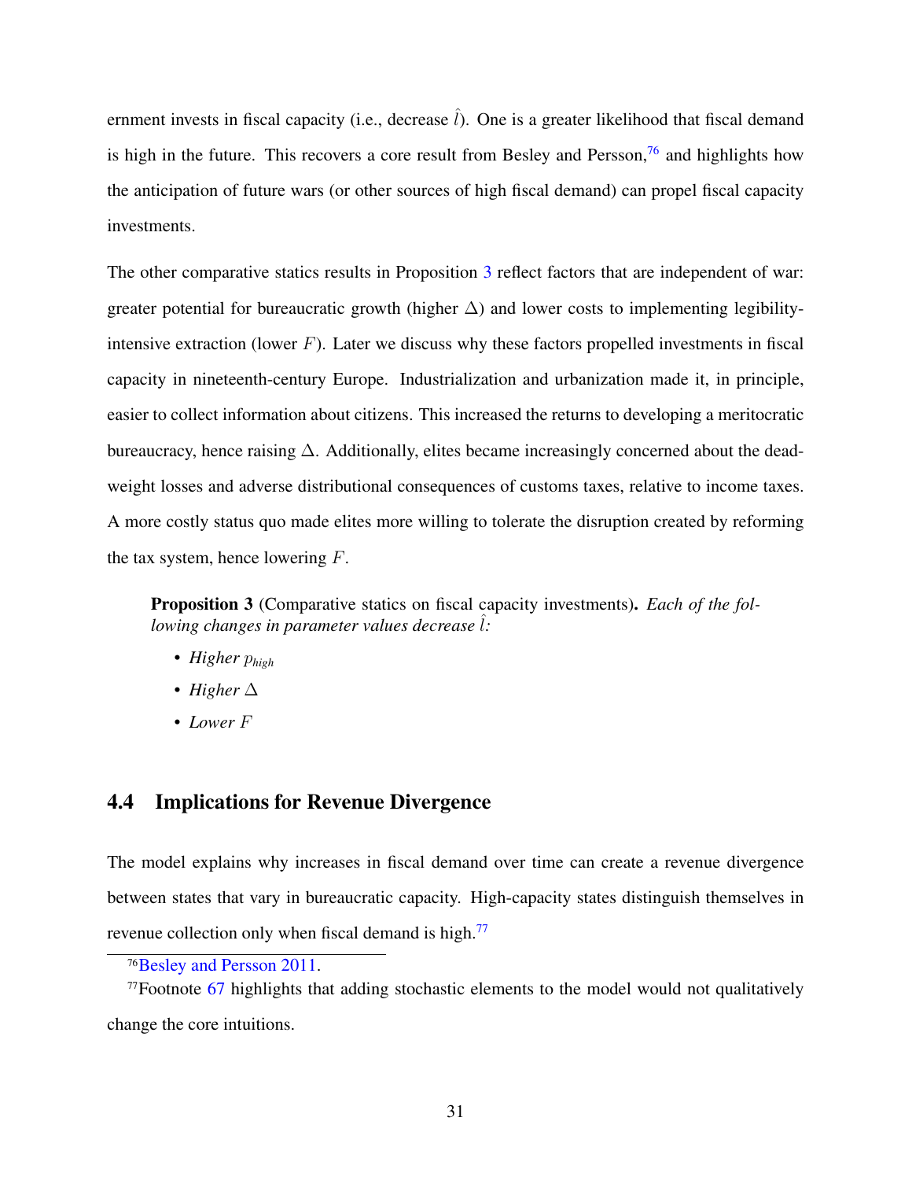ernment invests in fiscal capacity (i.e., decrease $\hat{l}$). One is a greater likelihood that fiscal demand is high in the future. This recovers a core result from Besley and Persson,[76] and highlights how the anticipation of future wars (or other sources of high fiscal demand) can propel fiscal capacity investments.

The other comparative statics results in Proposition 3 reflect factors that are independent of war: greater potential for bureaucratic growth (higher $\Delta$) and lower costs to implementing legibility-intensive extraction (lower $F$). Later we discuss why these factors propelled investments in fiscal capacity in nineteenth-century Europe. Industrialization and urbanization made it, in principle, easier to collect information about citizens. This increased the returns to developing a meritocratic bureaucracy, hence raising $\Delta$. Additionally, elites became increasingly concerned about the deadweight losses and adverse distributional consequences of customs taxes, relative to income taxes. A more costly status quo made elites more willing to tolerate the disruption created by reforming the tax system, hence lowering $F$.

> **Proposition 3** (Comparative statics on fiscal capacity investments)**.** *Each of the following changes in parameter values decrease $\hat{l}$:*
>
> - *Higher $p_{high}$*
> - *Higher $\Delta$*
> - *Lower $F$*

## 4.4 Implications for Revenue Divergence

The model explains why increases in fiscal demand over time can create a revenue divergence between states that vary in bureaucratic capacity. High-capacity states distinguish themselves in revenue collection only when fiscal demand is high.[77]

[76] Besley and Persson 2011.

[77] Footnote 67 highlights that adding stochastic elements to the model would not qualitatively change the core intuitions.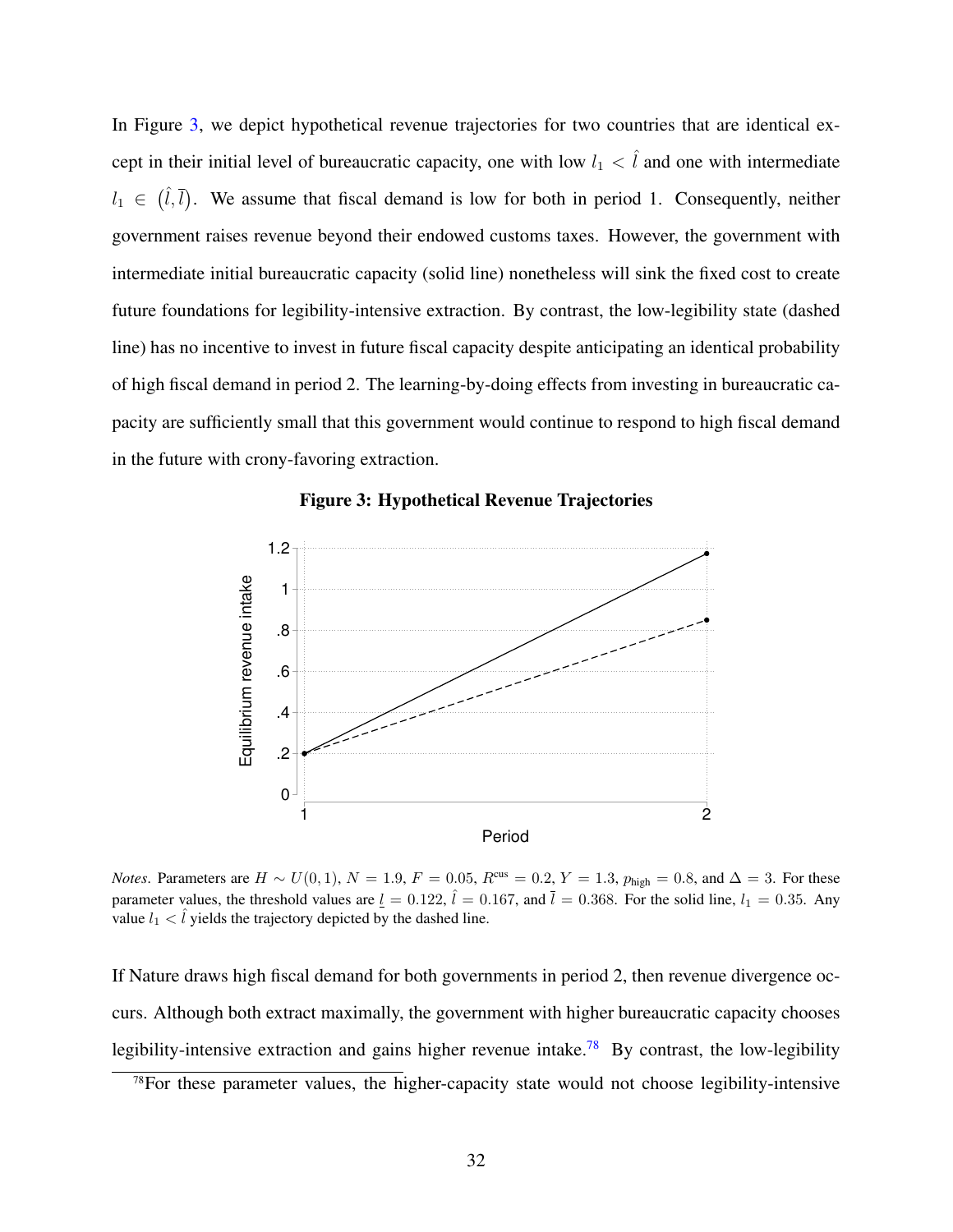In Figure 3, we depict hypothetical revenue trajectories for two countries that are identical except in their initial level of bureaucratic capacity, one with low $l_1 < \hat{l}$ and one with intermediate $l_1 \in (\hat{l}, \bar{l})$. We assume that fiscal demand is low for both in period 1. Consequently, neither government raises revenue beyond their endowed customs taxes. However, the government with intermediate initial bureaucratic capacity (solid line) nonetheless will sink the fixed cost to create future foundations for legibility-intensive extraction. By contrast, the low-legibility state (dashed line) has no incentive to invest in future fiscal capacity despite anticipating an identical probability of high fiscal demand in period 2. The learning-by-doing effects from investing in bureaucratic capacity are sufficiently small that this government would continue to respond to high fiscal demand in the future with crony-favoring extraction.

**Figure 3: Hypothetical Revenue Trajectories**

Equilibrium revenue intake

1.2

1

.8

.6

.4

.2

0

1

2

Period

*Notes.* Parameters are $H \sim U(0,1)$, $N = 1.9$, $F = 0.05$, $R^{\text{cus}} = 0.2$, $Y = 1.3$, $p_{\text{high}} = 0.8$, and $\Delta = 3$. For these parameter values, the threshold values are $\underline{l} = 0.122$, $\hat{l} = 0.167$, and $\bar{l} = 0.368$. For the solid line, $l_1 = 0.35$. Any value $l_1 < \hat{l}$ yields the trajectory depicted by the dashed line.

If Nature draws high fiscal demand for both governments in period 2, then revenue divergence occurs. Although both extract maximally, the government with higher bureaucratic capacity chooses legibility-intensive extraction and gains higher revenue intake.[78] By contrast, the low-legibility

[78] For these parameter values, the higher-capacity state would not choose legibility-intensive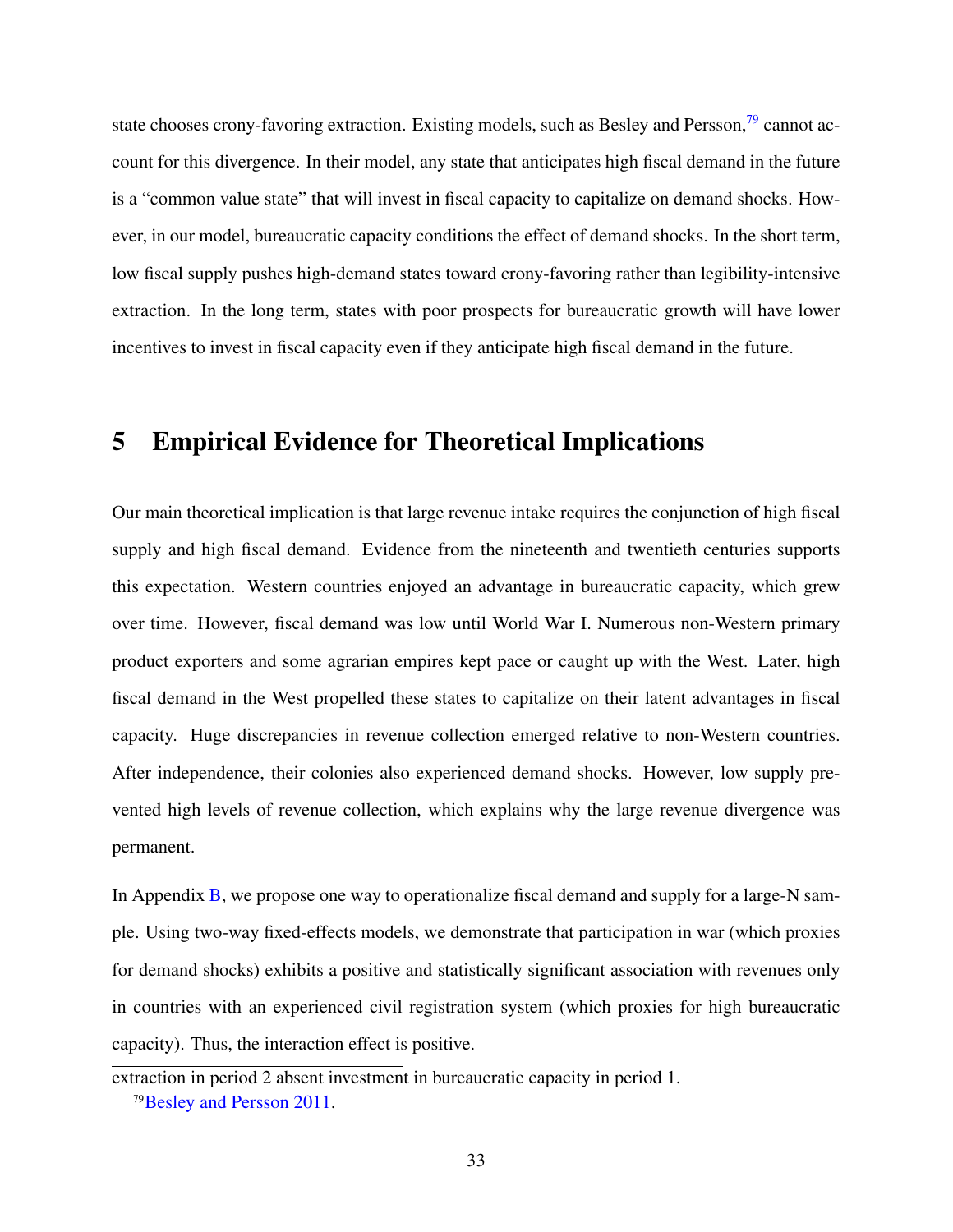state chooses crony-favoring extraction. Existing models, such as Besley and Persson,[79] cannot account for this divergence. In their model, any state that anticipates high fiscal demand in the future is a "common value state" that will invest in fiscal capacity to capitalize on demand shocks. However, in our model, bureaucratic capacity conditions the effect of demand shocks. In the short term, low fiscal supply pushes high-demand states toward crony-favoring rather than legibility-intensive extraction. In the long term, states with poor prospects for bureaucratic growth will have lower incentives to invest in fiscal capacity even if they anticipate high fiscal demand in the future.

# 5 Empirical Evidence for Theoretical Implications

Our main theoretical implication is that large revenue intake requires the conjunction of high fiscal supply and high fiscal demand. Evidence from the nineteenth and twentieth centuries supports this expectation. Western countries enjoyed an advantage in bureaucratic capacity, which grew over time. However, fiscal demand was low until World War I. Numerous non-Western primary product exporters and some agrarian empires kept pace or caught up with the West. Later, high fiscal demand in the West propelled these states to capitalize on their latent advantages in fiscal capacity. Huge discrepancies in revenue collection emerged relative to non-Western countries. After independence, their colonies also experienced demand shocks. However, low supply prevented high levels of revenue collection, which explains why the large revenue divergence was permanent.

In Appendix B, we propose one way to operationalize fiscal demand and supply for a large-N sample. Using two-way fixed-effects models, we demonstrate that participation in war (which proxies for demand shocks) exhibits a positive and statistically significant association with revenues only in countries with an experienced civil registration system (which proxies for high bureaucratic capacity). Thus, the interaction effect is positive.

extraction in period 2 absent investment in bureaucratic capacity in period 1.

[79] Besley and Persson 2011.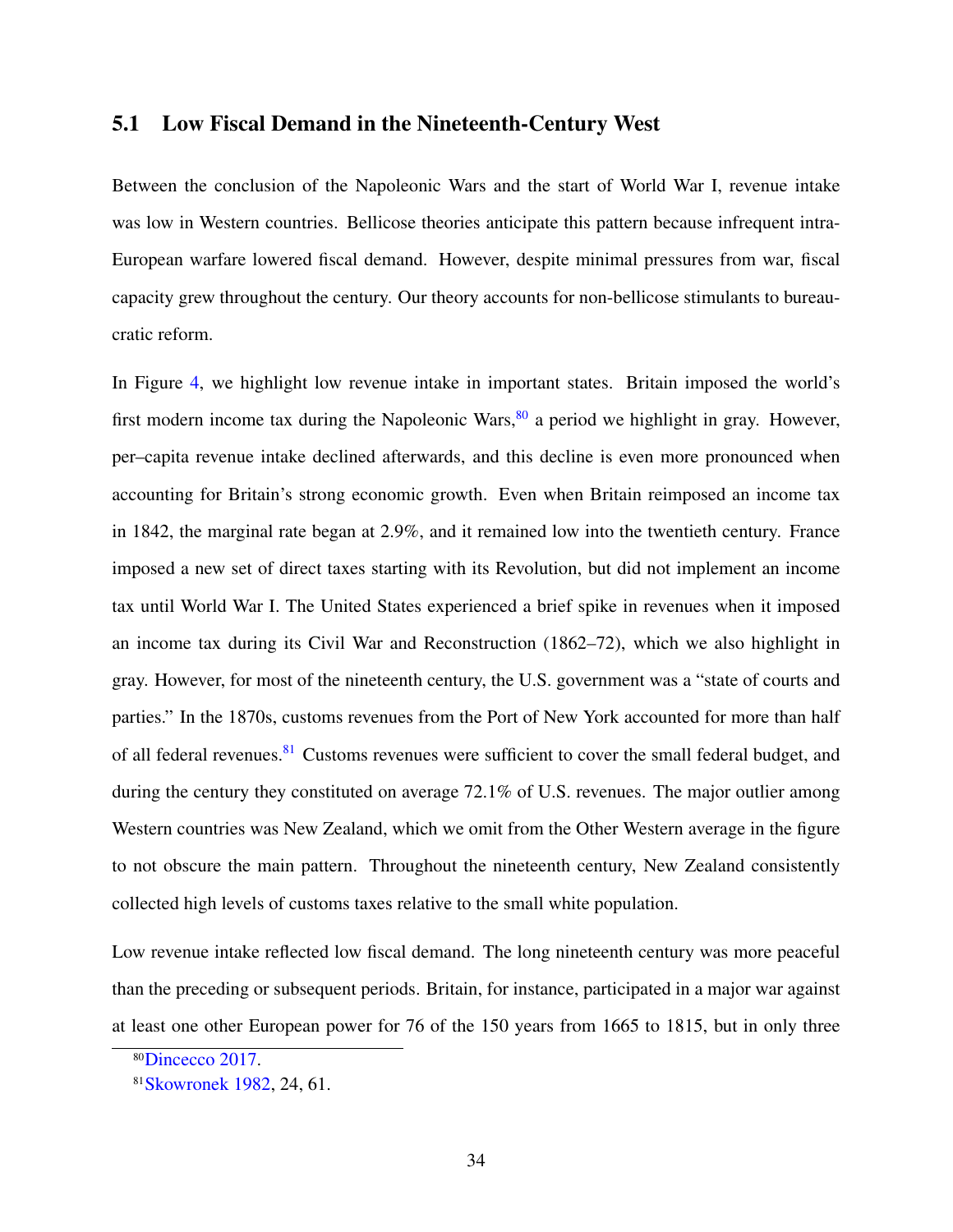## 5.1 Low Fiscal Demand in the Nineteenth-Century West

Between the conclusion of the Napoleonic Wars and the start of World War I, revenue intake was low in Western countries. Bellicose theories anticipate this pattern because infrequent intra-European warfare lowered fiscal demand. However, despite minimal pressures from war, fiscal capacity grew throughout the century. Our theory accounts for non-bellicose stimulants to bureaucratic reform.

In Figure 4, we highlight low revenue intake in important states. Britain imposed the world's first modern income tax during the Napoleonic Wars,[80] a period we highlight in gray. However, per–capita revenue intake declined afterwards, and this decline is even more pronounced when accounting for Britain's strong economic growth. Even when Britain reimposed an income tax in 1842, the marginal rate began at 2.9%, and it remained low into the twentieth century. France imposed a new set of direct taxes starting with its Revolution, but did not implement an income tax until World War I. The United States experienced a brief spike in revenues when it imposed an income tax during its Civil War and Reconstruction (1862–72), which we also highlight in gray. However, for most of the nineteenth century, the U.S. government was a "state of courts and parties." In the 1870s, customs revenues from the Port of New York accounted for more than half of all federal revenues.[81] Customs revenues were sufficient to cover the small federal budget, and during the century they constituted on average 72.1% of U.S. revenues. The major outlier among Western countries was New Zealand, which we omit from the Other Western average in the figure to not obscure the main pattern. Throughout the nineteenth century, New Zealand consistently collected high levels of customs taxes relative to the small white population.

Low revenue intake reflected low fiscal demand. The long nineteenth century was more peaceful than the preceding or subsequent periods. Britain, for instance, participated in a major war against at least one other European power for 76 of the 150 years from 1665 to 1815, but in only three

[80] Dincecco 2017.

[81] Skowronek 1982, 24, 61.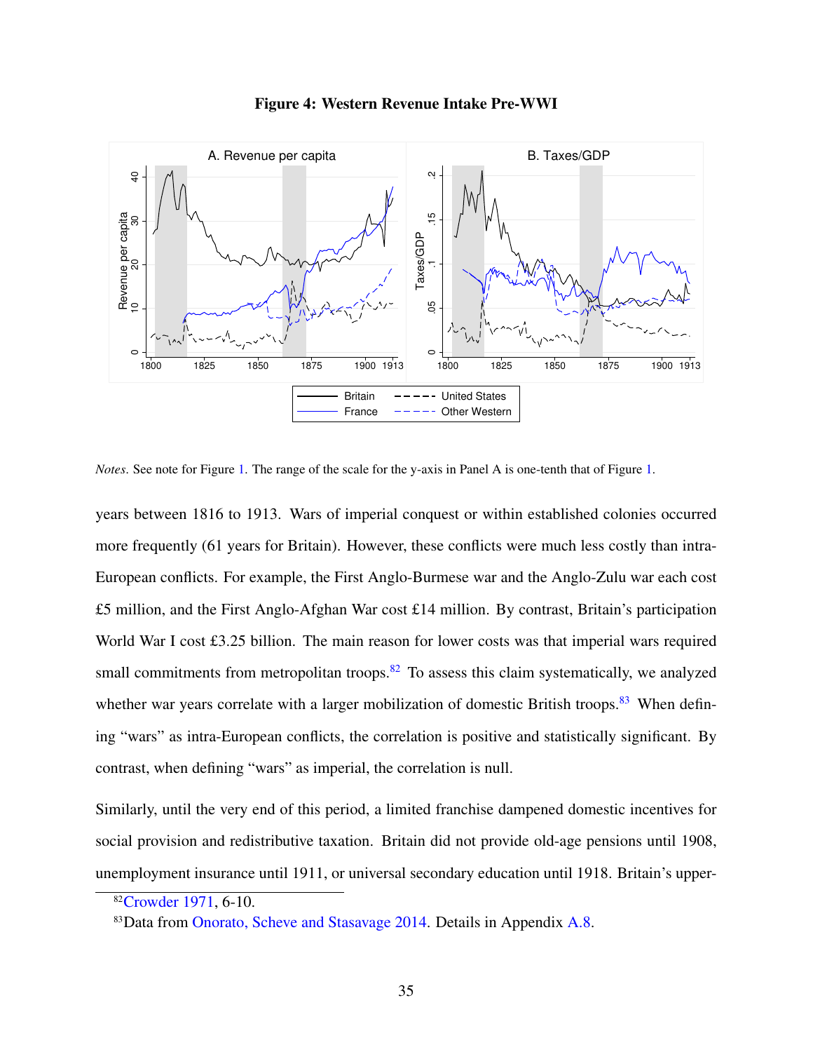**Figure 4: Western Revenue Intake Pre-WWI**

A. Revenue per capita

Revenue per capita

0
10
20
30
40

1800 1825 1850 1875 1900 1913

B. Taxes/GDP

Taxes/GDP

0
.05
.1
.15
.2

1800 1825 1850 1875 1900 1913

Britain
France
United States
Other Western

*Notes.* See note for Figure 1. The range of the scale for the y-axis in Panel A is one-tenth that of Figure 1.

years between 1816 to 1913. Wars of imperial conquest or within established colonies occurred more frequently (61 years for Britain). However, these conflicts were much less costly than intra-European conflicts. For example, the First Anglo-Burmese war and the Anglo-Zulu war each cost £5 million, and the First Anglo-Afghan War cost £14 million. By contrast, Britain's participation World War I cost £3.25 billion. The main reason for lower costs was that imperial wars required small commitments from metropolitan troops.[82] To assess this claim systematically, we analyzed whether war years correlate with a larger mobilization of domestic British troops.[83] When defining "wars" as intra-European conflicts, the correlation is positive and statistically significant. By contrast, when defining "wars" as imperial, the correlation is null.

Similarly, until the very end of this period, a limited franchise dampened domestic incentives for social provision and redistributive taxation. Britain did not provide old-age pensions until 1908, unemployment insurance until 1911, or universal secondary education until 1918. Britain's upper-

[82] Crowder 1971, 6-10.

[83] Data from Onorato, Scheve and Stasavage 2014. Details in Appendix A.8.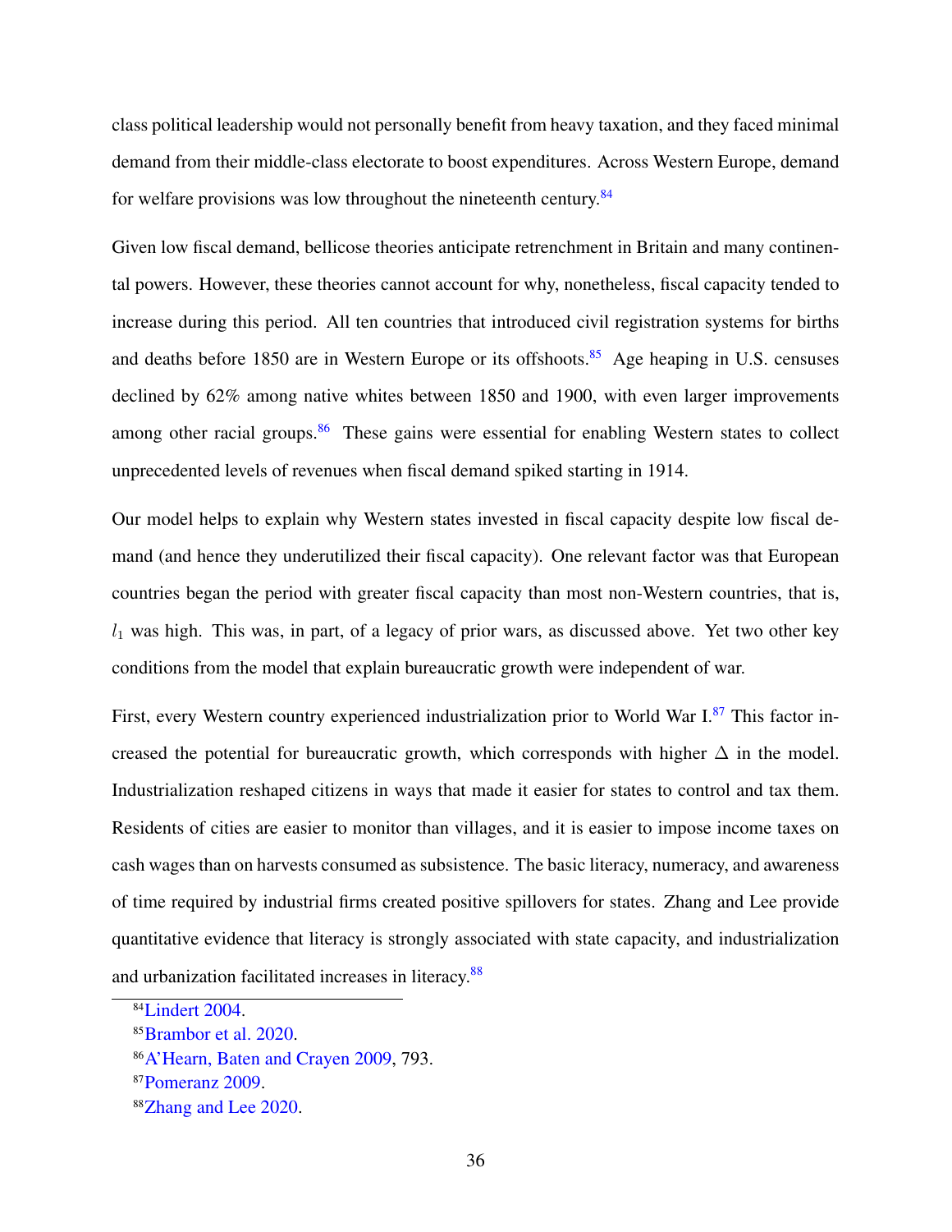class political leadership would not personally benefit from heavy taxation, and they faced minimal demand from their middle-class electorate to boost expenditures. Across Western Europe, demand for welfare provisions was low throughout the nineteenth century.[84]

Given low fiscal demand, bellicose theories anticipate retrenchment in Britain and many continental powers. However, these theories cannot account for why, nonetheless, fiscal capacity tended to increase during this period. All ten countries that introduced civil registration systems for births and deaths before 1850 are in Western Europe or its offshoots.[85] Age heaping in U.S. censuses declined by 62% among native whites between 1850 and 1900, with even larger improvements among other racial groups.[86] These gains were essential for enabling Western states to collect unprecedented levels of revenues when fiscal demand spiked starting in 1914.

Our model helps to explain why Western states invested in fiscal capacity despite low fiscal demand (and hence they underutilized their fiscal capacity). One relevant factor was that European countries began the period with greater fiscal capacity than most non-Western countries, that is, $l_1$ was high. This was, in part, of a legacy of prior wars, as discussed above. Yet two other key conditions from the model that explain bureaucratic growth were independent of war.

First, every Western country experienced industrialization prior to World War I.[87] This factor increased the potential for bureaucratic growth, which corresponds with higher $\Delta$ in the model. Industrialization reshaped citizens in ways that made it easier for states to control and tax them. Residents of cities are easier to monitor than villages, and it is easier to impose income taxes on cash wages than on harvests consumed as subsistence. The basic literacy, numeracy, and awareness of time required by industrial firms created positive spillovers for states. Zhang and Lee provide quantitative evidence that literacy is strongly associated with state capacity, and industrialization and urbanization facilitated increases in literacy.[88]

[84] Lindert 2004.

[85] Brambor et al. 2020.

[86] A'Hearn, Baten and Crayen 2009, 793.

[87] Pomeranz 2009.

[88] Zhang and Lee 2020.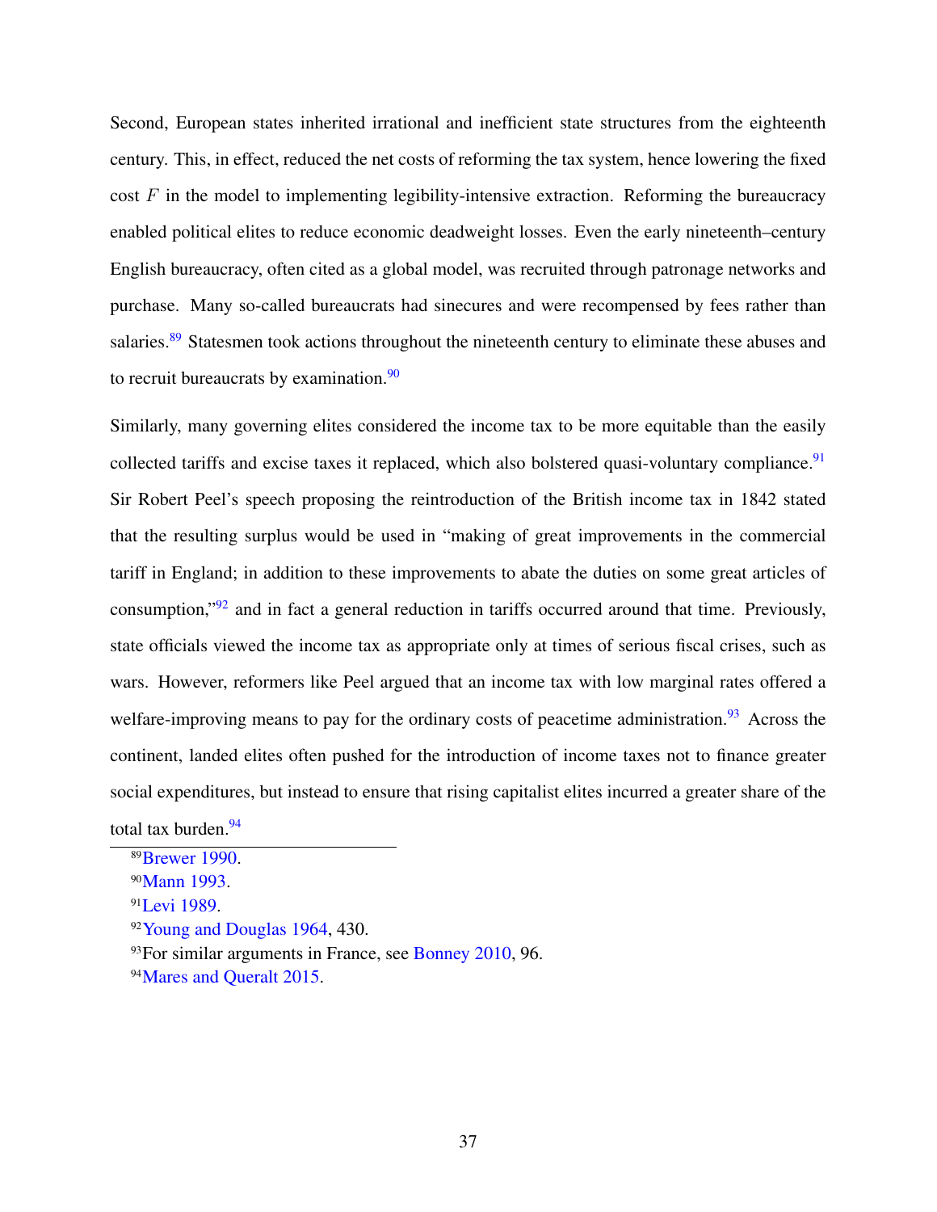Second, European states inherited irrational and inefficient state structures from the eighteenth century. This, in effect, reduced the net costs of reforming the tax system, hence lowering the fixed cost $F$ in the model to implementing legibility-intensive extraction. Reforming the bureaucracy enabled political elites to reduce economic deadweight losses. Even the early nineteenth–century English bureaucracy, often cited as a global model, was recruited through patronage networks and purchase. Many so-called bureaucrats had sinecures and were recompensed by fees rather than salaries.[89] Statesmen took actions throughout the nineteenth century to eliminate these abuses and to recruit bureaucrats by examination.[90]

Similarly, many governing elites considered the income tax to be more equitable than the easily collected tariffs and excise taxes it replaced, which also bolstered quasi-voluntary compliance.[91] Sir Robert Peel's speech proposing the reintroduction of the British income tax in 1842 stated that the resulting surplus would be used in "making of great improvements in the commercial tariff in England; in addition to these improvements to abate the duties on some great articles of consumption,"[92] and in fact a general reduction in tariffs occurred around that time. Previously, state officials viewed the income tax as appropriate only at times of serious fiscal crises, such as wars. However, reformers like Peel argued that an income tax with low marginal rates offered a welfare-improving means to pay for the ordinary costs of peacetime administration.[93] Across the continent, landed elites often pushed for the introduction of income taxes not to finance greater social expenditures, but instead to ensure that rising capitalist elites incurred a greater share of the total tax burden.[94]

[89] Brewer 1990.

[90] Mann 1993.

[91] Levi 1989.

[92] Young and Douglas 1964, 430.

[93] For similar arguments in France, see Bonney 2010, 96.

[94] Mares and Queralt 2015.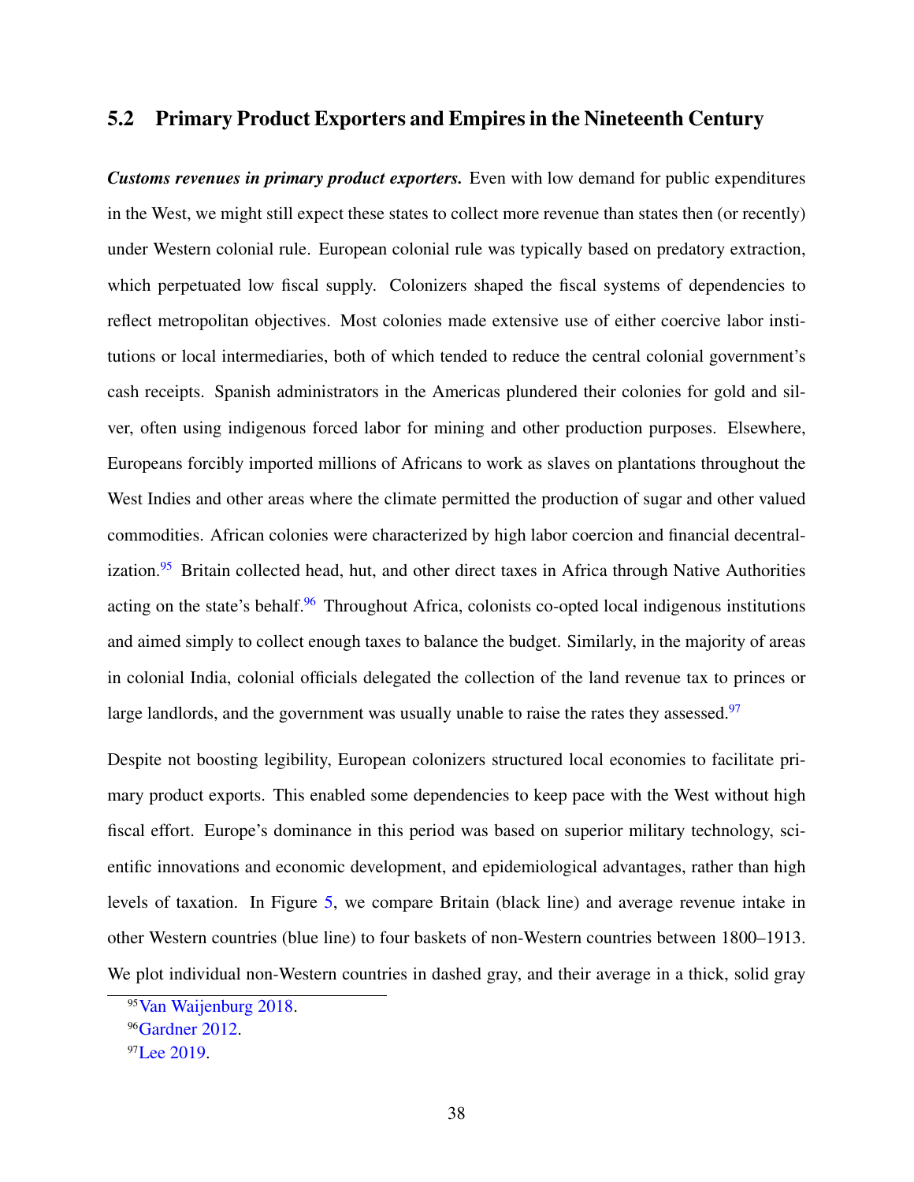## 5.2 Primary Product Exporters and Empires in the Nineteenth Century

***Customs revenues in primary product exporters.*** Even with low demand for public expenditures in the West, we might still expect these states to collect more revenue than states then (or recently) under Western colonial rule. European colonial rule was typically based on predatory extraction, which perpetuated low fiscal supply. Colonizers shaped the fiscal systems of dependencies to reflect metropolitan objectives. Most colonies made extensive use of either coercive labor institutions or local intermediaries, both of which tended to reduce the central colonial government's cash receipts. Spanish administrators in the Americas plundered their colonies for gold and silver, often using indigenous forced labor for mining and other production purposes. Elsewhere, Europeans forcibly imported millions of Africans to work as slaves on plantations throughout the West Indies and other areas where the climate permitted the production of sugar and other valued commodities. African colonies were characterized by high labor coercion and financial decentralization.[95] Britain collected head, hut, and other direct taxes in Africa through Native Authorities acting on the state's behalf.[96] Throughout Africa, colonists co-opted local indigenous institutions and aimed simply to collect enough taxes to balance the budget. Similarly, in the majority of areas in colonial India, colonial officials delegated the collection of the land revenue tax to princes or large landlords, and the government was usually unable to raise the rates they assessed.[97]

Despite not boosting legibility, European colonizers structured local economies to facilitate primary product exports. This enabled some dependencies to keep pace with the West without high fiscal effort. Europe's dominance in this period was based on superior military technology, scientific innovations and economic development, and epidemiological advantages, rather than high levels of taxation. In Figure 5, we compare Britain (black line) and average revenue intake in other Western countries (blue line) to four baskets of non-Western countries between 1800–1913. We plot individual non-Western countries in dashed gray, and their average in a thick, solid gray

[95] Van Waijenburg 2018.

[96] Gardner 2012.

[97] Lee 2019.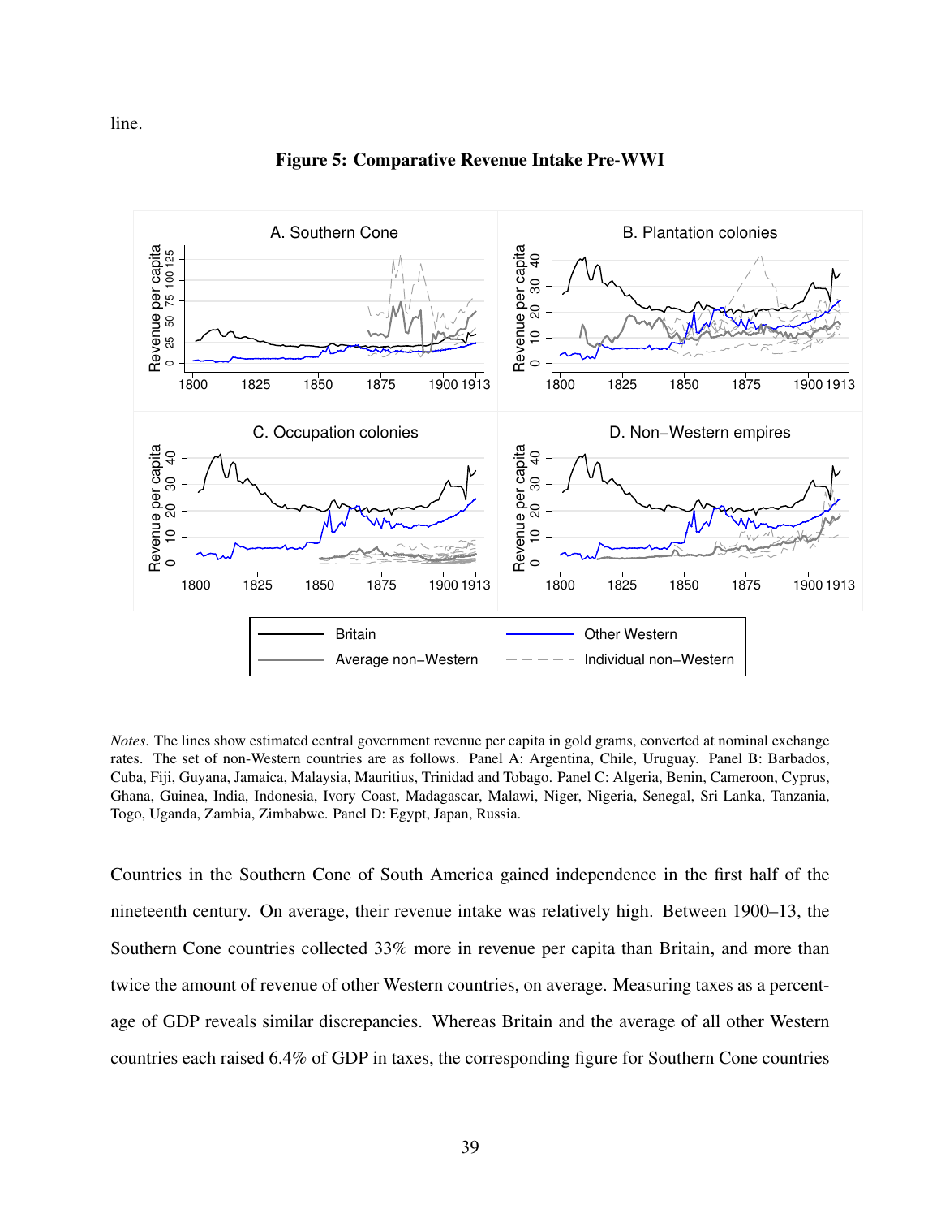line.

**Figure 5: Comparative Revenue Intake Pre-WWI**

A. Southern Cone

Revenue per capita

0 25 50 75 100 125

1800 1825 1850 1875 1900 1913

B. Plantation colonies

Revenue per capita

0 10 20 30 40

1800 1825 1850 1875 1900 1913

C. Occupation colonies

Revenue per capita

0 10 20 30 40

1800 1825 1850 1875 1900 1913

D. Non−Western empires

Revenue per capita

0 10 20 30 40

1800 1825 1850 1875 1900 1913

Britain

Other Western

Average non−Western

Individual non−Western

*Notes*. The lines show estimated central government revenue per capita in gold grams, converted at nominal exchange rates. The set of non-Western countries are as follows. Panel A: Argentina, Chile, Uruguay. Panel B: Barbados, Cuba, Fiji, Guyana, Jamaica, Malaysia, Mauritius, Trinidad and Tobago. Panel C: Algeria, Benin, Cameroon, Cyprus, Ghana, Guinea, India, Indonesia, Ivory Coast, Madagascar, Malawi, Niger, Nigeria, Senegal, Sri Lanka, Tanzania, Togo, Uganda, Zambia, Zimbabwe. Panel D: Egypt, Japan, Russia.

Countries in the Southern Cone of South America gained independence in the first half of the nineteenth century. On average, their revenue intake was relatively high. Between 1900–13, the Southern Cone countries collected 33% more in revenue per capita than Britain, and more than twice the amount of revenue of other Western countries, on average. Measuring taxes as a percentage of GDP reveals similar discrepancies. Whereas Britain and the average of all other Western countries each raised 6.4% of GDP in taxes, the corresponding figure for Southern Cone countries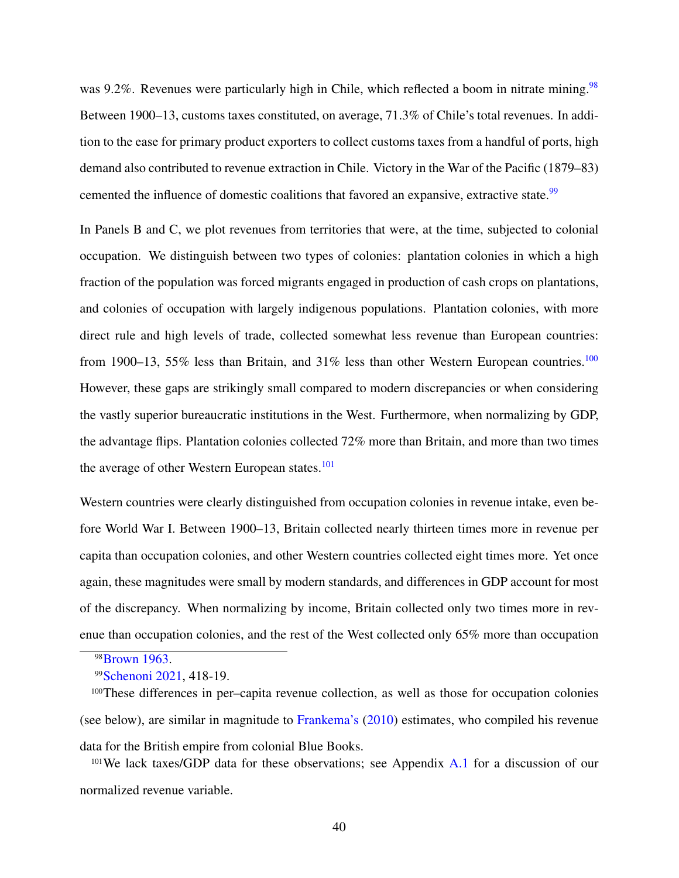was 9.2%. Revenues were particularly high in Chile, which reflected a boom in nitrate mining.[98] Between 1900–13, customs taxes constituted, on average, 71.3% of Chile's total revenues. In addition to the ease for primary product exporters to collect customs taxes from a handful of ports, high demand also contributed to revenue extraction in Chile. Victory in the War of the Pacific (1879–83) cemented the influence of domestic coalitions that favored an expansive, extractive state.[99]

In Panels B and C, we plot revenues from territories that were, at the time, subjected to colonial occupation. We distinguish between two types of colonies: plantation colonies in which a high fraction of the population was forced migrants engaged in production of cash crops on plantations, and colonies of occupation with largely indigenous populations. Plantation colonies, with more direct rule and high levels of trade, collected somewhat less revenue than European countries: from 1900–13, 55% less than Britain, and 31% less than other Western European countries.[100] However, these gaps are strikingly small compared to modern discrepancies or when considering the vastly superior bureaucratic institutions in the West. Furthermore, when normalizing by GDP, the advantage flips. Plantation colonies collected 72% more than Britain, and more than two times the average of other Western European states.[101]

Western countries were clearly distinguished from occupation colonies in revenue intake, even before World War I. Between 1900–13, Britain collected nearly thirteen times more in revenue per capita than occupation colonies, and other Western countries collected eight times more. Yet once again, these magnitudes were small by modern standards, and differences in GDP account for most of the discrepancy. When normalizing by income, Britain collected only two times more in revenue than occupation colonies, and the rest of the West collected only 65% more than occupation

[98] Brown 1963.

[99] Schenoni 2021, 418-19.

[100] These differences in per–capita revenue collection, as well as those for occupation colonies (see below), are similar in magnitude to Frankema's (2010) estimates, who compiled his revenue data for the British empire from colonial Blue Books.

[101] We lack taxes/GDP data for these observations; see Appendix A.1 for a discussion of our normalized revenue variable.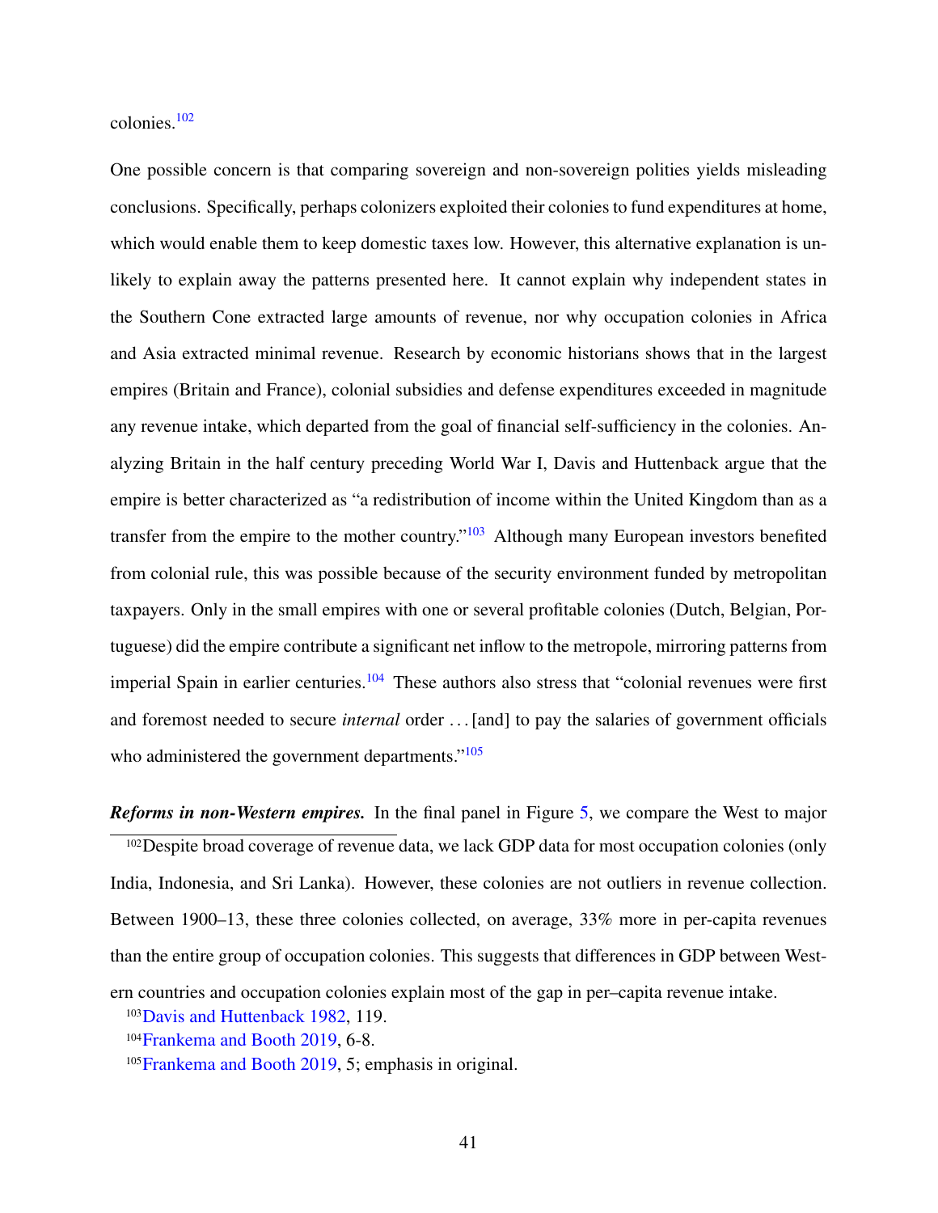colonies.[102]

One possible concern is that comparing sovereign and non-sovereign polities yields misleading conclusions. Specifically, perhaps colonizers exploited their colonies to fund expenditures at home, which would enable them to keep domestic taxes low. However, this alternative explanation is unlikely to explain away the patterns presented here. It cannot explain why independent states in the Southern Cone extracted large amounts of revenue, nor why occupation colonies in Africa and Asia extracted minimal revenue. Research by economic historians shows that in the largest empires (Britain and France), colonial subsidies and defense expenditures exceeded in magnitude any revenue intake, which departed from the goal of financial self-sufficiency in the colonies. Analyzing Britain in the half century preceding World War I, Davis and Huttenback argue that the empire is better characterized as "a redistribution of income within the United Kingdom than as a transfer from the empire to the mother country."[103] Although many European investors benefited from colonial rule, this was possible because of the security environment funded by metropolitan taxpayers. Only in the small empires with one or several profitable colonies (Dutch, Belgian, Portuguese) did the empire contribute a significant net inflow to the metropole, mirroring patterns from imperial Spain in earlier centuries.[104] These authors also stress that "colonial revenues were first and foremost needed to secure *internal* order . . . [and] to pay the salaries of government officials who administered the government departments."[105]

***Reforms in non-Western empires.*** In the final panel in Figure 5, we compare the West to major

[102]Despite broad coverage of revenue data, we lack GDP data for most occupation colonies (only India, Indonesia, and Sri Lanka). However, these colonies are not outliers in revenue collection. Between 1900–13, these three colonies collected, on average, 33% more in per-capita revenues than the entire group of occupation colonies. This suggests that differences in GDP between Western countries and occupation colonies explain most of the gap in per–capita revenue intake.

[103]Davis and Huttenback 1982, 119.

[104]Frankema and Booth 2019, 6-8.

[105]Frankema and Booth 2019, 5; emphasis in original.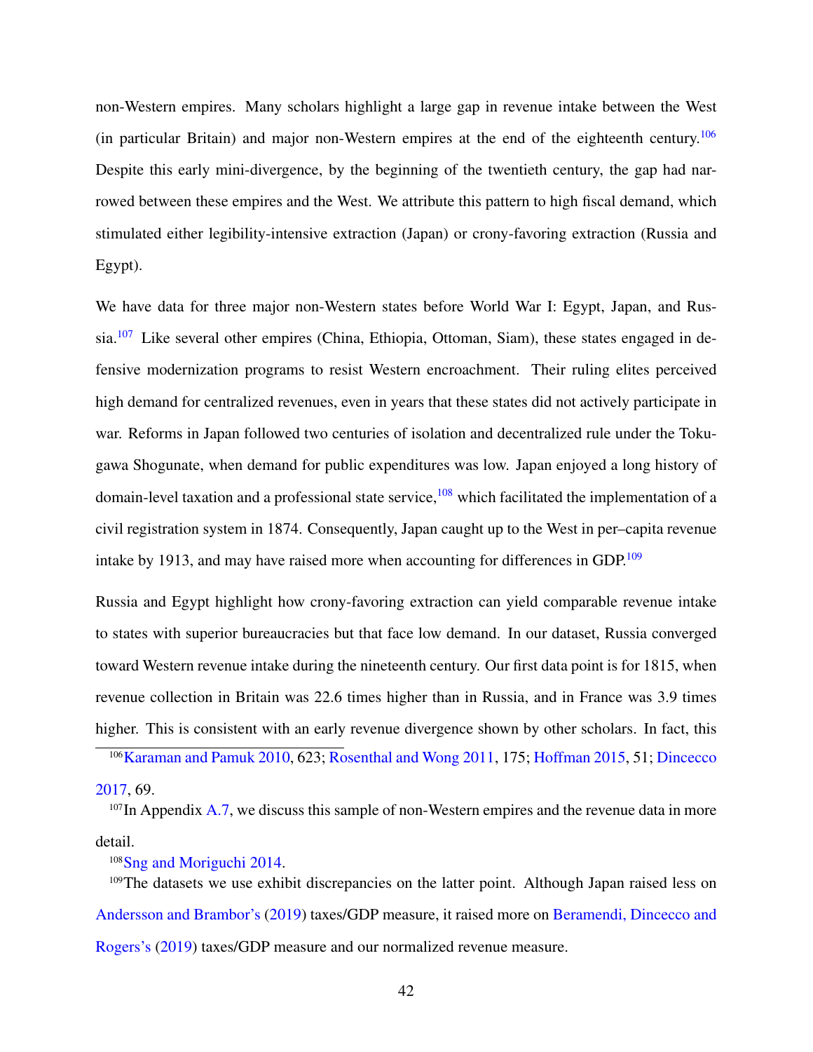non-Western empires. Many scholars highlight a large gap in revenue intake between the West (in particular Britain) and major non-Western empires at the end of the eighteenth century.[106] Despite this early mini-divergence, by the beginning of the twentieth century, the gap had narrowed between these empires and the West. We attribute this pattern to high fiscal demand, which stimulated either legibility-intensive extraction (Japan) or crony-favoring extraction (Russia and Egypt).

We have data for three major non-Western states before World War I: Egypt, Japan, and Russia.[107] Like several other empires (China, Ethiopia, Ottoman, Siam), these states engaged in defensive modernization programs to resist Western encroachment. Their ruling elites perceived high demand for centralized revenues, even in years that these states did not actively participate in war. Reforms in Japan followed two centuries of isolation and decentralized rule under the Tokugawa Shogunate, when demand for public expenditures was low. Japan enjoyed a long history of domain-level taxation and a professional state service,[108] which facilitated the implementation of a civil registration system in 1874. Consequently, Japan caught up to the West in per–capita revenue intake by 1913, and may have raised more when accounting for differences in GDP.[109]

Russia and Egypt highlight how crony-favoring extraction can yield comparable revenue intake to states with superior bureaucracies but that face low demand. In our dataset, Russia converged toward Western revenue intake during the nineteenth century. Our first data point is for 1815, when revenue collection in Britain was 22.6 times higher than in Russia, and in France was 3.9 times higher. This is consistent with an early revenue divergence shown by other scholars. In fact, this

---

[106] Karaman and Pamuk 2010, 623; Rosenthal and Wong 2011, 175; Hoffman 2015, 51; Dincecco 2017, 69.

[107] In Appendix A.7, we discuss this sample of non-Western empires and the revenue data in more detail.

[108] Sng and Moriguchi 2014.

[109] The datasets we use exhibit discrepancies on the latter point. Although Japan raised less on Andersson and Brambor's (2019) taxes/GDP measure, it raised more on Beramendi, Dincecco and Rogers's (2019) taxes/GDP measure and our normalized revenue measure.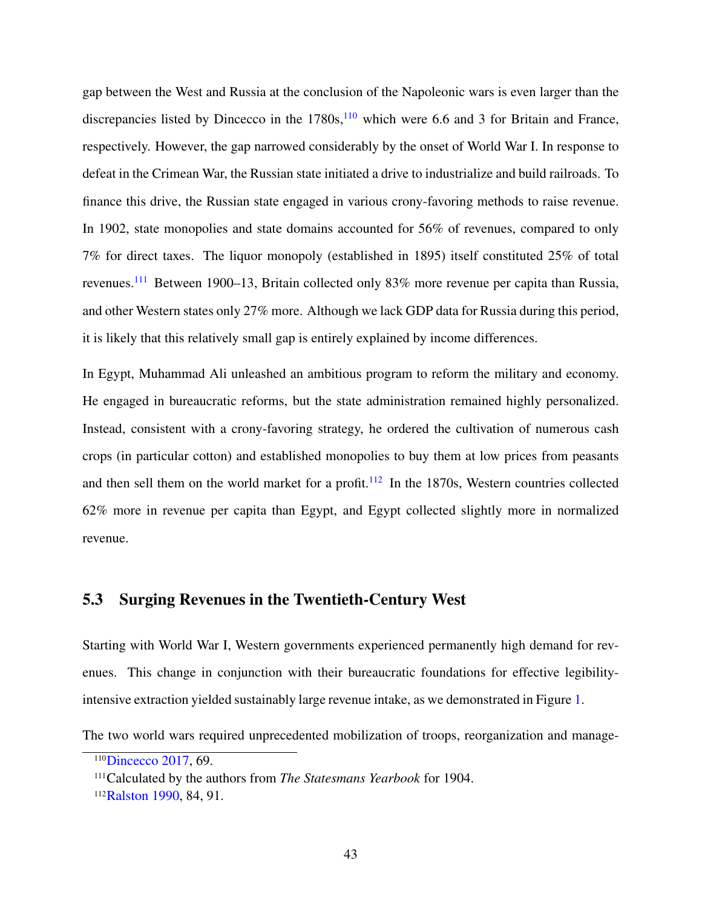gap between the West and Russia at the conclusion of the Napoleonic wars is even larger than the discrepancies listed by Dincecco in the 1780s,[110] which were 6.6 and 3 for Britain and France, respectively. However, the gap narrowed considerably by the onset of World War I. In response to defeat in the Crimean War, the Russian state initiated a drive to industrialize and build railroads. To finance this drive, the Russian state engaged in various crony-favoring methods to raise revenue. In 1902, state monopolies and state domains accounted for 56% of revenues, compared to only 7% for direct taxes. The liquor monopoly (established in 1895) itself constituted 25% of total revenues.[111] Between 1900–13, Britain collected only 83% more revenue per capita than Russia, and other Western states only 27% more. Although we lack GDP data for Russia during this period, it is likely that this relatively small gap is entirely explained by income differences.

In Egypt, Muhammad Ali unleashed an ambitious program to reform the military and economy. He engaged in bureaucratic reforms, but the state administration remained highly personalized. Instead, consistent with a crony-favoring strategy, he ordered the cultivation of numerous cash crops (in particular cotton) and established monopolies to buy them at low prices from peasants and then sell them on the world market for a profit.[112] In the 1870s, Western countries collected 62% more in revenue per capita than Egypt, and Egypt collected slightly more in normalized revenue.

### 5.3 Surging Revenues in the Twentieth-Century West

Starting with World War I, Western governments experienced permanently high demand for revenues. This change in conjunction with their bureaucratic foundations for effective legibility-intensive extraction yielded sustainably large revenue intake, as we demonstrated in Figure 1.

The two world wars required unprecedented mobilization of troops, reorganization and manage-

[110] Dincecco 2017, 69.

[111] Calculated by the authors from *The Statesmans Yearbook* for 1904.

[112] Ralston 1990, 84, 91.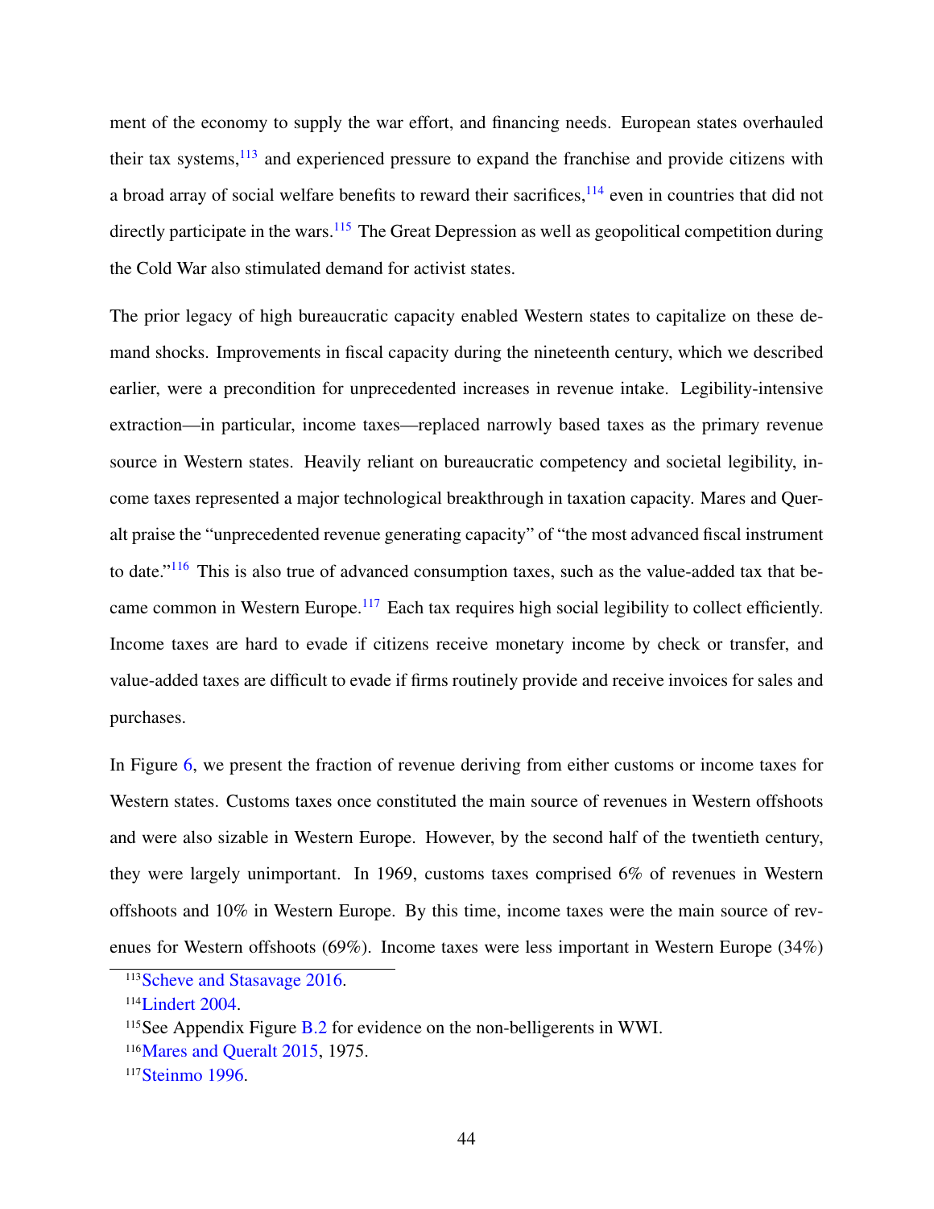ment of the economy to supply the war effort, and financing needs. European states overhauled their tax systems,[113] and experienced pressure to expand the franchise and provide citizens with a broad array of social welfare benefits to reward their sacrifices,[114] even in countries that did not directly participate in the wars.[115] The Great Depression as well as geopolitical competition during the Cold War also stimulated demand for activist states.

The prior legacy of high bureaucratic capacity enabled Western states to capitalize on these demand shocks. Improvements in fiscal capacity during the nineteenth century, which we described earlier, were a precondition for unprecedented increases in revenue intake. Legibility-intensive extraction—in particular, income taxes—replaced narrowly based taxes as the primary revenue source in Western states. Heavily reliant on bureaucratic competency and societal legibility, income taxes represented a major technological breakthrough in taxation capacity. Mares and Queralt praise the "unprecedented revenue generating capacity" of "the most advanced fiscal instrument to date."[116] This is also true of advanced consumption taxes, such as the value-added tax that became common in Western Europe.[117] Each tax requires high social legibility to collect efficiently. Income taxes are hard to evade if citizens receive monetary income by check or transfer, and value-added taxes are difficult to evade if firms routinely provide and receive invoices for sales and purchases.

In Figure 6, we present the fraction of revenue deriving from either customs or income taxes for Western states. Customs taxes once constituted the main source of revenues in Western offshoots and were also sizable in Western Europe. However, by the second half of the twentieth century, they were largely unimportant. In 1969, customs taxes comprised 6% of revenues in Western offshoots and 10% in Western Europe. By this time, income taxes were the main source of revenues for Western offshoots (69%). Income taxes were less important in Western Europe (34%)

---

[113] Scheve and Stasavage 2016.

[114] Lindert 2004.

[115] See Appendix Figure B.2 for evidence on the non-belligerents in WWI.

[116] Mares and Queralt 2015, 1975.

[117] Steinmo 1996.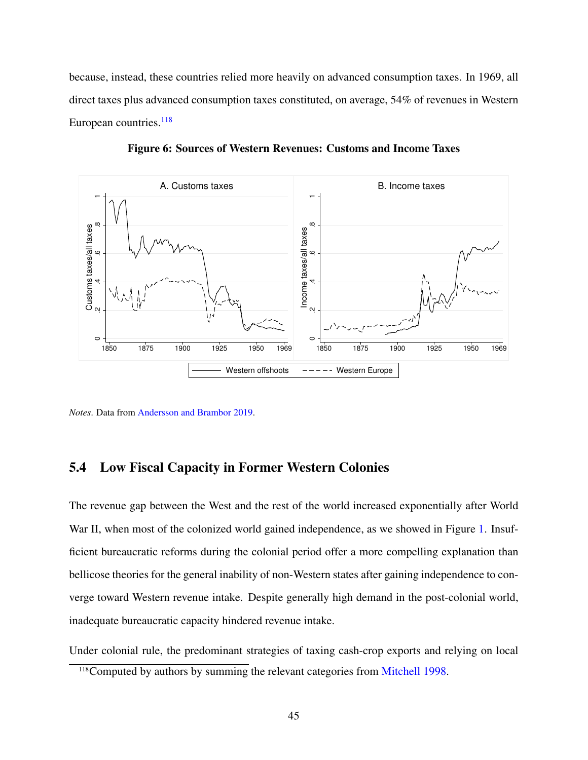because, instead, these countries relied more heavily on advanced consumption taxes. In 1969, all direct taxes plus advanced consumption taxes constituted, on average, 54% of revenues in Western European countries.[118]

**Figure 6: Sources of Western Revenues: Customs and Income Taxes**

*Notes*. Data from Andersson and Brambor 2019.

## 5.4 Low Fiscal Capacity in Former Western Colonies

The revenue gap between the West and the rest of the world increased exponentially after World War II, when most of the colonized world gained independence, as we showed in Figure 1. Insufficient bureaucratic reforms during the colonial period offer a more compelling explanation than bellicose theories for the general inability of non-Western states after gaining independence to converge toward Western revenue intake. Despite generally high demand in the post-colonial world, inadequate bureaucratic capacity hindered revenue intake.

Under colonial rule, the predominant strategies of taxing cash-crop exports and relying on local

[118] Computed by authors by summing the relevant categories from Mitchell 1998.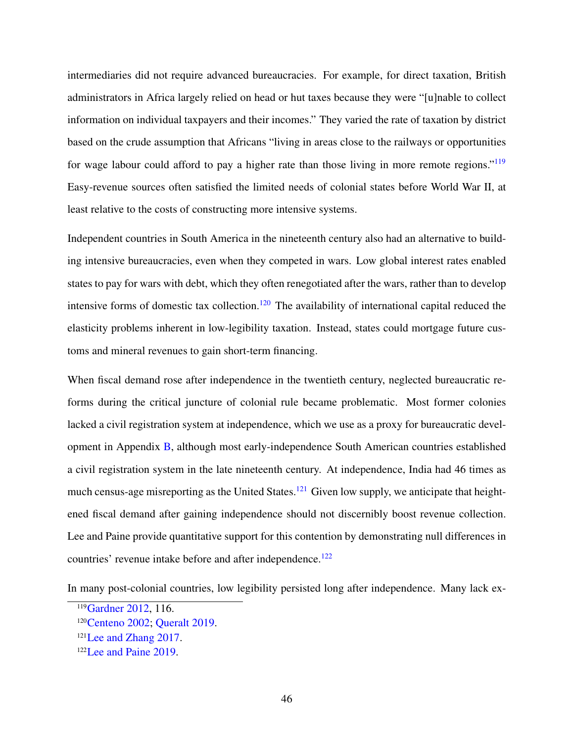intermediaries did not require advanced bureaucracies. For example, for direct taxation, British administrators in Africa largely relied on head or hut taxes because they were "[u]nable to collect information on individual taxpayers and their incomes." They varied the rate of taxation by district based on the crude assumption that Africans "living in areas close to the railways or opportunities for wage labour could afford to pay a higher rate than those living in more remote regions."[119] Easy-revenue sources often satisfied the limited needs of colonial states before World War II, at least relative to the costs of constructing more intensive systems.

Independent countries in South America in the nineteenth century also had an alternative to building intensive bureaucracies, even when they competed in wars. Low global interest rates enabled states to pay for wars with debt, which they often renegotiated after the wars, rather than to develop intensive forms of domestic tax collection.[120] The availability of international capital reduced the elasticity problems inherent in low-legibility taxation. Instead, states could mortgage future customs and mineral revenues to gain short-term financing.

When fiscal demand rose after independence in the twentieth century, neglected bureaucratic reforms during the critical juncture of colonial rule became problematic. Most former colonies lacked a civil registration system at independence, which we use as a proxy for bureaucratic development in Appendix B, although most early-independence South American countries established a civil registration system in the late nineteenth century. At independence, India had 46 times as much census-age misreporting as the United States.[121] Given low supply, we anticipate that heightened fiscal demand after gaining independence should not discernibly boost revenue collection. Lee and Paine provide quantitative support for this contention by demonstrating null differences in countries' revenue intake before and after independence.[122]

In many post-colonial countries, low legibility persisted long after independence. Many lack ex-

[119] Gardner 2012, 116.

[120] Centeno 2002; Queralt 2019.

[121] Lee and Zhang 2017.

[122] Lee and Paine 2019.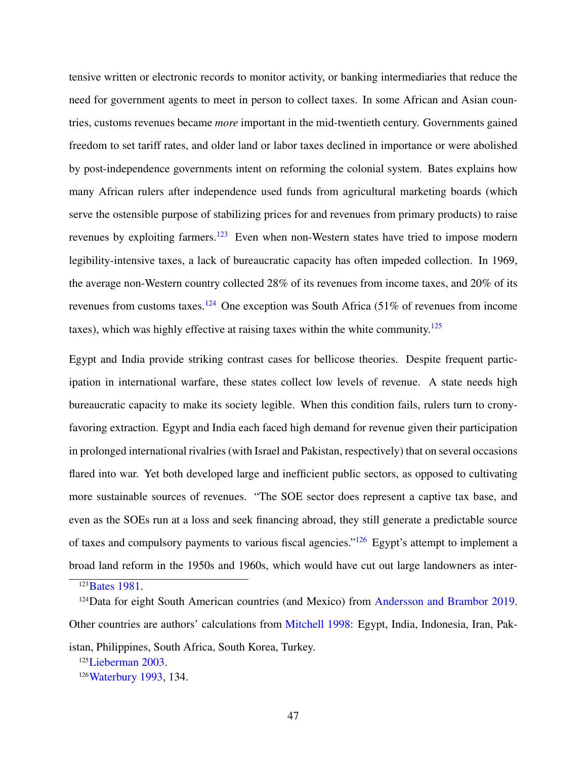tensive written or electronic records to monitor activity, or banking intermediaries that reduce the need for government agents to meet in person to collect taxes. In some African and Asian countries, customs revenues became *more* important in the mid-twentieth century. Governments gained freedom to set tariff rates, and older land or labor taxes declined in importance or were abolished by post-independence governments intent on reforming the colonial system. Bates explains how many African rulers after independence used funds from agricultural marketing boards (which serve the ostensible purpose of stabilizing prices for and revenues from primary products) to raise revenues by exploiting farmers.[123] Even when non-Western states have tried to impose modern legibility-intensive taxes, a lack of bureaucratic capacity has often impeded collection. In 1969, the average non-Western country collected 28% of its revenues from income taxes, and 20% of its revenues from customs taxes.[124] One exception was South Africa (51% of revenues from income taxes), which was highly effective at raising taxes within the white community.[125]

Egypt and India provide striking contrast cases for bellicose theories. Despite frequent participation in international warfare, these states collect low levels of revenue. A state needs high bureaucratic capacity to make its society legible. When this condition fails, rulers turn to crony-favoring extraction. Egypt and India each faced high demand for revenue given their participation in prolonged international rivalries (with Israel and Pakistan, respectively) that on several occasions flared into war. Yet both developed large and inefficient public sectors, as opposed to cultivating more sustainable sources of revenues. "The SOE sector does represent a captive tax base, and even as the SOEs run at a loss and seek financing abroad, they still generate a predictable source of taxes and compulsory payments to various fiscal agencies."[126] Egypt's attempt to implement a broad land reform in the 1950s and 1960s, which would have cut out large landowners as inter-

[123] Bates 1981.

[124] Data for eight South American countries (and Mexico) from Andersson and Brambor 2019. Other countries are authors' calculations from Mitchell 1998: Egypt, India, Indonesia, Iran, Pakistan, Philippines, South Africa, South Korea, Turkey.

[125] Lieberman 2003.

[126] Waterbury 1993, 134.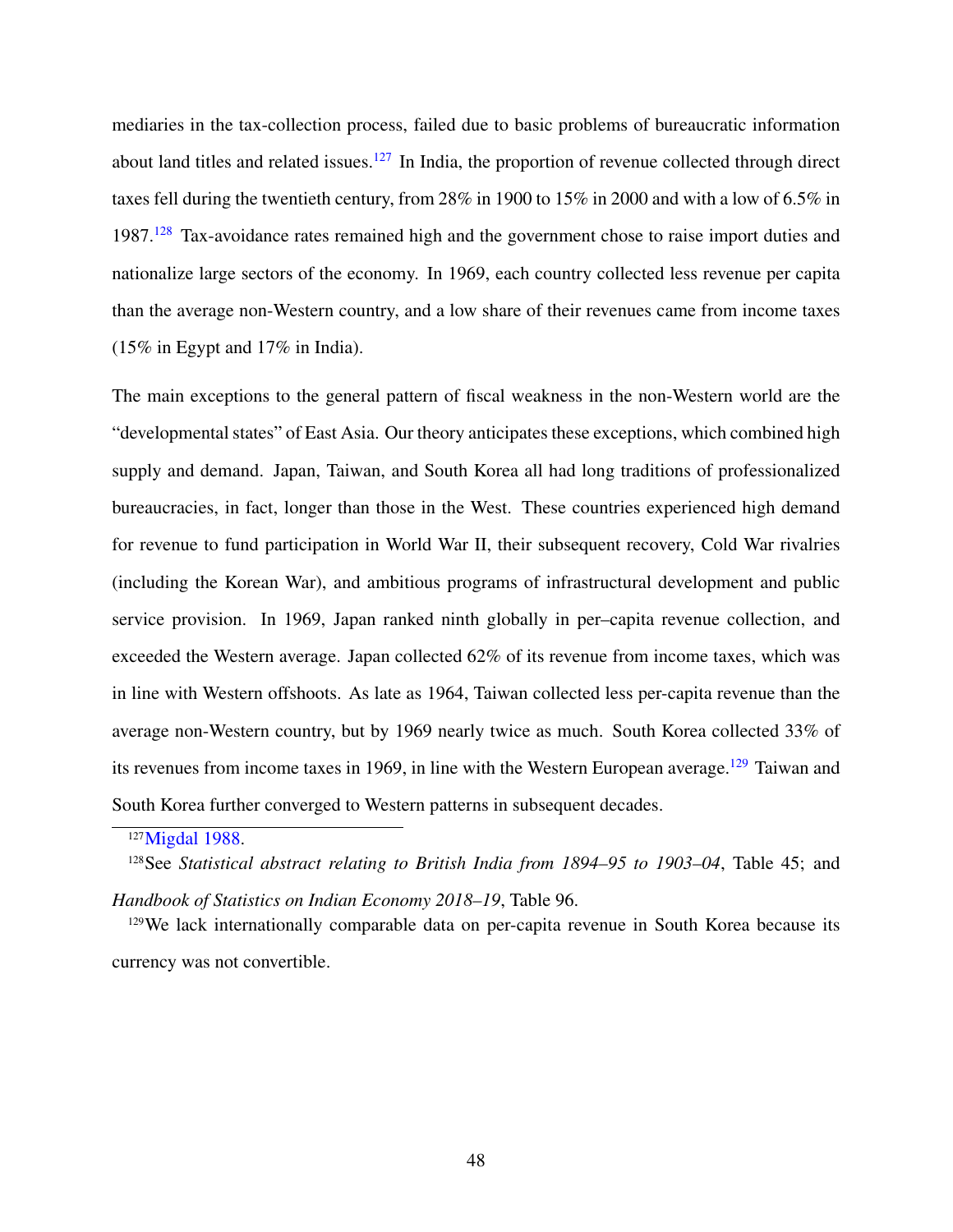mediaries in the tax-collection process, failed due to basic problems of bureaucratic information about land titles and related issues.[127] In India, the proportion of revenue collected through direct taxes fell during the twentieth century, from 28% in 1900 to 15% in 2000 and with a low of 6.5% in 1987.[128] Tax-avoidance rates remained high and the government chose to raise import duties and nationalize large sectors of the economy. In 1969, each country collected less revenue per capita than the average non-Western country, and a low share of their revenues came from income taxes (15% in Egypt and 17% in India).

The main exceptions to the general pattern of fiscal weakness in the non-Western world are the "developmental states" of East Asia. Our theory anticipates these exceptions, which combined high supply and demand. Japan, Taiwan, and South Korea all had long traditions of professionalized bureaucracies, in fact, longer than those in the West. These countries experienced high demand for revenue to fund participation in World War II, their subsequent recovery, Cold War rivalries (including the Korean War), and ambitious programs of infrastructural development and public service provision. In 1969, Japan ranked ninth globally in per–capita revenue collection, and exceeded the Western average. Japan collected 62% of its revenue from income taxes, which was in line with Western offshoots. As late as 1964, Taiwan collected less per-capita revenue than the average non-Western country, but by 1969 nearly twice as much. South Korea collected 33% of its revenues from income taxes in 1969, in line with the Western European average.[129] Taiwan and South Korea further converged to Western patterns in subsequent decades.

---

[127] Migdal 1988.

[128] See *Statistical abstract relating to British India from 1894–95 to 1903–04*, Table 45; and *Handbook of Statistics on Indian Economy 2018–19*, Table 96.

[129] We lack internationally comparable data on per-capita revenue in South Korea because its currency was not convertible.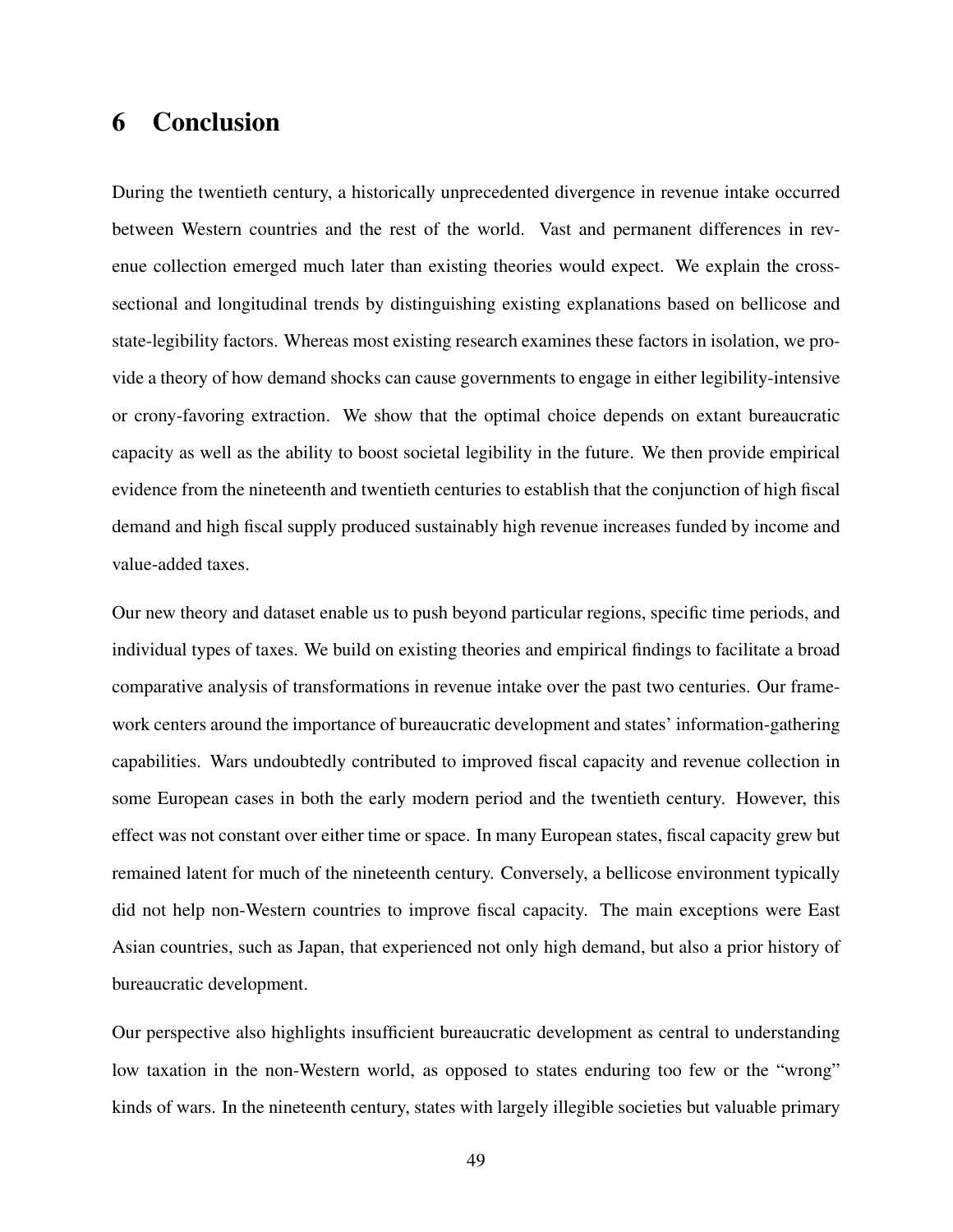## 6 Conclusion

During the twentieth century, a historically unprecedented divergence in revenue intake occurred between Western countries and the rest of the world. Vast and permanent differences in revenue collection emerged much later than existing theories would expect. We explain the cross-sectional and longitudinal trends by distinguishing existing explanations based on bellicose and state-legibility factors. Whereas most existing research examines these factors in isolation, we provide a theory of how demand shocks can cause governments to engage in either legibility-intensive or crony-favoring extraction. We show that the optimal choice depends on extant bureaucratic capacity as well as the ability to boost societal legibility in the future. We then provide empirical evidence from the nineteenth and twentieth centuries to establish that the conjunction of high fiscal demand and high fiscal supply produced sustainably high revenue increases funded by income and value-added taxes.

Our new theory and dataset enable us to push beyond particular regions, specific time periods, and individual types of taxes. We build on existing theories and empirical findings to facilitate a broad comparative analysis of transformations in revenue intake over the past two centuries. Our framework centers around the importance of bureaucratic development and states' information-gathering capabilities. Wars undoubtedly contributed to improved fiscal capacity and revenue collection in some European cases in both the early modern period and the twentieth century. However, this effect was not constant over either time or space. In many European states, fiscal capacity grew but remained latent for much of the nineteenth century. Conversely, a bellicose environment typically did not help non-Western countries to improve fiscal capacity. The main exceptions were East Asian countries, such as Japan, that experienced not only high demand, but also a prior history of bureaucratic development.

Our perspective also highlights insufficient bureaucratic development as central to understanding low taxation in the non-Western world, as opposed to states enduring too few or the "wrong" kinds of wars. In the nineteenth century, states with largely illegible societies but valuable primary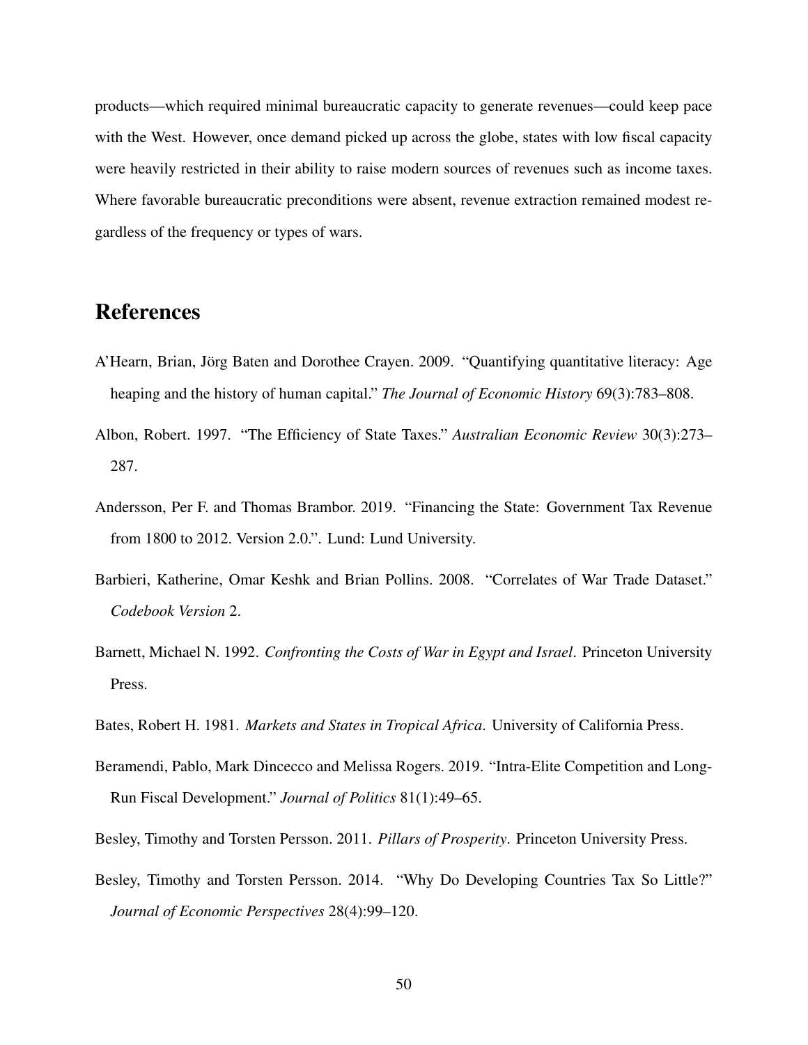products—which required minimal bureaucratic capacity to generate revenues—could keep pace with the West. However, once demand picked up across the globe, states with low fiscal capacity were heavily restricted in their ability to raise modern sources of revenues such as income taxes. Where favorable bureaucratic preconditions were absent, revenue extraction remained modest regardless of the frequency or types of wars.

# References

A'Hearn, Brian, Jörg Baten and Dorothee Crayen. 2009. "Quantifying quantitative literacy: Age heaping and the history of human capital." *The Journal of Economic History* 69(3):783–808.

Albon, Robert. 1997. "The Efficiency of State Taxes." *Australian Economic Review* 30(3):273–287.

Andersson, Per F. and Thomas Brambor. 2019. "Financing the State: Government Tax Revenue from 1800 to 2012. Version 2.0.". Lund: Lund University.

Barbieri, Katherine, Omar Keshk and Brian Pollins. 2008. "Correlates of War Trade Dataset." *Codebook Version* 2.

Barnett, Michael N. 1992. *Confronting the Costs of War in Egypt and Israel*. Princeton University Press.

Bates, Robert H. 1981. *Markets and States in Tropical Africa*. University of California Press.

Beramendi, Pablo, Mark Dincecco and Melissa Rogers. 2019. "Intra-Elite Competition and Long-Run Fiscal Development." *Journal of Politics* 81(1):49–65.

Besley, Timothy and Torsten Persson. 2011. *Pillars of Prosperity*. Princeton University Press.

Besley, Timothy and Torsten Persson. 2014. "Why Do Developing Countries Tax So Little?" *Journal of Economic Perspectives* 28(4):99–120.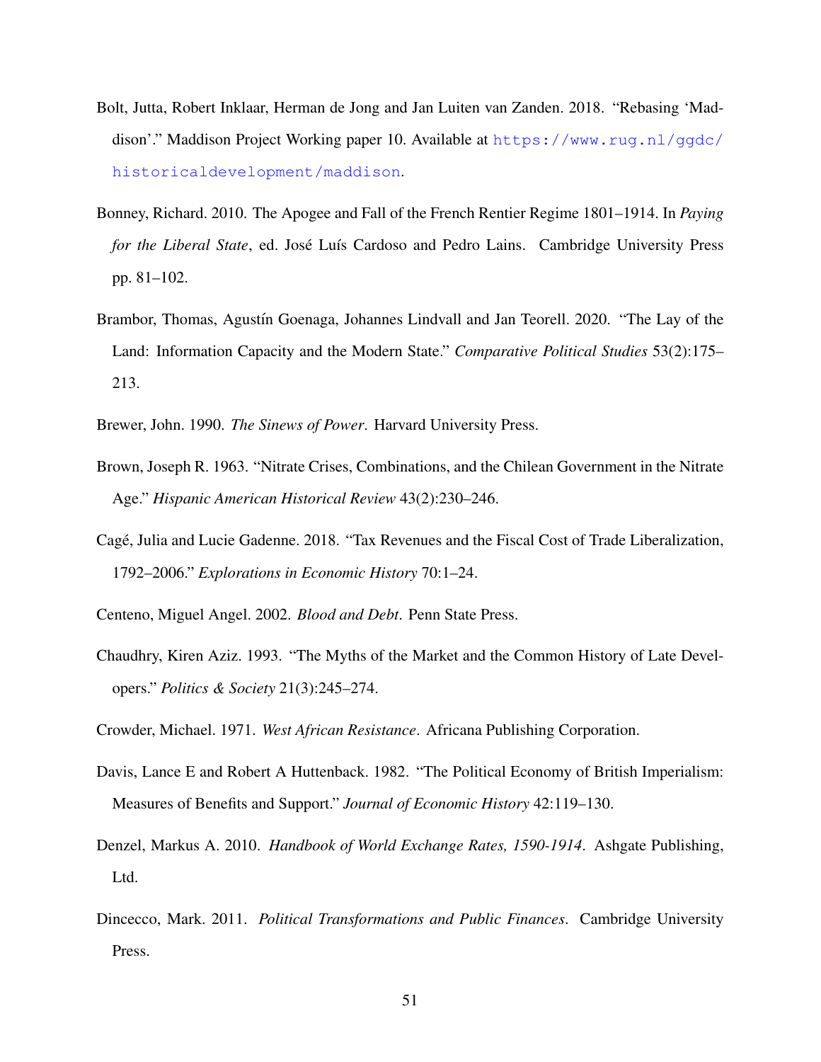Bolt, Jutta, Robert Inklaar, Herman de Jong and Jan Luiten van Zanden. 2018. "Rebasing 'Maddison'." Maddison Project Working paper 10. Available at https://www.rug.nl/ggdc/historicaldevelopment/maddison.

Bonney, Richard. 2010. The Apogee and Fall of the French Rentier Regime 1801–1914. In *Paying for the Liberal State*, ed. José Luís Cardoso and Pedro Lains. Cambridge University Press pp. 81–102.

Brambor, Thomas, Agustín Goenaga, Johannes Lindvall and Jan Teorell. 2020. "The Lay of the Land: Information Capacity and the Modern State." *Comparative Political Studies* 53(2):175–213.

Brewer, John. 1990. *The Sinews of Power*. Harvard University Press.

Brown, Joseph R. 1963. "Nitrate Crises, Combinations, and the Chilean Government in the Nitrate Age." *Hispanic American Historical Review* 43(2):230–246.

Cagé, Julia and Lucie Gadenne. 2018. "Tax Revenues and the Fiscal Cost of Trade Liberalization, 1792–2006." *Explorations in Economic History* 70:1–24.

Centeno, Miguel Angel. 2002. *Blood and Debt*. Penn State Press.

Chaudhry, Kiren Aziz. 1993. "The Myths of the Market and the Common History of Late Developers." *Politics & Society* 21(3):245–274.

Crowder, Michael. 1971. *West African Resistance*. Africana Publishing Corporation.

Davis, Lance E and Robert A Huttenback. 1982. "The Political Economy of British Imperialism: Measures of Benefits and Support." *Journal of Economic History* 42:119–130.

Denzel, Markus A. 2010. *Handbook of World Exchange Rates, 1590-1914*. Ashgate Publishing, Ltd.

Dincecco, Mark. 2011. *Political Transformations and Public Finances*. Cambridge University Press.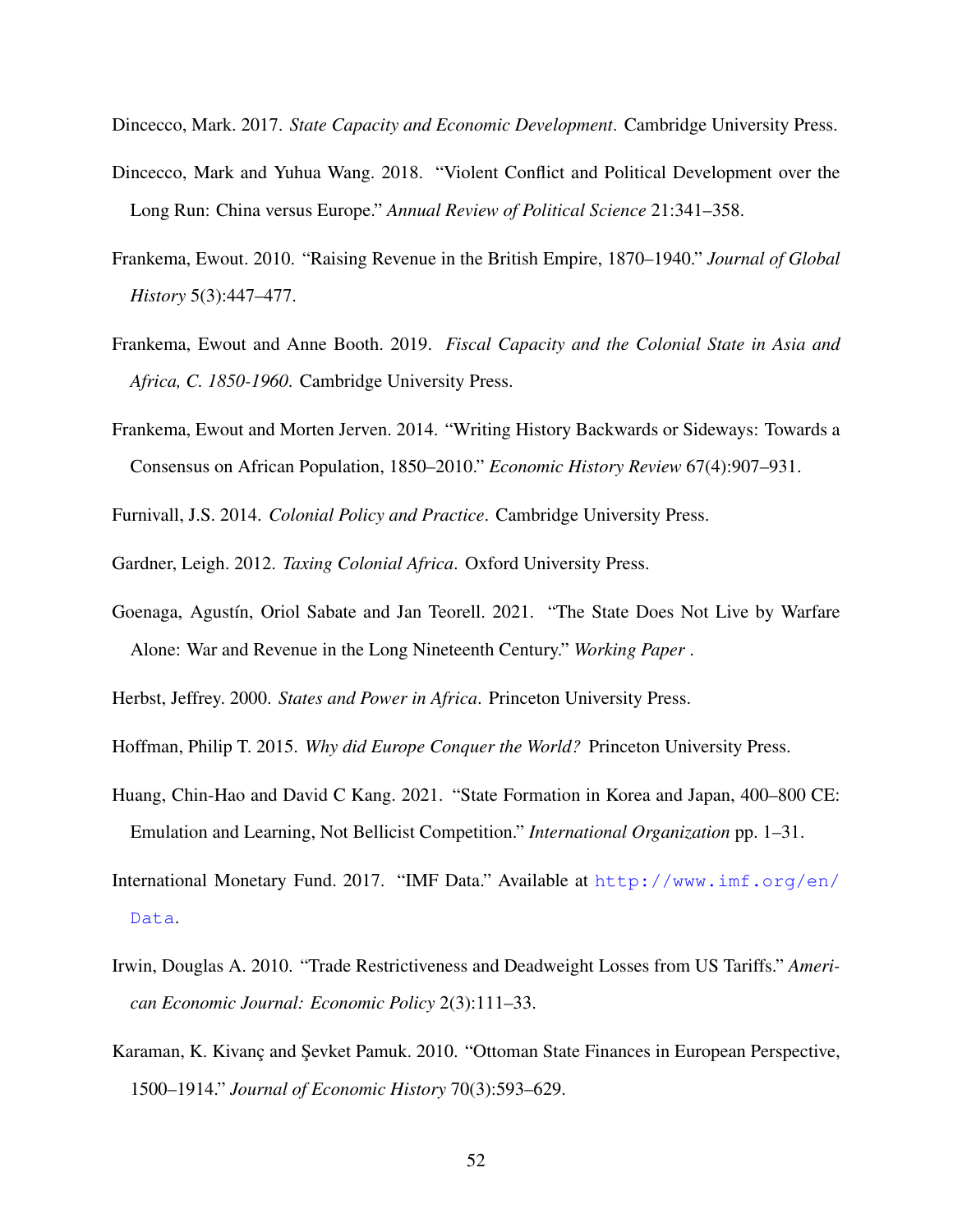Dincecco, Mark. 2017. *State Capacity and Economic Development*. Cambridge University Press.

Dincecco, Mark and Yuhua Wang. 2018. "Violent Conflict and Political Development over the Long Run: China versus Europe." *Annual Review of Political Science* 21:341–358.

Frankema, Ewout. 2010. "Raising Revenue in the British Empire, 1870–1940." *Journal of Global History* 5(3):447–477.

Frankema, Ewout and Anne Booth. 2019. *Fiscal Capacity and the Colonial State in Asia and Africa, C. 1850-1960*. Cambridge University Press.

Frankema, Ewout and Morten Jerven. 2014. "Writing History Backwards or Sideways: Towards a Consensus on African Population, 1850–2010." *Economic History Review* 67(4):907–931.

Furnivall, J.S. 2014. *Colonial Policy and Practice*. Cambridge University Press.

Gardner, Leigh. 2012. *Taxing Colonial Africa*. Oxford University Press.

Goenaga, Agustín, Oriol Sabate and Jan Teorell. 2021. "The State Does Not Live by Warfare Alone: War and Revenue in the Long Nineteenth Century." *Working Paper* .

Herbst, Jeffrey. 2000. *States and Power in Africa*. Princeton University Press.

Hoffman, Philip T. 2015. *Why did Europe Conquer the World?* Princeton University Press.

Huang, Chin-Hao and David C Kang. 2021. "State Formation in Korea and Japan, 400–800 CE: Emulation and Learning, Not Bellicist Competition." *International Organization* pp. 1–31.

International Monetary Fund. 2017. "IMF Data." Available at http://www.imf.org/en/Data.

Irwin, Douglas A. 2010. "Trade Restrictiveness and Deadweight Losses from US Tariffs." *American Economic Journal: Economic Policy* 2(3):111–33.

Karaman, K. Kivanç and Şevket Pamuk. 2010. "Ottoman State Finances in European Perspective, 1500–1914." *Journal of Economic History* 70(3):593–629.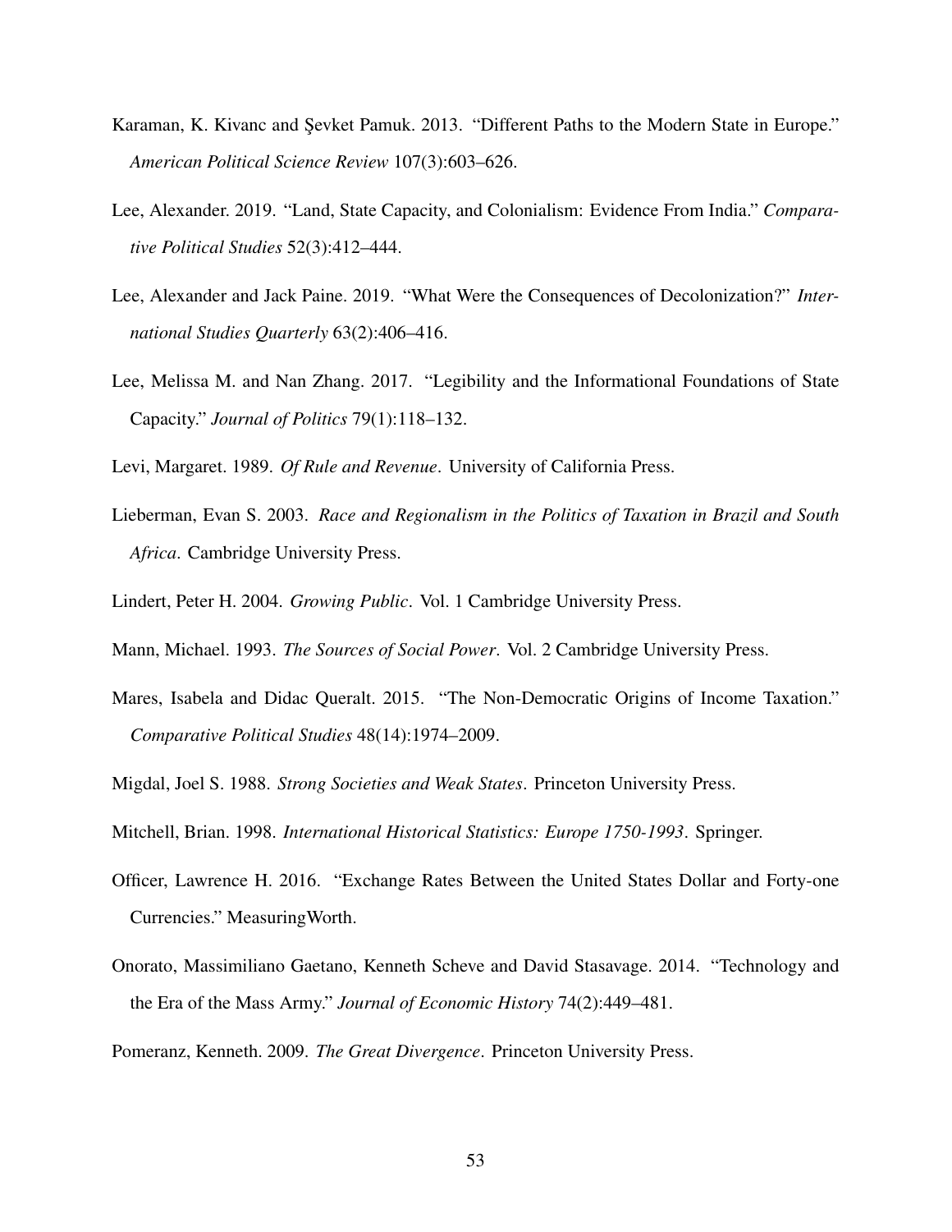Karaman, K. Kivanc and Şevket Pamuk. 2013. "Different Paths to the Modern State in Europe." *American Political Science Review* 107(3):603–626.

Lee, Alexander. 2019. "Land, State Capacity, and Colonialism: Evidence From India." *Comparative Political Studies* 52(3):412–444.

Lee, Alexander and Jack Paine. 2019. "What Were the Consequences of Decolonization?" *International Studies Quarterly* 63(2):406–416.

Lee, Melissa M. and Nan Zhang. 2017. "Legibility and the Informational Foundations of State Capacity." *Journal of Politics* 79(1):118–132.

Levi, Margaret. 1989. *Of Rule and Revenue*. University of California Press.

Lieberman, Evan S. 2003. *Race and Regionalism in the Politics of Taxation in Brazil and South Africa*. Cambridge University Press.

Lindert, Peter H. 2004. *Growing Public*. Vol. 1 Cambridge University Press.

Mann, Michael. 1993. *The Sources of Social Power*. Vol. 2 Cambridge University Press.

Mares, Isabela and Didac Queralt. 2015. "The Non-Democratic Origins of Income Taxation." *Comparative Political Studies* 48(14):1974–2009.

Migdal, Joel S. 1988. *Strong Societies and Weak States*. Princeton University Press.

Mitchell, Brian. 1998. *International Historical Statistics: Europe 1750-1993*. Springer.

Officer, Lawrence H. 2016. "Exchange Rates Between the United States Dollar and Forty-one Currencies." MeasuringWorth.

Onorato, Massimiliano Gaetano, Kenneth Scheve and David Stasavage. 2014. "Technology and the Era of the Mass Army." *Journal of Economic History* 74(2):449–481.

Pomeranz, Kenneth. 2009. *The Great Divergence*. Princeton University Press.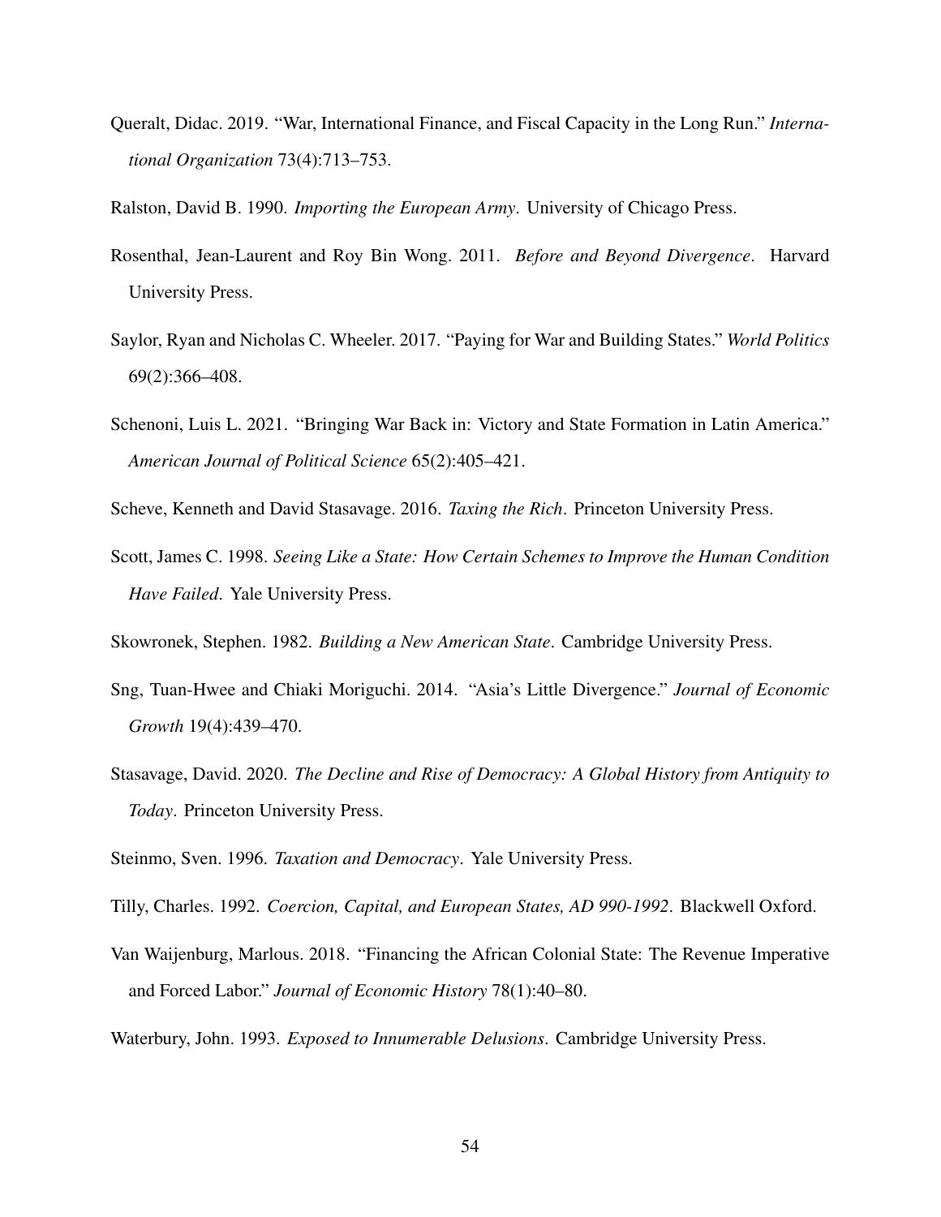Queralt, Didac. 2019. "War, International Finance, and Fiscal Capacity in the Long Run." *International Organization* 73(4):713–753.

Ralston, David B. 1990. *Importing the European Army*. University of Chicago Press.

Rosenthal, Jean-Laurent and Roy Bin Wong. 2011. *Before and Beyond Divergence*. Harvard University Press.

Saylor, Ryan and Nicholas C. Wheeler. 2017. "Paying for War and Building States." *World Politics* 69(2):366–408.

Schenoni, Luis L. 2021. "Bringing War Back in: Victory and State Formation in Latin America." *American Journal of Political Science* 65(2):405–421.

Scheve, Kenneth and David Stasavage. 2016. *Taxing the Rich*. Princeton University Press.

Scott, James C. 1998. *Seeing Like a State: How Certain Schemes to Improve the Human Condition Have Failed*. Yale University Press.

Skowronek, Stephen. 1982. *Building a New American State*. Cambridge University Press.

Sng, Tuan-Hwee and Chiaki Moriguchi. 2014. "Asia's Little Divergence." *Journal of Economic Growth* 19(4):439–470.

Stasavage, David. 2020. *The Decline and Rise of Democracy: A Global History from Antiquity to Today*. Princeton University Press.

Steinmo, Sven. 1996. *Taxation and Democracy*. Yale University Press.

Tilly, Charles. 1992. *Coercion, Capital, and European States, AD 990-1992*. Blackwell Oxford.

Van Waijenburg, Marlous. 2018. "Financing the African Colonial State: The Revenue Imperative and Forced Labor." *Journal of Economic History* 78(1):40–80.

Waterbury, John. 1993. *Exposed to Innumerable Delusions*. Cambridge University Press.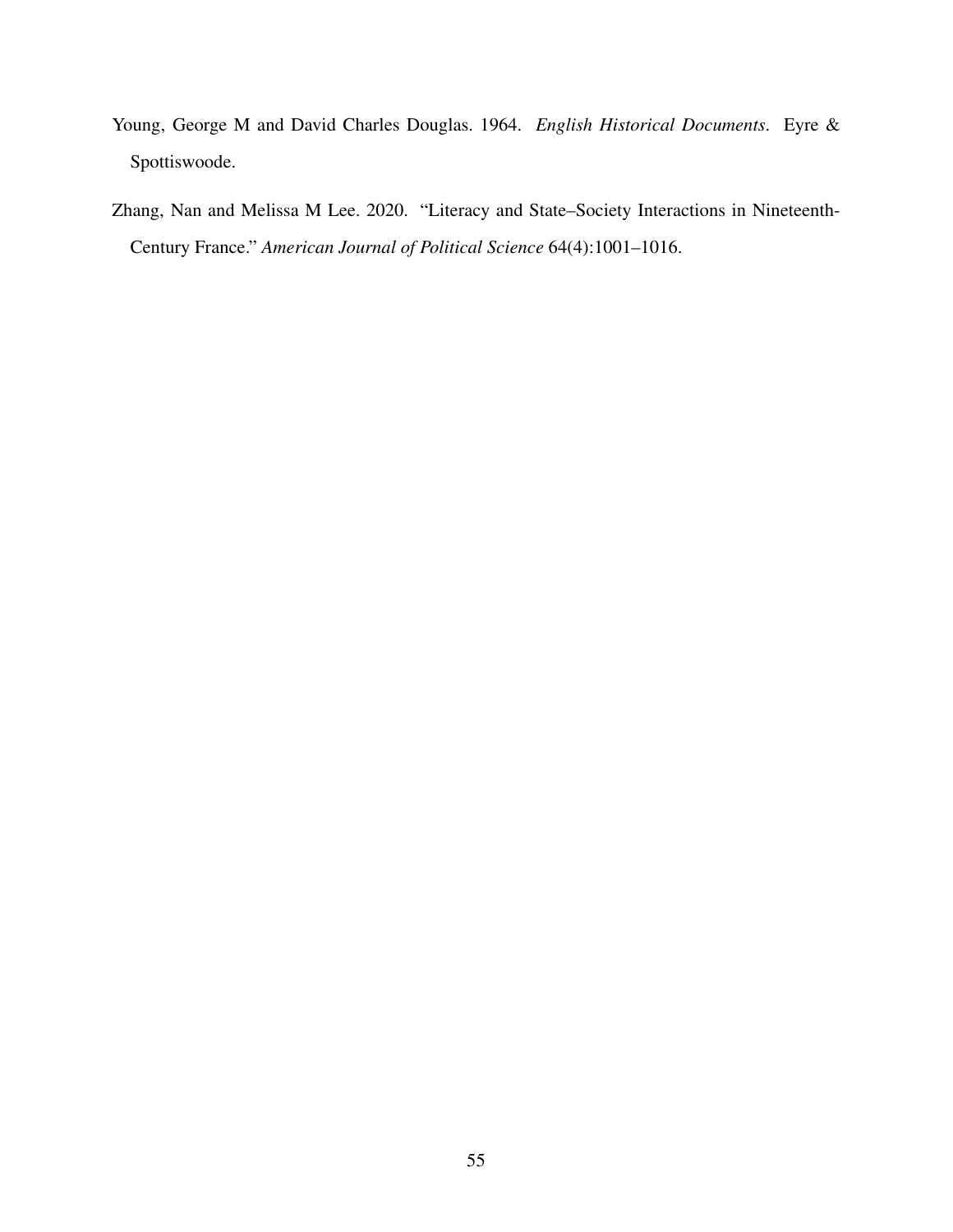Young, George M and David Charles Douglas. 1964. *English Historical Documents*. Eyre & Spottiswoode.

Zhang, Nan and Melissa M Lee. 2020. "Literacy and State–Society Interactions in Nineteenth-Century France." *American Journal of Political Science* 64(4):1001–1016.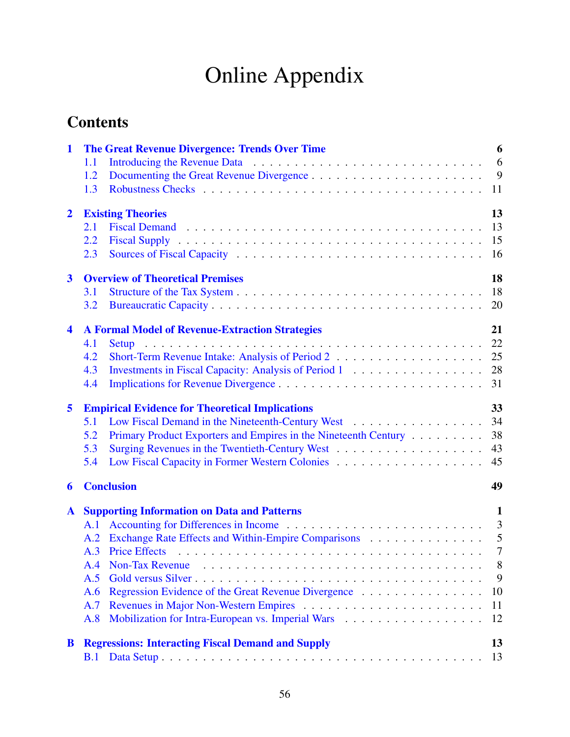# Online Appendix

## Contents

**1 The Great Revenue Divergence: Trends Over Time** **6**
- 1.1 Introducing the Revenue Data . . . 6
- 1.2 Documenting the Great Revenue Divergence . . . 9
- 1.3 Robustness Checks . . . 11

**2 Existing Theories** **13**
- 2.1 Fiscal Demand . . . 13
- 2.2 Fiscal Supply . . . 15
- 2.3 Sources of Fiscal Capacity . . . 16

**3 Overview of Theoretical Premises** **18**
- 3.1 Structure of the Tax System . . . 18
- 3.2 Bureaucratic Capacity . . . 20

**4 A Formal Model of Revenue-Extraction Strategies** **21**
- 4.1 Setup . . . 22
- 4.2 Short-Term Revenue Intake: Analysis of Period 2 . . . 25
- 4.3 Investments in Fiscal Capacity: Analysis of Period 1 . . . 28
- 4.4 Implications for Revenue Divergence . . . 31

**5 Empirical Evidence for Theoretical Implications** **33**
- 5.1 Low Fiscal Demand in the Nineteenth-Century West . . . 34
- 5.2 Primary Product Exporters and Empires in the Nineteenth Century . . . 38
- 5.3 Surging Revenues in the Twentieth-Century West . . . 43
- 5.4 Low Fiscal Capacity in Former Western Colonies . . . 45

**6 Conclusion** **49**

**A Supporting Information on Data and Patterns** **1**
- A.1 Accounting for Differences in Income . . . 3
- A.2 Exchange Rate Effects and Within-Empire Comparisons . . . 5
- A.3 Price Effects . . . 7
- A.4 Non-Tax Revenue . . . 8
- A.5 Gold versus Silver . . . 9
- A.6 Regression Evidence of the Great Revenue Divergence . . . 10
- A.7 Revenues in Major Non-Western Empires . . . 11
- A.8 Mobilization for Intra-European vs. Imperial Wars . . . 12

**B Regressions: Interacting Fiscal Demand and Supply** **13**
- B.1 Data Setup . . . 13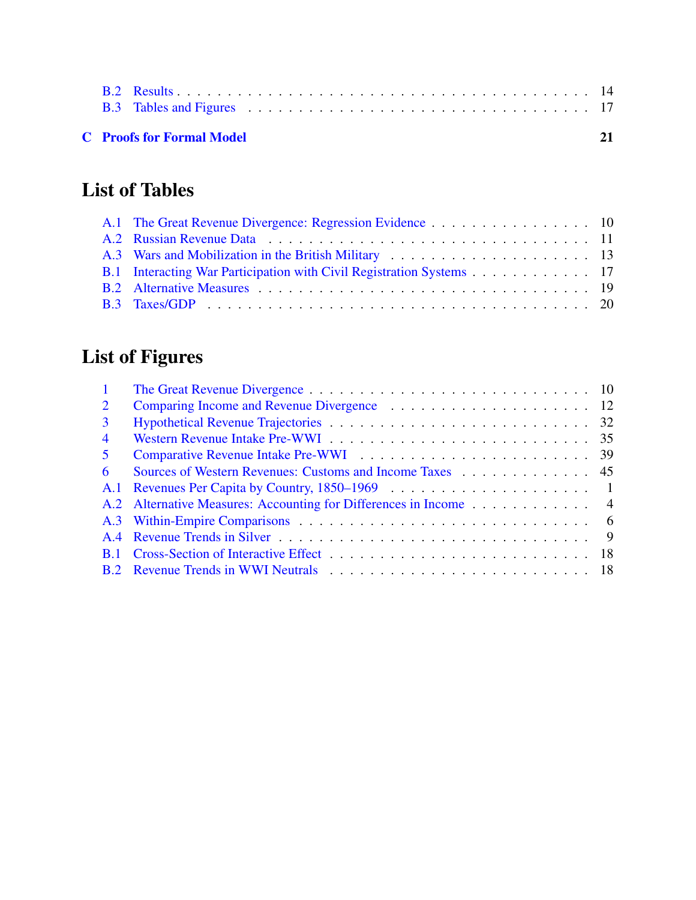B.2 Results . . . . . . . . . . . . . . . . . . . . . . . . . . . . . . . . . . . . . . 14
B.3 Tables and Figures . . . . . . . . . . . . . . . . . . . . . . . . . . . . . . . . 17

**C Proofs for Formal Model** **21**

## List of Tables

A.1 The Great Revenue Divergence: Regression Evidence . . . . . . . . . . . . . . . . 10
A.2 Russian Revenue Data . . . . . . . . . . . . . . . . . . . . . . . . . . . . . . . 11
A.3 Wars and Mobilization in the British Military . . . . . . . . . . . . . . . . . . . 13
B.1 Interacting War Participation with Civil Registration Systems . . . . . . . . . . . . 17
B.2 Alternative Measures . . . . . . . . . . . . . . . . . . . . . . . . . . . . . . . 19
B.3 Taxes/GDP . . . . . . . . . . . . . . . . . . . . . . . . . . . . . . . . . . . . 20

## List of Figures

1 The Great Revenue Divergence . . . . . . . . . . . . . . . . . . . . . . . . . . . 10
2 Comparing Income and Revenue Divergence . . . . . . . . . . . . . . . . . . . . 12
3 Hypothetical Revenue Trajectories . . . . . . . . . . . . . . . . . . . . . . . . . 32
4 Western Revenue Intake Pre-WWI . . . . . . . . . . . . . . . . . . . . . . . . . 35
5 Comparative Revenue Intake Pre-WWI . . . . . . . . . . . . . . . . . . . . . . . 39
6 Sources of Western Revenues: Customs and Income Taxes . . . . . . . . . . . . . 45
A.1 Revenues Per Capita by Country, 1850–1969 . . . . . . . . . . . . . . . . . . . . 1
A.2 Alternative Measures: Accounting for Differences in Income . . . . . . . . . . . . 4
A.3 Within-Empire Comparisons . . . . . . . . . . . . . . . . . . . . . . . . . . . . 6
A.4 Revenue Trends in Silver . . . . . . . . . . . . . . . . . . . . . . . . . . . . . . 9
B.1 Cross-Section of Interactive Effect . . . . . . . . . . . . . . . . . . . . . . . . . 18
B.2 Revenue Trends in WWI Neutrals . . . . . . . . . . . . . . . . . . . . . . . . . 18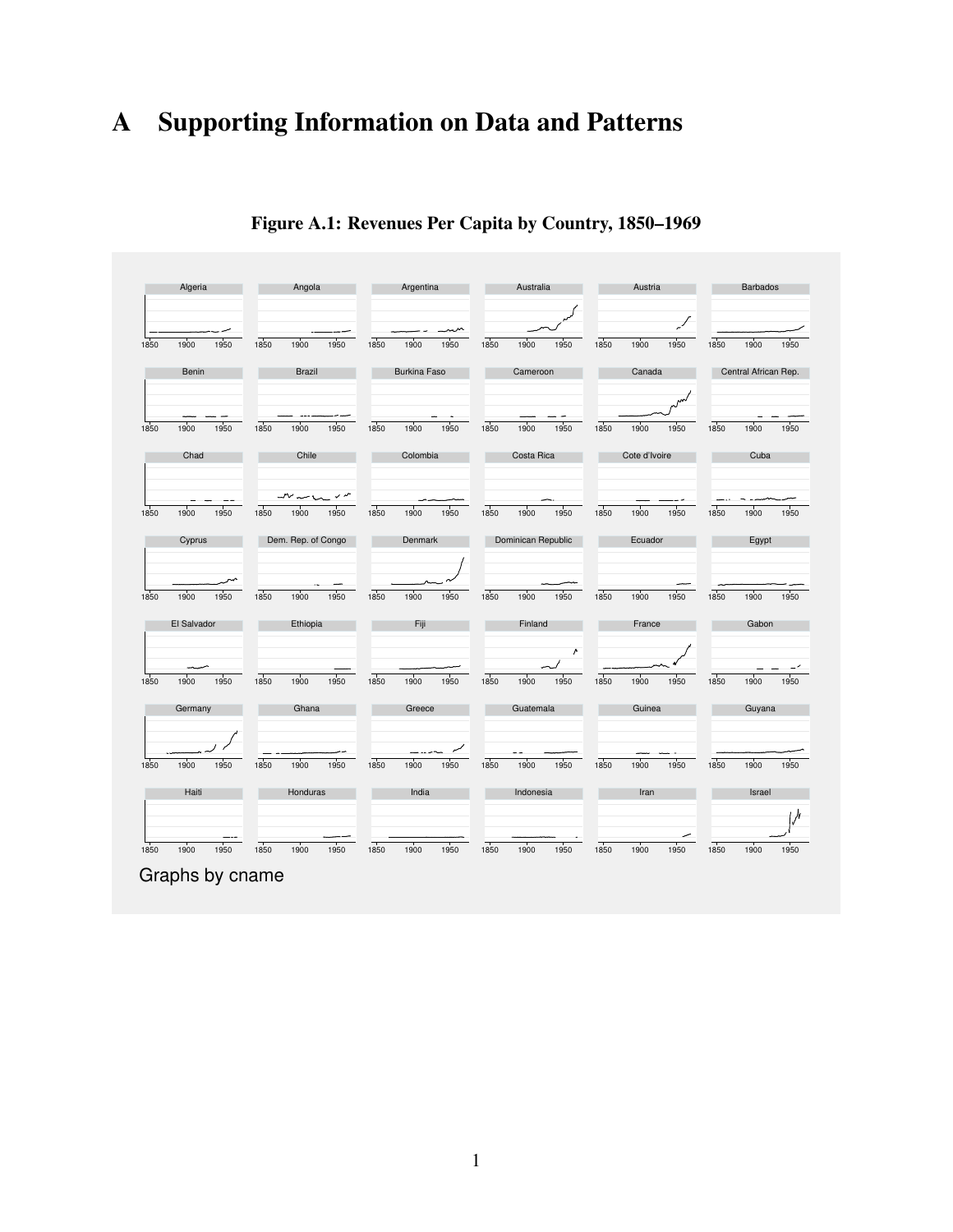# A Supporting Information on Data and Patterns

**Figure A.1: Revenues Per Capita by Country, 1850–1969**

Algeria
Angola
Argentina
Australia
Austria
Barbados
Benin
Brazil
Burkina Faso
Cameroon
Canada
Central African Rep.
Chad
Chile
Colombia
Costa Rica
Cote d'Ivoire
Cuba
Cyprus
Dem. Rep. of Congo
Denmark
Dominican Republic
Ecuador
Egypt
El Salvador
Ethiopia
Fiji
Finland
France
Gabon
Germany
Ghana
Greece
Guatemala
Guinea
Guyana
Haiti
Honduras
India
Indonesia
Iran
Israel

1850 1900 1950

Graphs by cname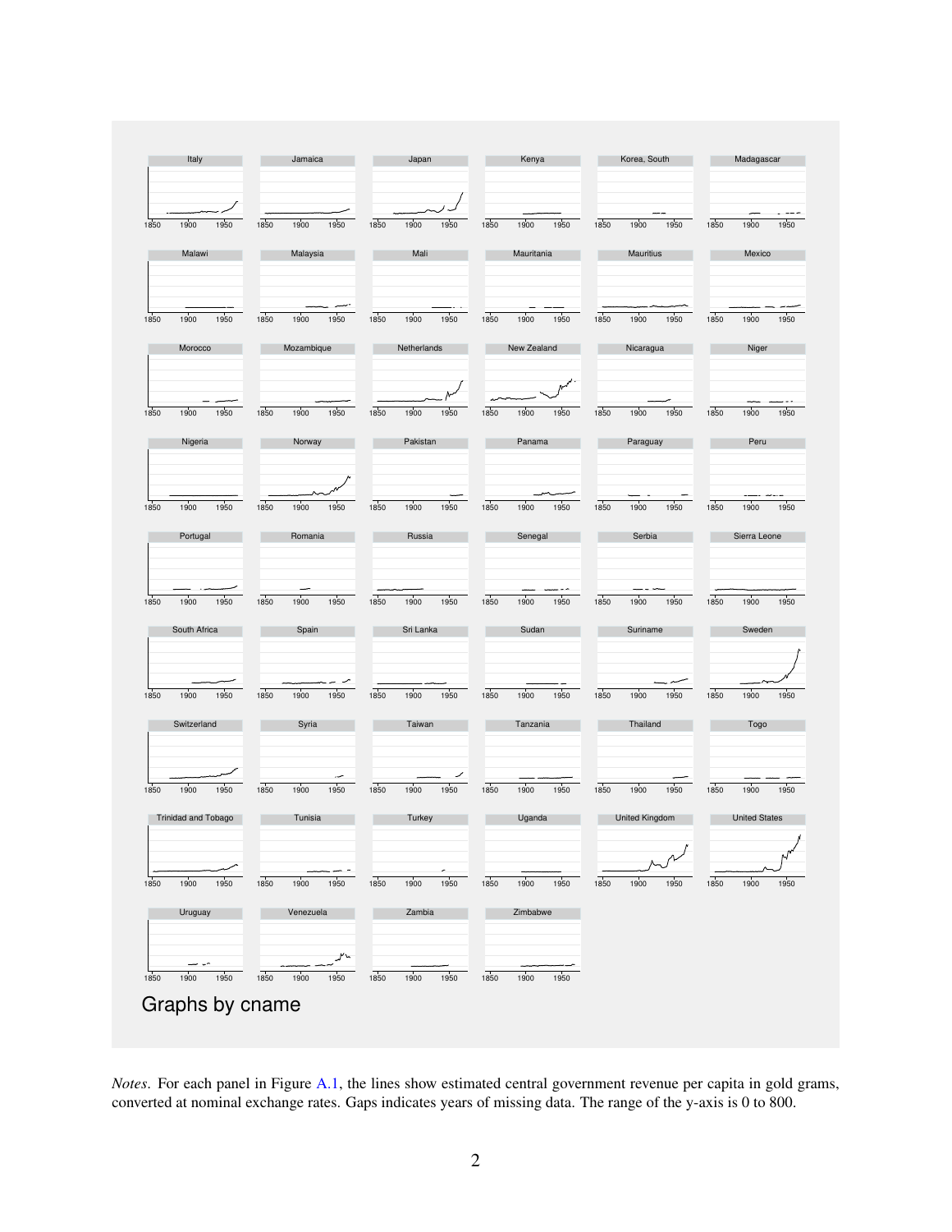Italy

1850 1900 1950

Jamaica

1850 1900 1950

Japan

1850 1900 1950

Kenya

1850 1900 1950

Korea, South

1850 1900 1950

Madagascar

1850 1900 1950

Malawi

1850 1900 1950

Malaysia

1850 1900 1950

Mali

1850 1900 1950

Mauritania

1850 1900 1950

Mauritius

1850 1900 1950

Mexico

1850 1900 1950

Morocco

1850 1900 1950

Mozambique

1850 1900 1950

Netherlands

1850 1900 1950

New Zealand

1850 1900 1950

Nicaragua

1850 1900 1950

Niger

1850 1900 1950

Nigeria

1850 1900 1950

Norway

1850 1900 1950

Pakistan

1850 1900 1950

Panama

1850 1900 1950

Paraguay

1850 1900 1950

Peru

1850 1900 1950

Portugal

1850 1900 1950

Romania

1850 1900 1950

Russia

1850 1900 1950

Senegal

1850 1900 1950

Serbia

1850 1900 1950

Sierra Leone

1850 1900 1950

South Africa

1850 1900 1950

Spain

1850 1900 1950

Sri Lanka

1850 1900 1950

Sudan

1850 1900 1950

Suriname

1850 1900 1950

Sweden

1850 1900 1950

Switzerland

1850 1900 1950

Syria

1850 1900 1950

Taiwan

1850 1900 1950

Tanzania

1850 1900 1950

Thailand

1850 1900 1950

Togo

1850 1900 1950

Trinidad and Tobago

1850 1900 1950

Tunisia

1850 1900 1950

Turkey

1850 1900 1950

Uganda

1850 1900 1950

United Kingdom

1850 1900 1950

United States

1850 1900 1950

Uruguay

1850 1900 1950

Venezuela

1850 1900 1950

Zambia

1850 1900 1950

Zimbabwe

1850 1900 1950

Graphs by cname

*Notes.* For each panel in Figure A.1, the lines show estimated central government revenue per capita in gold grams, converted at nominal exchange rates. Gaps indicates years of missing data. The range of the y-axis is 0 to 800.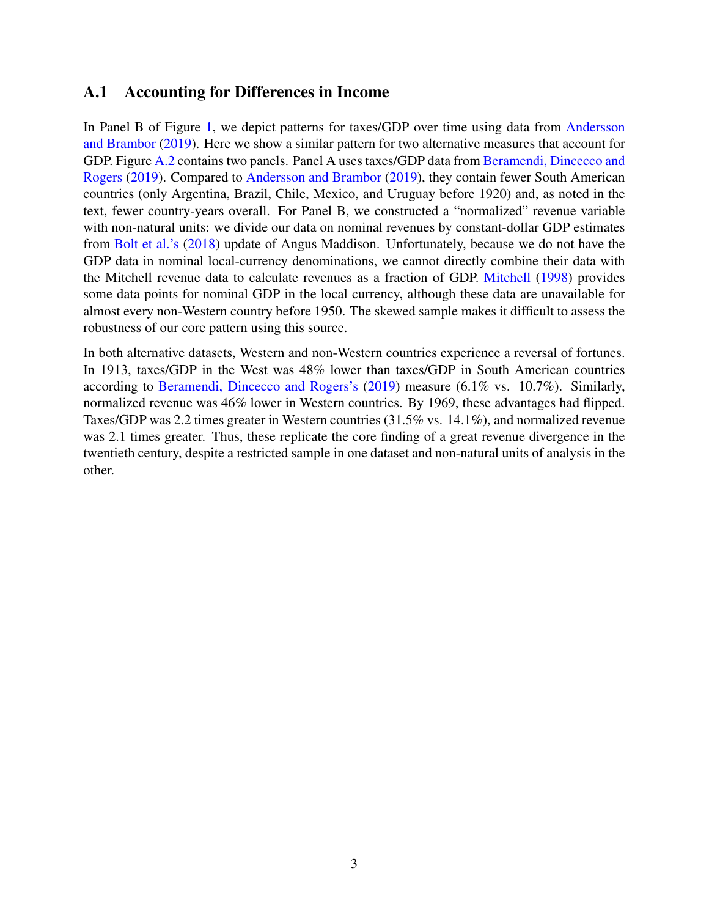## A.1 Accounting for Differences in Income

In Panel B of Figure 1, we depict patterns for taxes/GDP over time using data from Andersson and Brambor (2019). Here we show a similar pattern for two alternative measures that account for GDP. Figure A.2 contains two panels. Panel A uses taxes/GDP data from Beramendi, Dincecco and Rogers (2019). Compared to Andersson and Brambor (2019), they contain fewer South American countries (only Argentina, Brazil, Chile, Mexico, and Uruguay before 1920) and, as noted in the text, fewer country-years overall. For Panel B, we constructed a "normalized" revenue variable with non-natural units: we divide our data on nominal revenues by constant-dollar GDP estimates from Bolt et al.'s (2018) update of Angus Maddison. Unfortunately, because we do not have the GDP data in nominal local-currency denominations, we cannot directly combine their data with the Mitchell revenue data to calculate revenues as a fraction of GDP. Mitchell (1998) provides some data points for nominal GDP in the local currency, although these data are unavailable for almost every non-Western country before 1950. The skewed sample makes it difficult to assess the robustness of our core pattern using this source.

In both alternative datasets, Western and non-Western countries experience a reversal of fortunes. In 1913, taxes/GDP in the West was 48% lower than taxes/GDP in South American countries according to Beramendi, Dincecco and Rogers's (2019) measure (6.1% vs. 10.7%). Similarly, normalized revenue was 46% lower in Western countries. By 1969, these advantages had flipped. Taxes/GDP was 2.2 times greater in Western countries (31.5% vs. 14.1%), and normalized revenue was 2.1 times greater. Thus, these replicate the core finding of a great revenue divergence in the twentieth century, despite a restricted sample in one dataset and non-natural units of analysis in the other.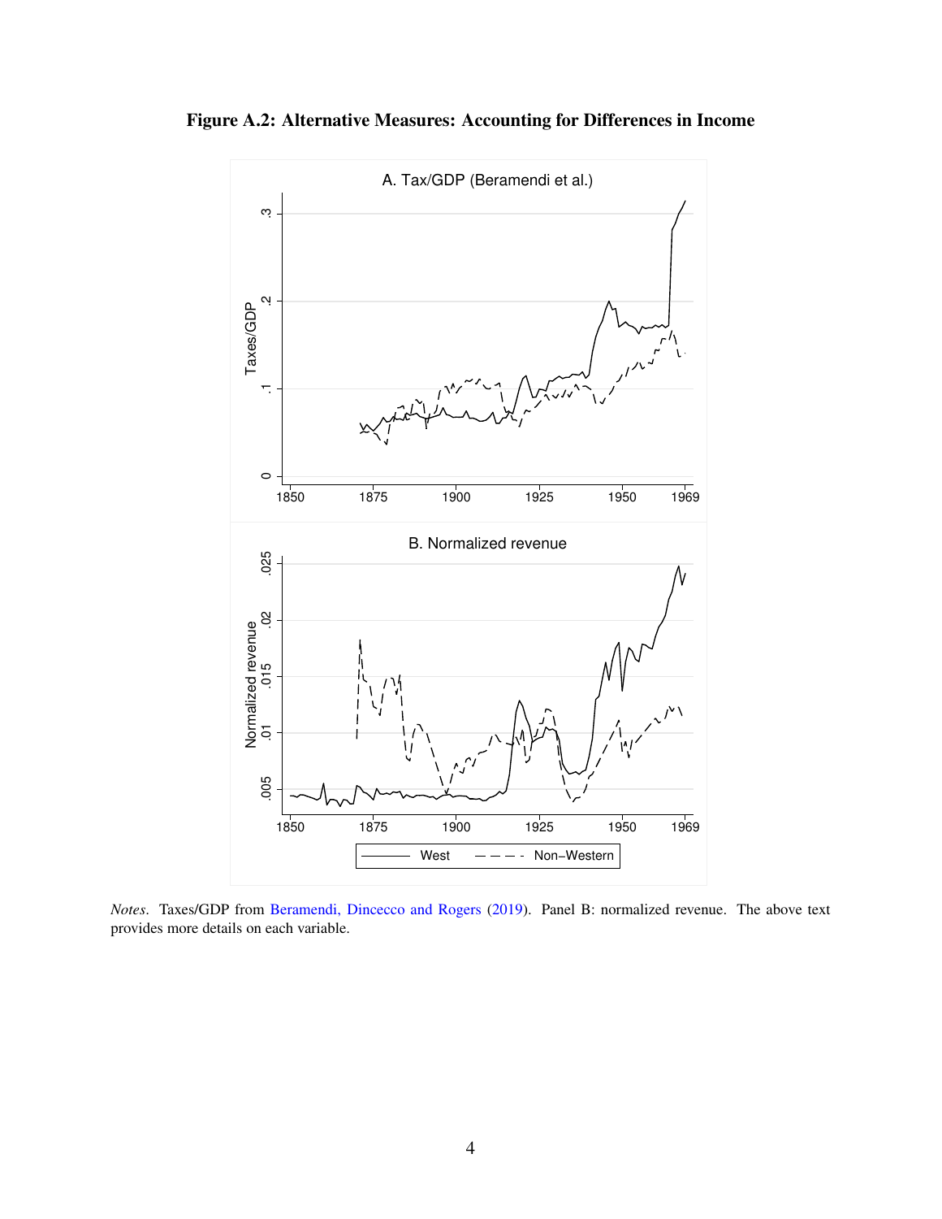**Figure A.2: Alternative Measures: Accounting for Differences in Income**

A. Tax/GDP (Beramendi et al.)

Taxes/GDP

0
.1
.2
.3

1850
1875
1900
1925
1950
1969

B. Normalized revenue

Normalized revenue

.005
.01
.015
.02
.025

1850
1875
1900
1925
1950
1969

West
Non−Western

*Notes*. Taxes/GDP from Beramendi, Dincecco and Rogers (2019). Panel B: normalized revenue. The above text provides more details on each variable.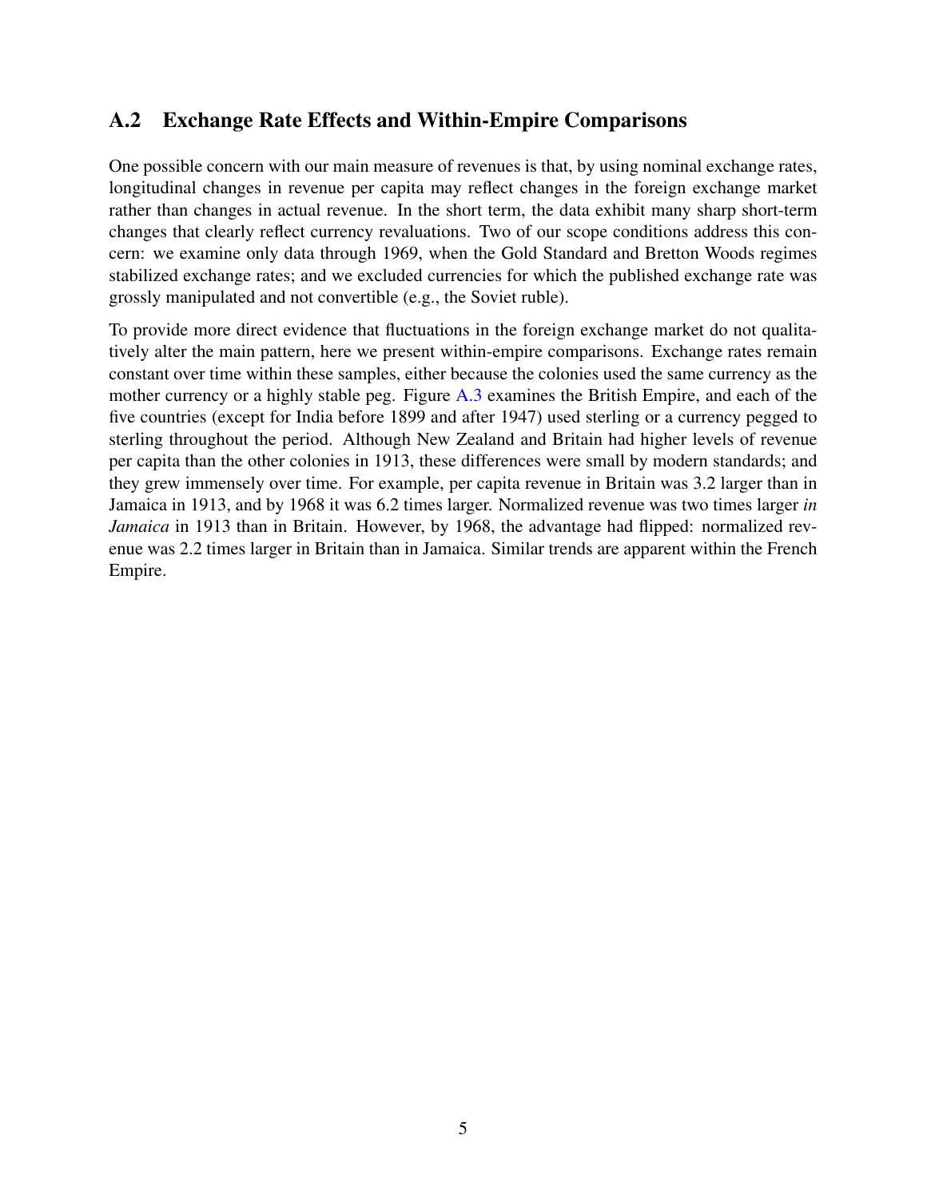## A.2 Exchange Rate Effects and Within-Empire Comparisons

One possible concern with our main measure of revenues is that, by using nominal exchange rates, longitudinal changes in revenue per capita may reflect changes in the foreign exchange market rather than changes in actual revenue. In the short term, the data exhibit many sharp short-term changes that clearly reflect currency revaluations. Two of our scope conditions address this concern: we examine only data through 1969, when the Gold Standard and Bretton Woods regimes stabilized exchange rates; and we excluded currencies for which the published exchange rate was grossly manipulated and not convertible (e.g., the Soviet ruble).

To provide more direct evidence that fluctuations in the foreign exchange market do not qualitatively alter the main pattern, here we present within-empire comparisons. Exchange rates remain constant over time within these samples, either because the colonies used the same currency as the mother currency or a highly stable peg. Figure A.3 examines the British Empire, and each of the five countries (except for India before 1899 and after 1947) used sterling or a currency pegged to sterling throughout the period. Although New Zealand and Britain had higher levels of revenue per capita than the other colonies in 1913, these differences were small by modern standards; and they grew immensely over time. For example, per capita revenue in Britain was 3.2 larger than in Jamaica in 1913, and by 1968 it was 6.2 times larger. Normalized revenue was two times larger *in Jamaica* in 1913 than in Britain. However, by 1968, the advantage had flipped: normalized revenue was 2.2 times larger in Britain than in Jamaica. Similar trends are apparent within the French Empire.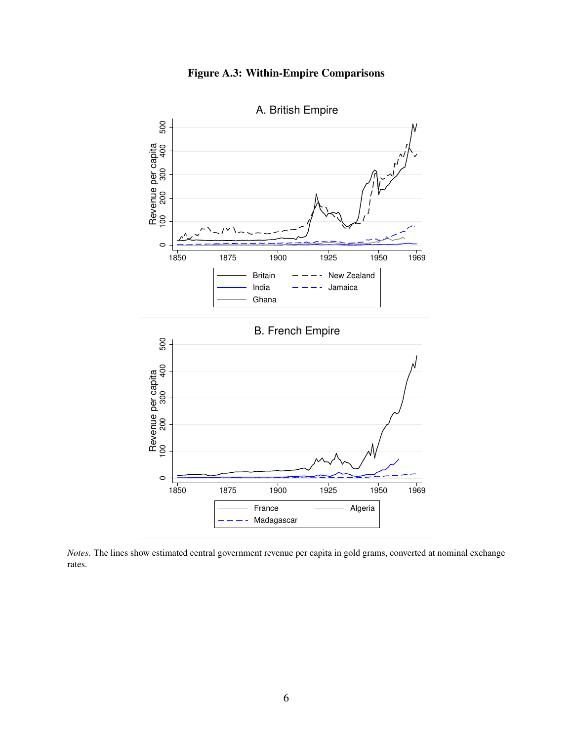**Figure A.3: Within-Empire Comparisons**

A. British Empire

Revenue per capita

0
100
200
300
400
500

1850
1875
1900
1925
1950
1969

Britain
New Zealand
India
Jamaica
Ghana

B. French Empire

Revenue per capita

0
100
200
300
400
500

1850
1875
1900
1925
1950
1969

France
Algeria
Madagascar

*Notes*. The lines show estimated central government revenue per capita in gold grams, converted at nominal exchange rates.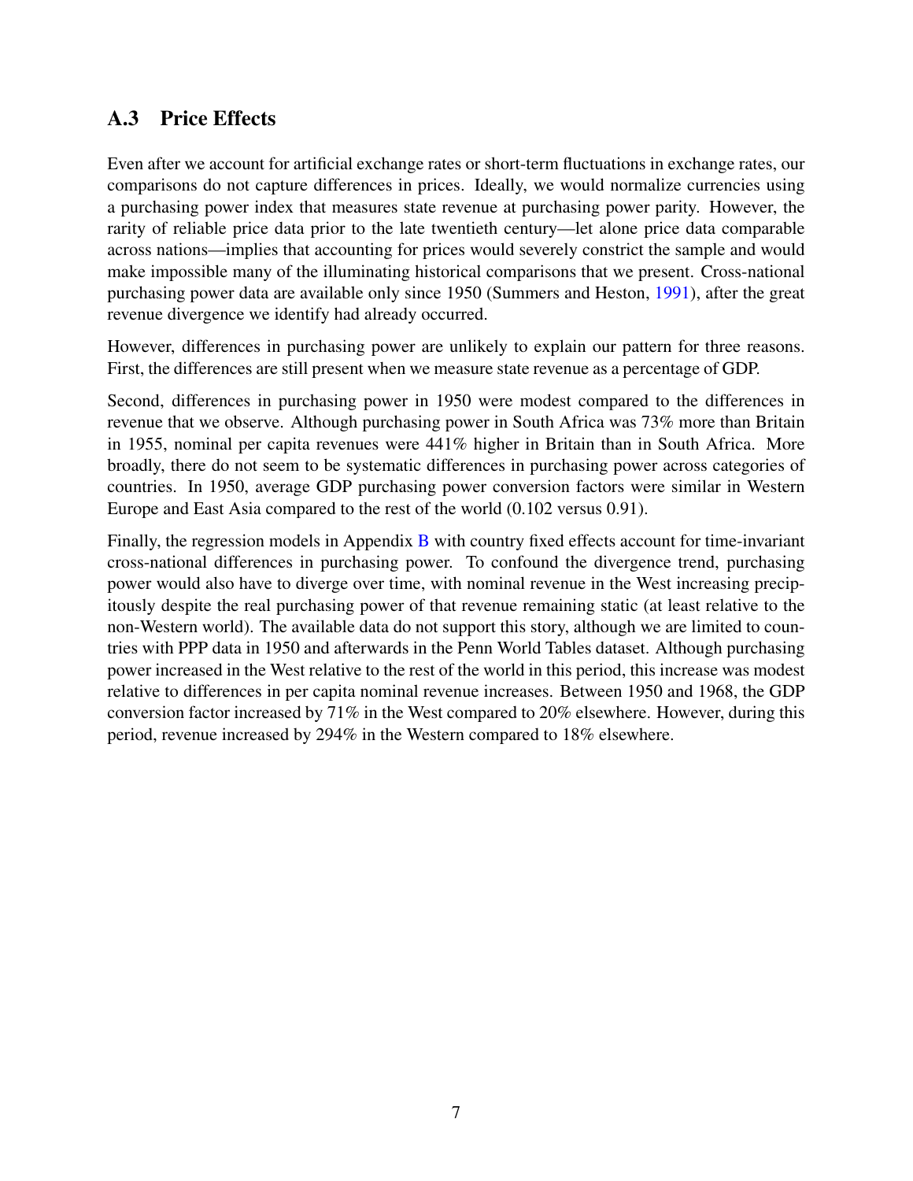## A.3 Price Effects

Even after we account for artificial exchange rates or short-term fluctuations in exchange rates, our comparisons do not capture differences in prices. Ideally, we would normalize currencies using a purchasing power index that measures state revenue at purchasing power parity. However, the rarity of reliable price data prior to the late twentieth century—let alone price data comparable across nations—implies that accounting for prices would severely constrict the sample and would make impossible many of the illuminating historical comparisons that we present. Cross-national purchasing power data are available only since 1950 (Summers and Heston, 1991), after the great revenue divergence we identify had already occurred.

However, differences in purchasing power are unlikely to explain our pattern for three reasons. First, the differences are still present when we measure state revenue as a percentage of GDP.

Second, differences in purchasing power in 1950 were modest compared to the differences in revenue that we observe. Although purchasing power in South Africa was 73% more than Britain in 1955, nominal per capita revenues were 441% higher in Britain than in South Africa. More broadly, there do not seem to be systematic differences in purchasing power across categories of countries. In 1950, average GDP purchasing power conversion factors were similar in Western Europe and East Asia compared to the rest of the world (0.102 versus 0.91).

Finally, the regression models in Appendix B with country fixed effects account for time-invariant cross-national differences in purchasing power. To confound the divergence trend, purchasing power would also have to diverge over time, with nominal revenue in the West increasing precipitously despite the real purchasing power of that revenue remaining static (at least relative to the non-Western world). The available data do not support this story, although we are limited to countries with PPP data in 1950 and afterwards in the Penn World Tables dataset. Although purchasing power increased in the West relative to the rest of the world in this period, this increase was modest relative to differences in per capita nominal revenue increases. Between 1950 and 1968, the GDP conversion factor increased by 71% in the West compared to 20% elsewhere. However, during this period, revenue increased by 294% in the Western compared to 18% elsewhere.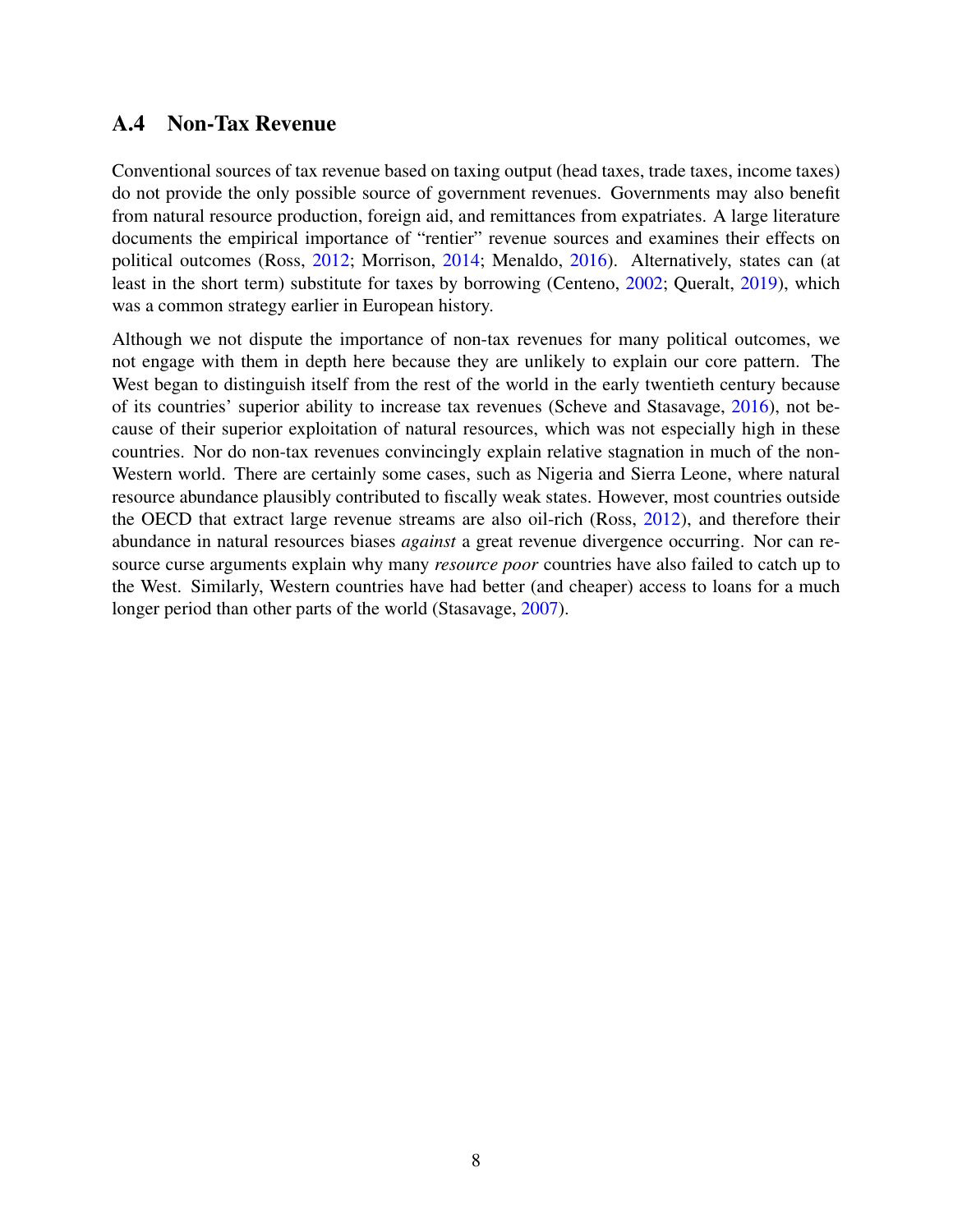## A.4 Non-Tax Revenue

Conventional sources of tax revenue based on taxing output (head taxes, trade taxes, income taxes) do not provide the only possible source of government revenues. Governments may also benefit from natural resource production, foreign aid, and remittances from expatriates. A large literature documents the empirical importance of "rentier" revenue sources and examines their effects on political outcomes (Ross, 2012; Morrison, 2014; Menaldo, 2016). Alternatively, states can (at least in the short term) substitute for taxes by borrowing (Centeno, 2002; Queralt, 2019), which was a common strategy earlier in European history.

Although we not dispute the importance of non-tax revenues for many political outcomes, we not engage with them in depth here because they are unlikely to explain our core pattern. The West began to distinguish itself from the rest of the world in the early twentieth century because of its countries' superior ability to increase tax revenues (Scheve and Stasavage, 2016), not because of their superior exploitation of natural resources, which was not especially high in these countries. Nor do non-tax revenues convincingly explain relative stagnation in much of the non-Western world. There are certainly some cases, such as Nigeria and Sierra Leone, where natural resource abundance plausibly contributed to fiscally weak states. However, most countries outside the OECD that extract large revenue streams are also oil-rich (Ross, 2012), and therefore their abundance in natural resources biases *against* a great revenue divergence occurring. Nor can resource curse arguments explain why many *resource poor* countries have also failed to catch up to the West. Similarly, Western countries have had better (and cheaper) access to loans for a much longer period than other parts of the world (Stasavage, 2007).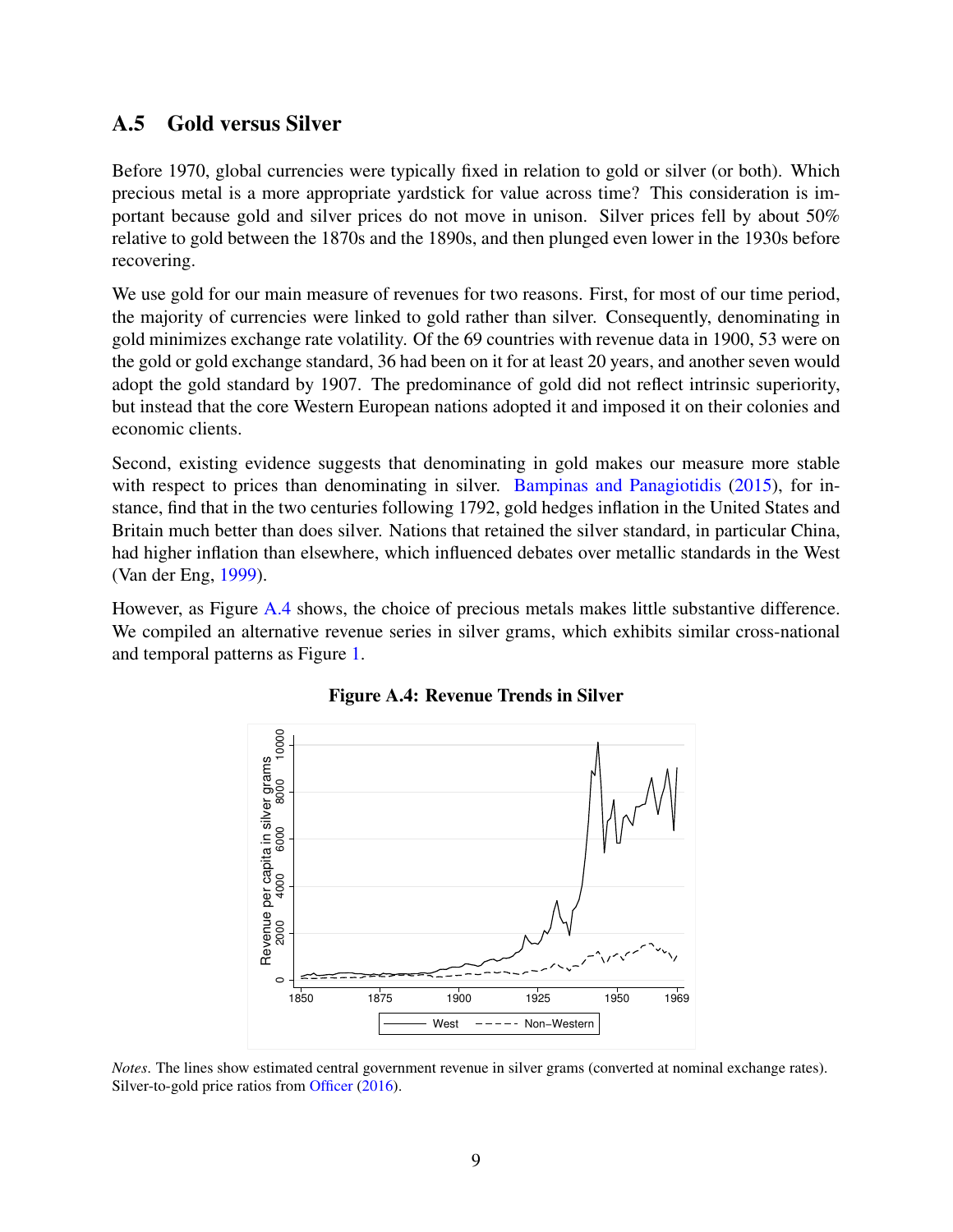## A.5 Gold versus Silver

Before 1970, global currencies were typically fixed in relation to gold or silver (or both). Which precious metal is a more appropriate yardstick for value across time? This consideration is important because gold and silver prices do not move in unison. Silver prices fell by about 50% relative to gold between the 1870s and the 1890s, and then plunged even lower in the 1930s before recovering.

We use gold for our main measure of revenues for two reasons. First, for most of our time period, the majority of currencies were linked to gold rather than silver. Consequently, denominating in gold minimizes exchange rate volatility. Of the 69 countries with revenue data in 1900, 53 were on the gold or gold exchange standard, 36 had been on it for at least 20 years, and another seven would adopt the gold standard by 1907. The predominance of gold did not reflect intrinsic superiority, but instead that the core Western European nations adopted it and imposed it on their colonies and economic clients.

Second, existing evidence suggests that denominating in gold makes our measure more stable with respect to prices than denominating in silver. Bampinas and Panagiotidis (2015), for instance, find that in the two centuries following 1792, gold hedges inflation in the United States and Britain much better than does silver. Nations that retained the silver standard, in particular China, had higher inflation than elsewhere, which influenced debates over metallic standards in the West (Van der Eng, 1999).

However, as Figure A.4 shows, the choice of precious metals makes little substantive difference. We compiled an alternative revenue series in silver grams, which exhibits similar cross-national and temporal patterns as Figure 1.

**Figure A.4: Revenue Trends in Silver**

Revenue per capita in silver grams
0
2000
4000
6000
8000
10000
1850
1875
1900
1925
1950
1969
West
Non–Western

*Notes.* The lines show estimated central government revenue in silver grams (converted at nominal exchange rates). Silver-to-gold price ratios from Officer (2016).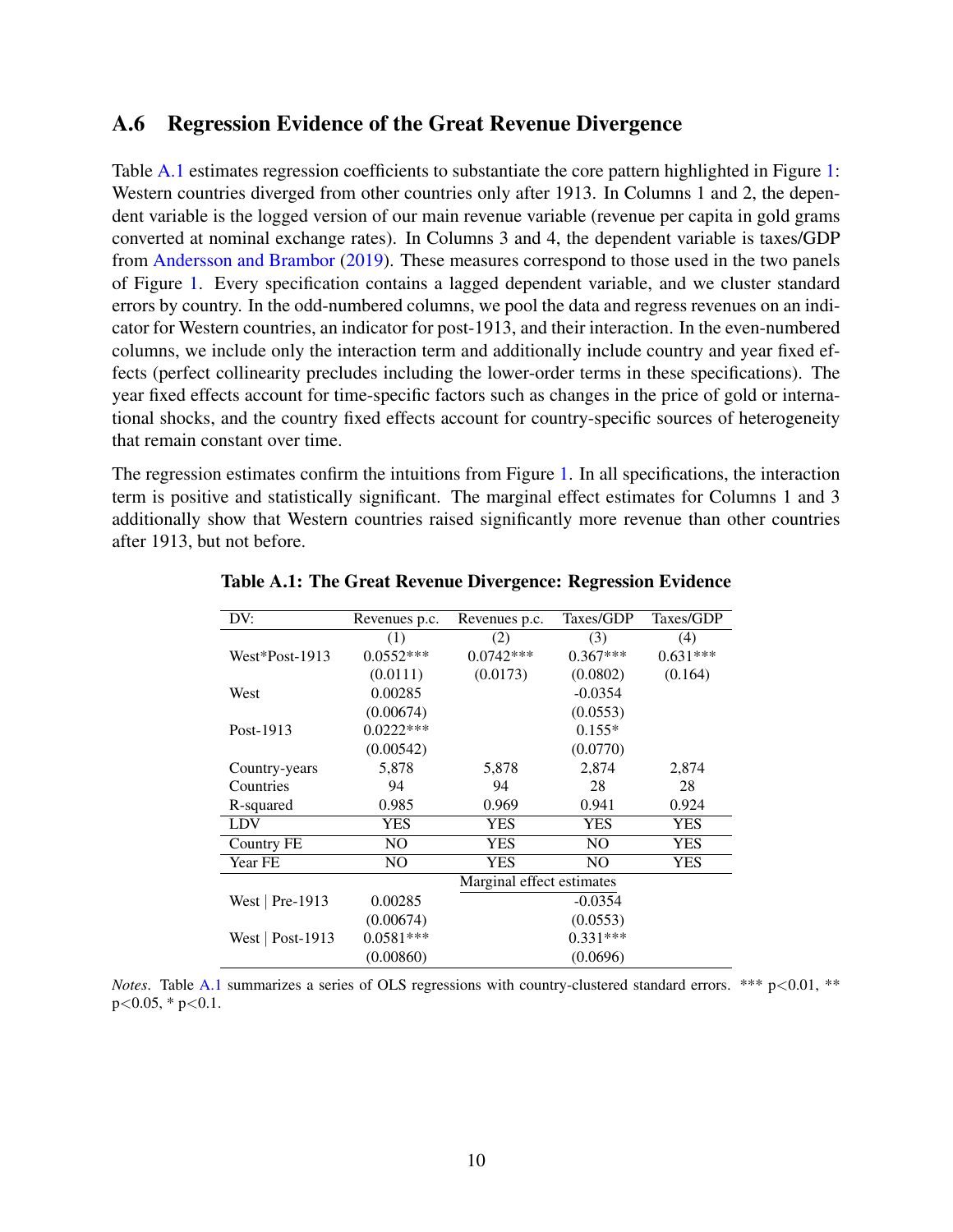## A.6 Regression Evidence of the Great Revenue Divergence

Table A.1 estimates regression coefficients to substantiate the core pattern highlighted in Figure 1: Western countries diverged from other countries only after 1913. In Columns 1 and 2, the dependent variable is the logged version of our main revenue variable (revenue per capita in gold grams converted at nominal exchange rates). In Columns 3 and 4, the dependent variable is taxes/GDP from Andersson and Brambor (2019). These measures correspond to those used in the two panels of Figure 1. Every specification contains a lagged dependent variable, and we cluster standard errors by country. In the odd-numbered columns, we pool the data and regress revenues on an indicator for Western countries, an indicator for post-1913, and their interaction. In the even-numbered columns, we include only the interaction term and additionally include country and year fixed effects (perfect collinearity precludes including the lower-order terms in these specifications). The year fixed effects account for time-specific factors such as changes in the price of gold or international shocks, and the country fixed effects account for country-specific sources of heterogeneity that remain constant over time.

The regression estimates confirm the intuitions from Figure 1. In all specifications, the interaction term is positive and statistically significant. The marginal effect estimates for Columns 1 and 3 additionally show that Western countries raised significantly more revenue than other countries after 1913, but not before.

**Table A.1: The Great Revenue Divergence: Regression Evidence**

| DV: | Revenues p.c. | Revenues p.c. | Taxes/GDP | Taxes/GDP |
|---|---|---|---|---|
| | (1) | (2) | (3) | (4) |
| West*Post-1913 | 0.0552*** | 0.0742*** | 0.367*** | 0.631*** |
| | (0.0111) | (0.0173) | (0.0802) | (0.164) |
| West | 0.00285 | | -0.0354 | |
| | (0.00674) | | (0.0553) | |
| Post-1913 | 0.0222*** | | 0.155* | |
| | (0.00542) | | (0.0770) | |
| Country-years | 5,878 | 5,878 | 2,874 | 2,874 |
| Countries | 94 | 94 | 28 | 28 |
| R-squared | 0.985 | 0.969 | 0.941 | 0.924 |
| LDV | YES | YES | YES | YES |
| Country FE | NO | YES | NO | YES |
| Year FE | NO | YES | NO | YES |
| | | Marginal effect estimates | | |
| West \| Pre-1913 | 0.00285 | | -0.0354 | |
| | (0.00674) | | (0.0553) | |
| West \| Post-1913 | 0.0581*** | | 0.331*** | |
| | (0.00860) | | (0.0696) | |

*Notes.* Table A.1 summarizes a series of OLS regressions with country-clustered standard errors. *** p<0.01, ** p<0.05, * p<0.1.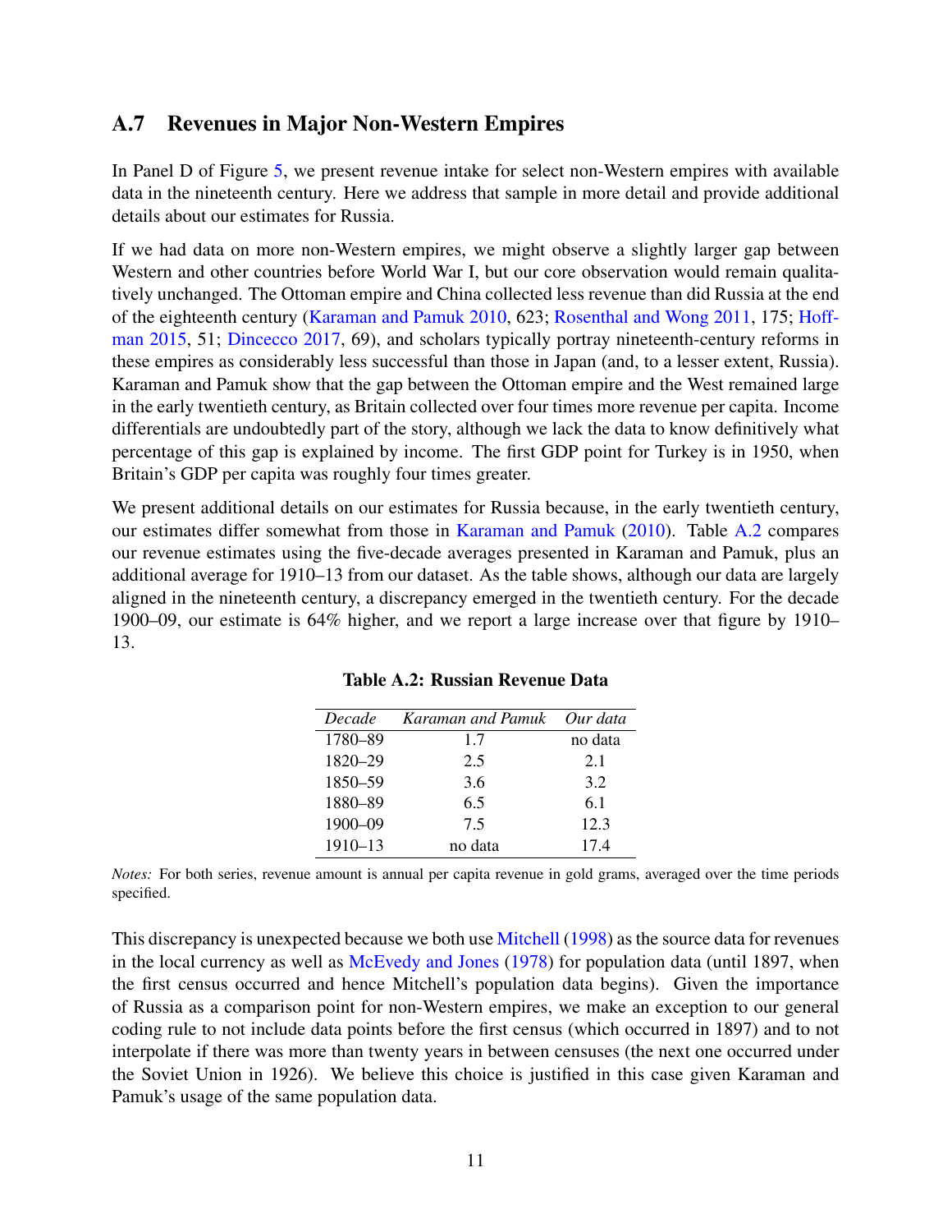## A.7 Revenues in Major Non-Western Empires

In Panel D of Figure 5, we present revenue intake for select non-Western empires with available data in the nineteenth century. Here we address that sample in more detail and provide additional details about our estimates for Russia.

If we had data on more non-Western empires, we might observe a slightly larger gap between Western and other countries before World War I, but our core observation would remain qualitatively unchanged. The Ottoman empire and China collected less revenue than did Russia at the end of the eighteenth century (Karaman and Pamuk 2010, 623; Rosenthal and Wong 2011, 175; Hoffman 2015, 51; Dincecco 2017, 69), and scholars typically portray nineteenth-century reforms in these empires as considerably less successful than those in Japan (and, to a lesser extent, Russia). Karaman and Pamuk show that the gap between the Ottoman empire and the West remained large in the early twentieth century, as Britain collected over four times more revenue per capita. Income differentials are undoubtedly part of the story, although we lack the data to know definitively what percentage of this gap is explained by income. The first GDP point for Turkey is in 1950, when Britain's GDP per capita was roughly four times greater.

We present additional details on our estimates for Russia because, in the early twentieth century, our estimates differ somewhat from those in Karaman and Pamuk (2010). Table A.2 compares our revenue estimates using the five-decade averages presented in Karaman and Pamuk, plus an additional average for 1910–13 from our dataset. As the table shows, although our data are largely aligned in the nineteenth century, a discrepancy emerged in the twentieth century. For the decade 1900–09, our estimate is 64% higher, and we report a large increase over that figure by 1910–13.

**Table A.2: Russian Revenue Data**

| *Decade* | *Karaman and Pamuk* | *Our data* |
|---|---|---|
| 1780–89 | 1.7 | no data |
| 1820–29 | 2.5 | 2.1 |
| 1850–59 | 3.6 | 3.2 |
| 1880–89 | 6.5 | 6.1 |
| 1900–09 | 7.5 | 12.3 |
| 1910–13 | no data | 17.4 |

*Notes:* For both series, revenue amount is annual per capita revenue in gold grams, averaged over the time periods specified.

This discrepancy is unexpected because we both use Mitchell (1998) as the source data for revenues in the local currency as well as McEvedy and Jones (1978) for population data (until 1897, when the first census occurred and hence Mitchell's population data begins). Given the importance of Russia as a comparison point for non-Western empires, we make an exception to our general coding rule to not include data points before the first census (which occurred in 1897) and to not interpolate if there was more than twenty years in between censuses (the next one occurred under the Soviet Union in 1926). We believe this choice is justified in this case given Karaman and Pamuk's usage of the same population data.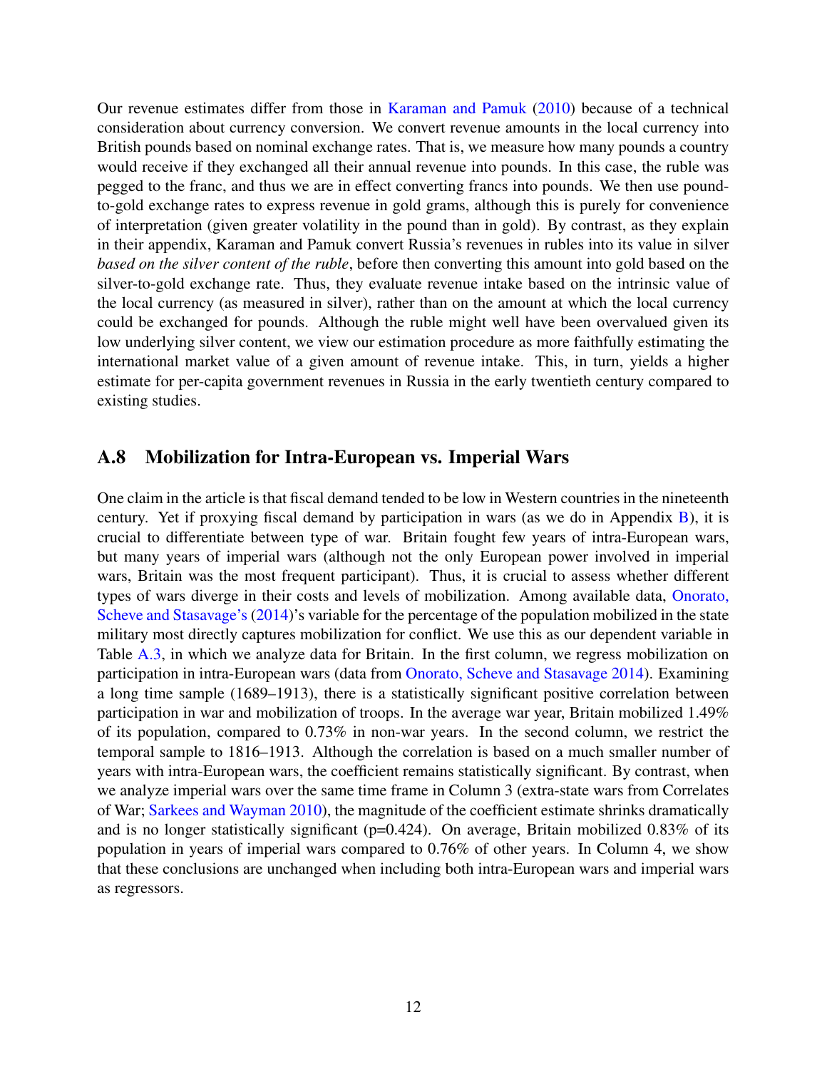Our revenue estimates differ from those in Karaman and Pamuk (2010) because of a technical consideration about currency conversion. We convert revenue amounts in the local currency into British pounds based on nominal exchange rates. That is, we measure how many pounds a country would receive if they exchanged all their annual revenue into pounds. In this case, the ruble was pegged to the franc, and thus we are in effect converting francs into pounds. We then use pound-to-gold exchange rates to express revenue in gold grams, although this is purely for convenience of interpretation (given greater volatility in the pound than in gold). By contrast, as they explain in their appendix, Karaman and Pamuk convert Russia's revenues in rubles into its value in silver *based on the silver content of the ruble*, before then converting this amount into gold based on the silver-to-gold exchange rate. Thus, they evaluate revenue intake based on the intrinsic value of the local currency (as measured in silver), rather than on the amount at which the local currency could be exchanged for pounds. Although the ruble might well have been overvalued given its low underlying silver content, we view our estimation procedure as more faithfully estimating the international market value of a given amount of revenue intake. This, in turn, yields a higher estimate for per-capita government revenues in Russia in the early twentieth century compared to existing studies.

## A.8 Mobilization for Intra-European vs. Imperial Wars

One claim in the article is that fiscal demand tended to be low in Western countries in the nineteenth century. Yet if proxying fiscal demand by participation in wars (as we do in Appendix B), it is crucial to differentiate between type of war. Britain fought few years of intra-European wars, but many years of imperial wars (although not the only European power involved in imperial wars, Britain was the most frequent participant). Thus, it is crucial to assess whether different types of wars diverge in their costs and levels of mobilization. Among available data, Onorato, Scheve and Stasavage's (2014)'s variable for the percentage of the population mobilized in the state military most directly captures mobilization for conflict. We use this as our dependent variable in Table A.3, in which we analyze data for Britain. In the first column, we regress mobilization on participation in intra-European wars (data from Onorato, Scheve and Stasavage 2014). Examining a long time sample (1689–1913), there is a statistically significant positive correlation between participation in war and mobilization of troops. In the average war year, Britain mobilized 1.49% of its population, compared to 0.73% in non-war years. In the second column, we restrict the temporal sample to 1816–1913. Although the correlation is based on a much smaller number of years with intra-European wars, the coefficient remains statistically significant. By contrast, when we analyze imperial wars over the same time frame in Column 3 (extra-state wars from Correlates of War; Sarkees and Wayman 2010), the magnitude of the coefficient estimate shrinks dramatically and is no longer statistically significant (p=0.424). On average, Britain mobilized 0.83% of its population in years of imperial wars compared to 0.76% of other years. In Column 4, we show that these conclusions are unchanged when including both intra-European wars and imperial wars as regressors.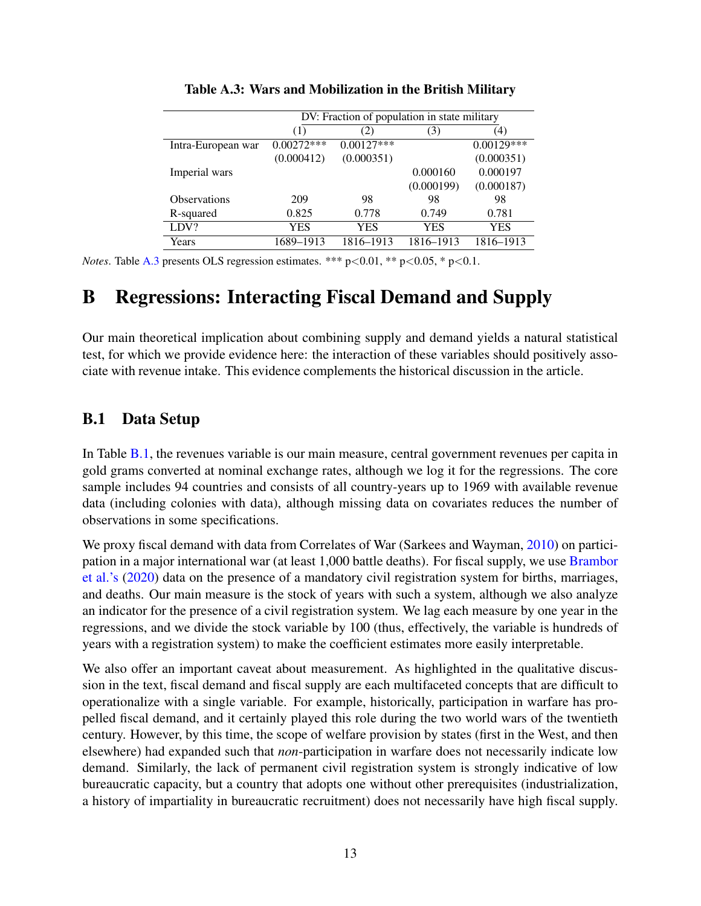**Table A.3: Wars and Mobilization in the British Military**

| | DV: Fraction of population in state military | | | |
|---|---|---|---|---|
| | (1) | (2) | (3) | (4) |
| Intra-European war | 0.00272*** | 0.00127*** | | 0.00129*** |
| | (0.000412) | (0.000351) | | (0.000351) |
| Imperial wars | | | 0.000160 | 0.000197 |
| | | | (0.000199) | (0.000187) |
| Observations | 209 | 98 | 98 | 98 |
| R-squared | 0.825 | 0.778 | 0.749 | 0.781 |
| LDV? | YES | YES | YES | YES |
| Years | 1689–1913 | 1816–1913 | 1816–1913 | 1816–1913 |

*Notes*. Table A.3 presents OLS regression estimates. *** $p<0.01$, ** $p<0.05$, * $p<0.1$.

# B Regressions: Interacting Fiscal Demand and Supply

Our main theoretical implication about combining supply and demand yields a natural statistical test, for which we provide evidence here: the interaction of these variables should positively associate with revenue intake. This evidence complements the historical discussion in the article.

## B.1 Data Setup

In Table B.1, the revenues variable is our main measure, central government revenues per capita in gold grams converted at nominal exchange rates, although we log it for the regressions. The core sample includes 94 countries and consists of all country-years up to 1969 with available revenue data (including colonies with data), although missing data on covariates reduces the number of observations in some specifications.

We proxy fiscal demand with data from Correlates of War (Sarkees and Wayman, 2010) on participation in a major international war (at least 1,000 battle deaths). For fiscal supply, we use Brambor et al.'s (2020) data on the presence of a mandatory civil registration system for births, marriages, and deaths. Our main measure is the stock of years with such a system, although we also analyze an indicator for the presence of a civil registration system. We lag each measure by one year in the regressions, and we divide the stock variable by 100 (thus, effectively, the variable is hundreds of years with a registration system) to make the coefficient estimates more easily interpretable.

We also offer an important caveat about measurement. As highlighted in the qualitative discussion in the text, fiscal demand and fiscal supply are each multifaceted concepts that are difficult to operationalize with a single variable. For example, historically, participation in warfare has propelled fiscal demand, and it certainly played this role during the two world wars of the twentieth century. However, by this time, the scope of welfare provision by states (first in the West, and then elsewhere) had expanded such that *non*-participation in warfare does not necessarily indicate low demand. Similarly, the lack of permanent civil registration system is strongly indicative of low bureaucratic capacity, but a country that adopts one without other prerequisites (industrialization, a history of impartiality in bureaucratic recruitment) does not necessarily have high fiscal supply.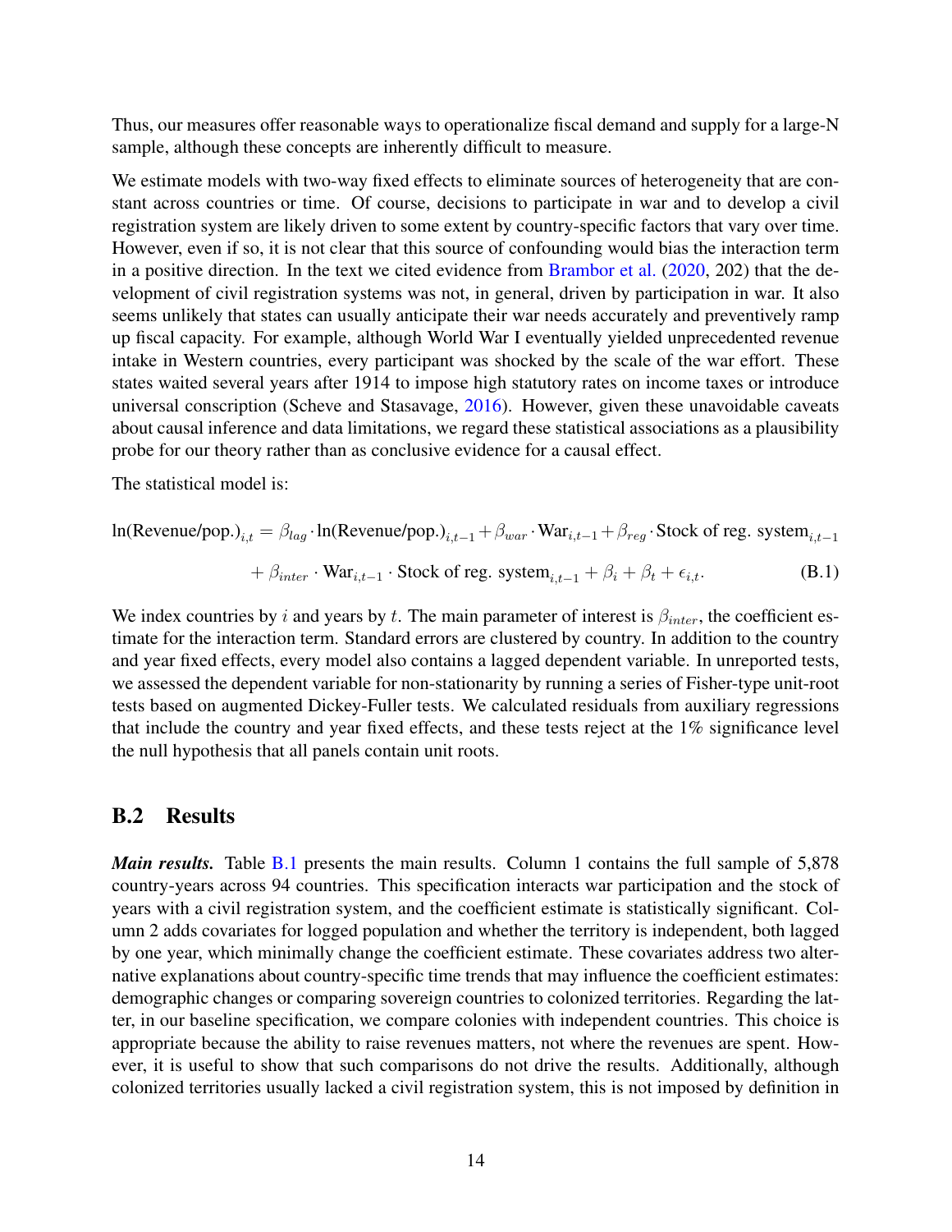Thus, our measures offer reasonable ways to operationalize fiscal demand and supply for a large-N sample, although these concepts are inherently difficult to measure.

We estimate models with two-way fixed effects to eliminate sources of heterogeneity that are constant across countries or time. Of course, decisions to participate in war and to develop a civil registration system are likely driven to some extent by country-specific factors that vary over time. However, even if so, it is not clear that this source of confounding would bias the interaction term in a positive direction. In the text we cited evidence from Brambor et al. (2020, 202) that the development of civil registration systems was not, in general, driven by participation in war. It also seems unlikely that states can usually anticipate their war needs accurately and preventively ramp up fiscal capacity. For example, although World War I eventually yielded unprecedented revenue intake in Western countries, every participant was shocked by the scale of the war effort. These states waited several years after 1914 to impose high statutory rates on income taxes or introduce universal conscription (Scheve and Stasavage, 2016). However, given these unavoidable caveats about causal inference and data limitations, we regard these statistical associations as a plausibility probe for our theory rather than as conclusive evidence for a causal effect.

The statistical model is:

$$\ln(\text{Revenue/pop.})_{i,t} = \beta_{lag} \cdot \ln(\text{Revenue/pop.})_{i,t-1} + \beta_{war} \cdot \text{War}_{i,t-1} + \beta_{reg} \cdot \text{Stock of reg. system}_{i,t-1}$$
$$+ \beta_{inter} \cdot \text{War}_{i,t-1} \cdot \text{Stock of reg. system}_{i,t-1} + \beta_i + \beta_t + \epsilon_{i,t}. \quad \text{(B.1)}$$

We index countries by $i$ and years by $t$. The main parameter of interest is $\beta_{inter}$, the coefficient estimate for the interaction term. Standard errors are clustered by country. In addition to the country and year fixed effects, every model also contains a lagged dependent variable. In unreported tests, we assessed the dependent variable for non-stationarity by running a series of Fisher-type unit-root tests based on augmented Dickey-Fuller tests. We calculated residuals from auxiliary regressions that include the country and year fixed effects, and these tests reject at the 1% significance level the null hypothesis that all panels contain unit roots.

## B.2 Results

***Main results.*** Table B.1 presents the main results. Column 1 contains the full sample of 5,878 country-years across 94 countries. This specification interacts war participation and the stock of years with a civil registration system, and the coefficient estimate is statistically significant. Column 2 adds covariates for logged population and whether the territory is independent, both lagged by one year, which minimally change the coefficient estimate. These covariates address two alternative explanations about country-specific time trends that may influence the coefficient estimates: demographic changes or comparing sovereign countries to colonized territories. Regarding the latter, in our baseline specification, we compare colonies with independent countries. This choice is appropriate because the ability to raise revenues matters, not where the revenues are spent. However, it is useful to show that such comparisons do not drive the results. Additionally, although colonized territories usually lacked a civil registration system, this is not imposed by definition in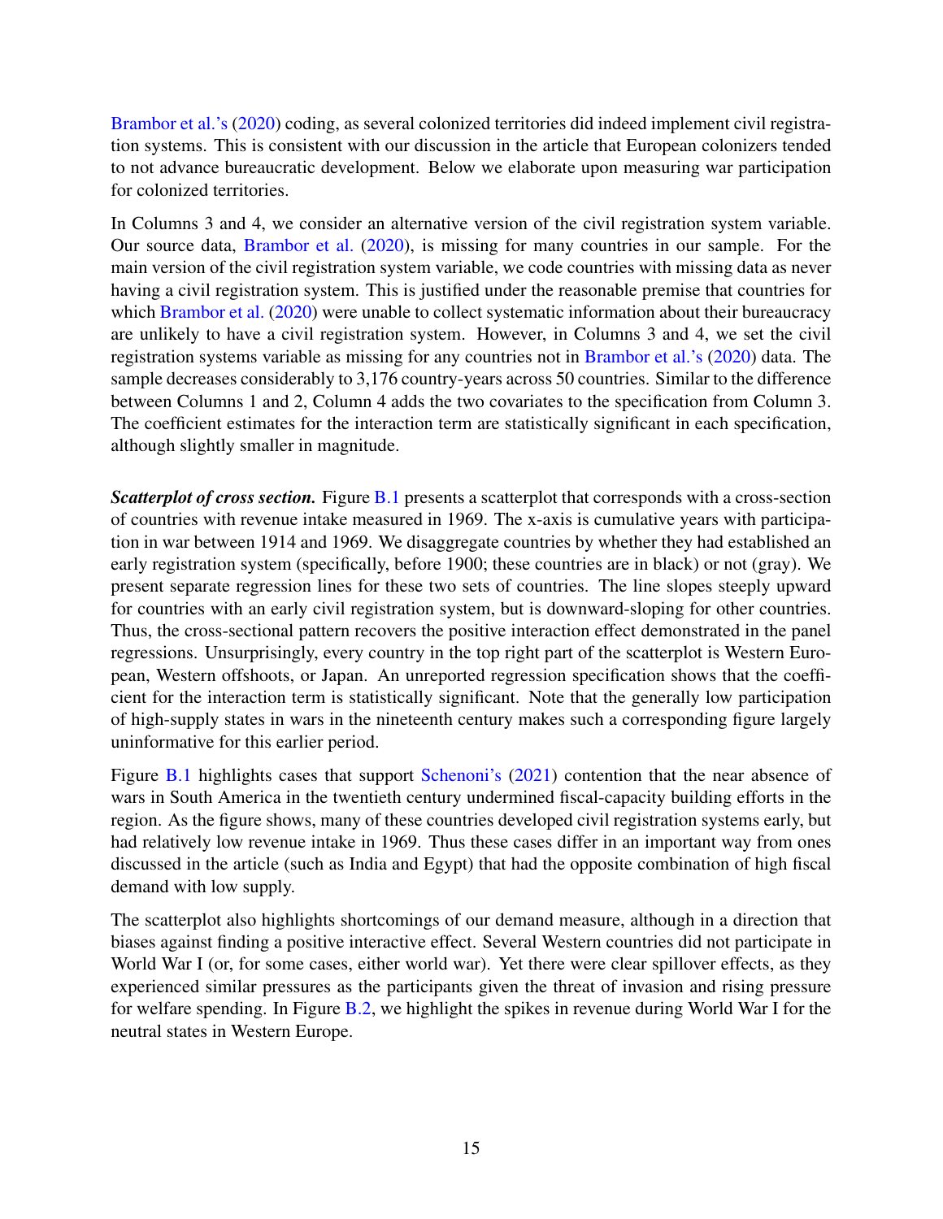Brambor et al.'s (2020) coding, as several colonized territories did indeed implement civil registration systems. This is consistent with our discussion in the article that European colonizers tended to not advance bureaucratic development. Below we elaborate upon measuring war participation for colonized territories.

In Columns 3 and 4, we consider an alternative version of the civil registration system variable. Our source data, Brambor et al. (2020), is missing for many countries in our sample. For the main version of the civil registration system variable, we code countries with missing data as never having a civil registration system. This is justified under the reasonable premise that countries for which Brambor et al. (2020) were unable to collect systematic information about their bureaucracy are unlikely to have a civil registration system. However, in Columns 3 and 4, we set the civil registration systems variable as missing for any countries not in Brambor et al.'s (2020) data. The sample decreases considerably to 3,176 country-years across 50 countries. Similar to the difference between Columns 1 and 2, Column 4 adds the two covariates to the specification from Column 3. The coefficient estimates for the interaction term are statistically significant in each specification, although slightly smaller in magnitude.

***Scatterplot of cross section.*** Figure B.1 presents a scatterplot that corresponds with a cross-section of countries with revenue intake measured in 1969. The x-axis is cumulative years with participation in war between 1914 and 1969. We disaggregate countries by whether they had established an early registration system (specifically, before 1900; these countries are in black) or not (gray). We present separate regression lines for these two sets of countries. The line slopes steeply upward for countries with an early civil registration system, but is downward-sloping for other countries. Thus, the cross-sectional pattern recovers the positive interaction effect demonstrated in the panel regressions. Unsurprisingly, every country in the top right part of the scatterplot is Western European, Western offshoots, or Japan. An unreported regression specification shows that the coefficient for the interaction term is statistically significant. Note that the generally low participation of high-supply states in wars in the nineteenth century makes such a corresponding figure largely uninformative for this earlier period.

Figure B.1 highlights cases that support Schenoni's (2021) contention that the near absence of wars in South America in the twentieth century undermined fiscal-capacity building efforts in the region. As the figure shows, many of these countries developed civil registration systems early, but had relatively low revenue intake in 1969. Thus these cases differ in an important way from ones discussed in the article (such as India and Egypt) that had the opposite combination of high fiscal demand with low supply.

The scatterplot also highlights shortcomings of our demand measure, although in a direction that biases against finding a positive interactive effect. Several Western countries did not participate in World War I (or, for some cases, either world war). Yet there were clear spillover effects, as they experienced similar pressures as the participants given the threat of invasion and rising pressure for welfare spending. In Figure B.2, we highlight the spikes in revenue during World War I for the neutral states in Western Europe.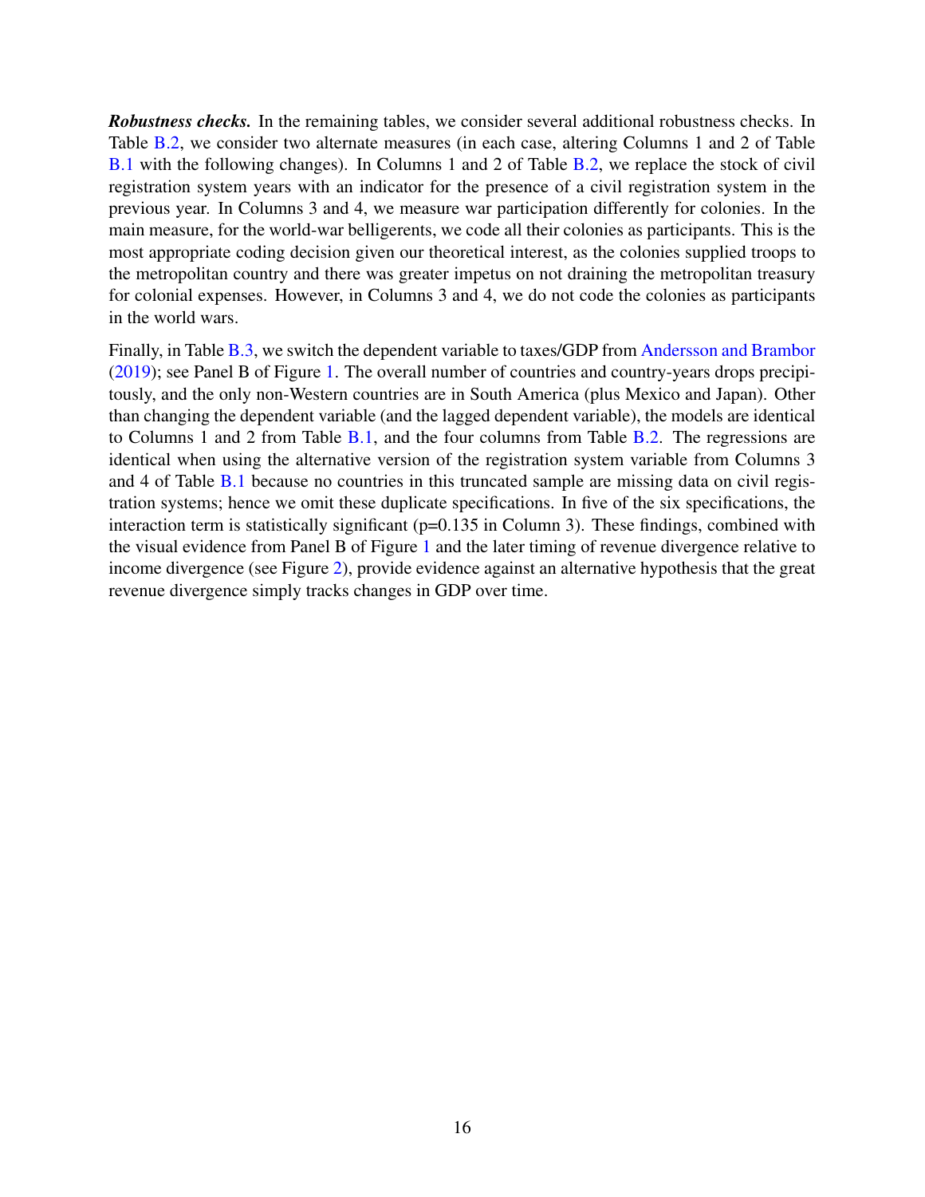***Robustness checks.*** In the remaining tables, we consider several additional robustness checks. In Table B.2, we consider two alternate measures (in each case, altering Columns 1 and 2 of Table B.1 with the following changes). In Columns 1 and 2 of Table B.2, we replace the stock of civil registration system years with an indicator for the presence of a civil registration system in the previous year. In Columns 3 and 4, we measure war participation differently for colonies. In the main measure, for the world-war belligerents, we code all their colonies as participants. This is the most appropriate coding decision given our theoretical interest, as the colonies supplied troops to the metropolitan country and there was greater impetus on not draining the metropolitan treasury for colonial expenses. However, in Columns 3 and 4, we do not code the colonies as participants in the world wars.

Finally, in Table B.3, we switch the dependent variable to taxes/GDP from Andersson and Brambor (2019); see Panel B of Figure 1. The overall number of countries and country-years drops precipitously, and the only non-Western countries are in South America (plus Mexico and Japan). Other than changing the dependent variable (and the lagged dependent variable), the models are identical to Columns 1 and 2 from Table B.1, and the four columns from Table B.2. The regressions are identical when using the alternative version of the registration system variable from Columns 3 and 4 of Table B.1 because no countries in this truncated sample are missing data on civil registration systems; hence we omit these duplicate specifications. In five of the six specifications, the interaction term is statistically significant (p=0.135 in Column 3). These findings, combined with the visual evidence from Panel B of Figure 1 and the later timing of revenue divergence relative to income divergence (see Figure 2), provide evidence against an alternative hypothesis that the great revenue divergence simply tracks changes in GDP over time.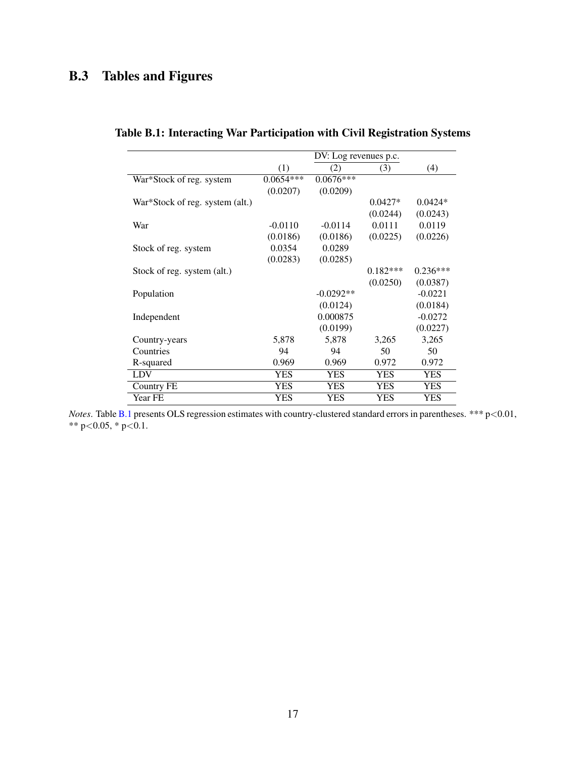## B.3 Tables and Figures

**Table B.1: Interacting War Participation with Civil Registration Systems**

| | DV: Log revenues p.c. | | | |
|---|---|---|---|---|
| | (1) | (2) | (3) | (4) |
| War*Stock of reg. system | 0.0654*** | 0.0676*** | | |
| | (0.0207) | (0.0209) | | |
| War*Stock of reg. system (alt.) | | | 0.0427* | 0.0424* |
| | | | (0.0244) | (0.0243) |
| War | -0.0110 | -0.0114 | 0.0111 | 0.0119 |
| | (0.0186) | (0.0186) | (0.0225) | (0.0226) |
| Stock of reg. system | 0.0354 | 0.0289 | | |
| | (0.0283) | (0.0285) | | |
| Stock of reg. system (alt.) | | | 0.182*** | 0.236*** |
| | | | (0.0250) | (0.0387) |
| Population | | -0.0292** | | -0.0221 |
| | | (0.0124) | | (0.0184) |
| Independent | | 0.000875 | | -0.0272 |
| | | (0.0199) | | (0.0227) |
| Country-years | 5,878 | 5,878 | 3,265 | 3,265 |
| Countries | 94 | 94 | 50 | 50 |
| R-squared | 0.969 | 0.969 | 0.972 | 0.972 |
| LDV | YES | YES | YES | YES |
| Country FE | YES | YES | YES | YES |
| Year FE | YES | YES | YES | YES |

*Notes*. Table B.1 presents OLS regression estimates with country-clustered standard errors in parentheses. *** p<0.01, ** p<0.05, * p<0.1.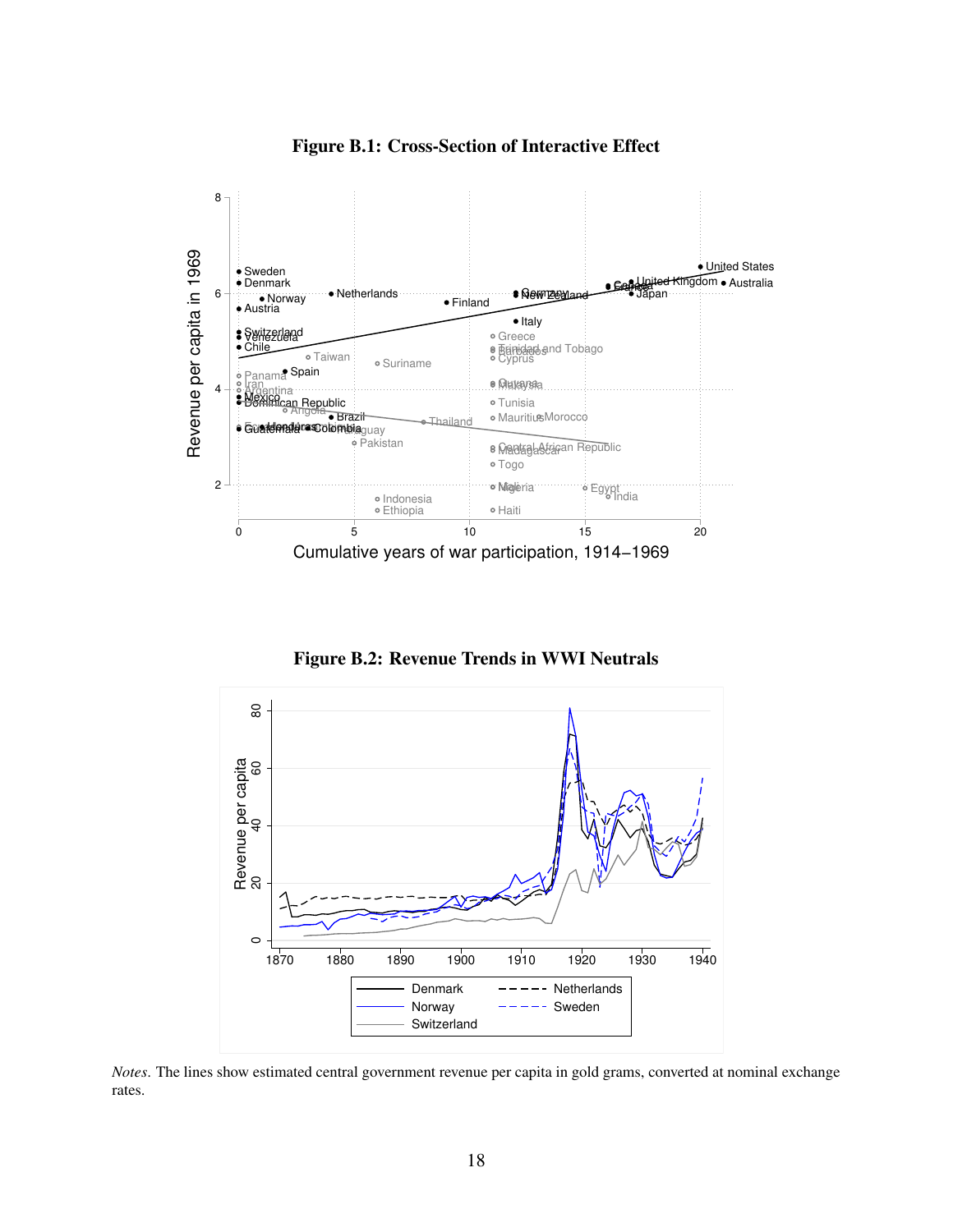**Figure B.1: Cross-Section of Interactive Effect**

Revenue per capita in 1969

Cumulative years of war participation, 1914–1969

8
6
4
2

0
5
10
15
20

Sweden
Denmark
Norway
Netherlands
Austria
Finland
Germany
New Zealand
Canada
France
United Kingdom
United States
Australia
Japan
Italy
Switzerland
Venezuela
Chile
Taiwan
Suriname
Greece
Trinidad and Tobago
Barbados
Cyprus
Panama
Spain
Iran
Argentina
Guyana
Malaysia
Mexico
Dominican Republic
Tunisia
Angola
Brazil
Mauritius
Morocco
Thailand
Ecuador
Honduras
Guatemala
Colombia
Paraguay
Pakistan
Central African Republic
Madagascar
Togo
Mali
Nigeria
Egypt
India
Indonesia
Ethiopia
Haiti

**Figure B.2: Revenue Trends in WWI Neutrals**

Revenue per capita

0
20
40
60
80

1870
1880
1890
1900
1910
1920
1930
1940

Denmark
Norway
Switzerland
Netherlands
Sweden

*Notes*. The lines show estimated central government revenue per capita in gold grams, converted at nominal exchange rates.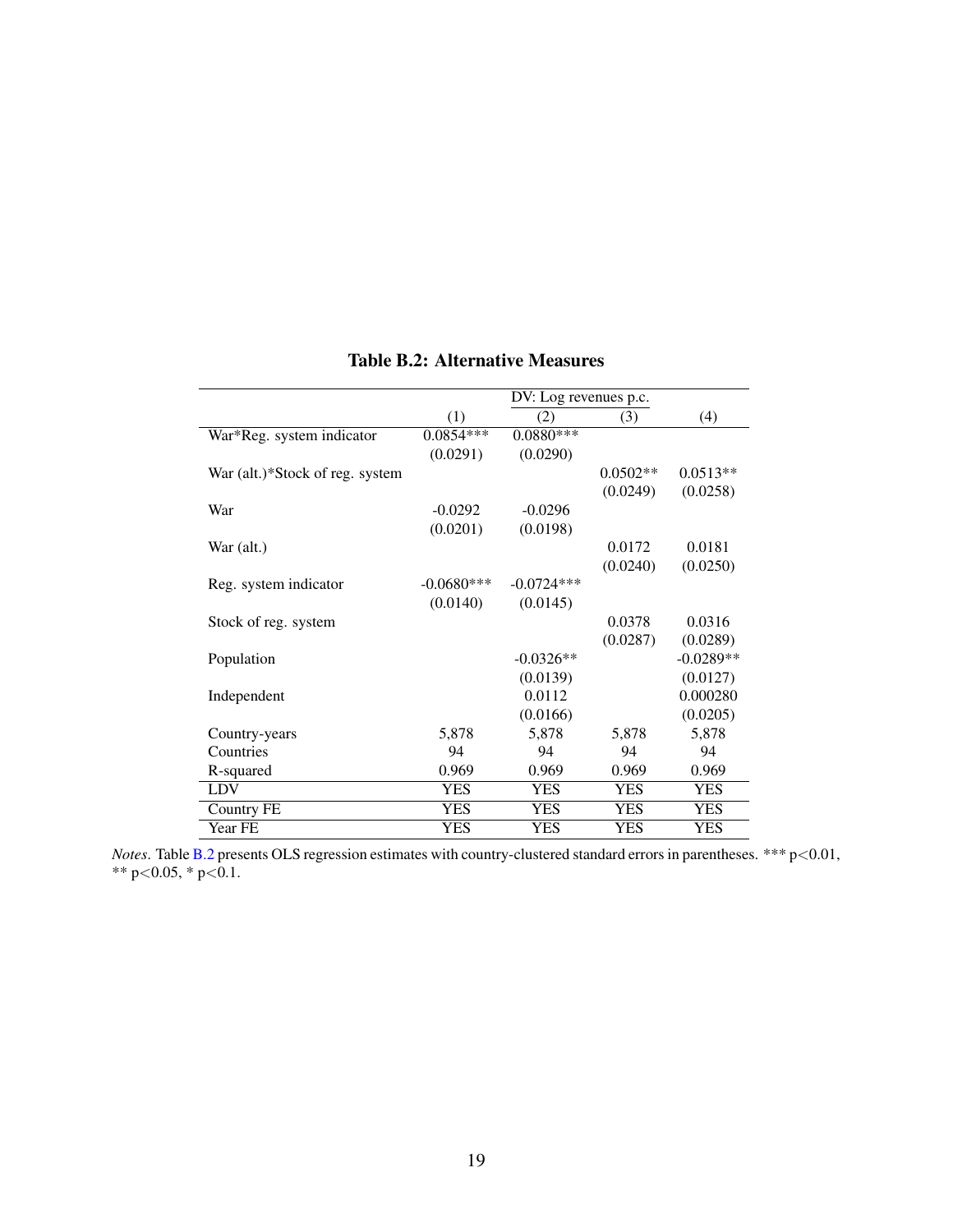**Table B.2: Alternative Measures**

| | DV: Log revenues p.c. | | | |
|---|---|---|---|---|
| | (1) | (2) | (3) | (4) |
| War*Reg. system indicator | 0.0854*** | 0.0880*** | | |
| | (0.0291) | (0.0290) | | |
| War (alt.)*Stock of reg. system | | | 0.0502** | 0.0513** |
| | | | (0.0249) | (0.0258) |
| War | -0.0292 | -0.0296 | | |
| | (0.0201) | (0.0198) | | |
| War (alt.) | | | 0.0172 | 0.0181 |
| | | | (0.0240) | (0.0250) |
| Reg. system indicator | -0.0680*** | -0.0724*** | | |
| | (0.0140) | (0.0145) | | |
| Stock of reg. system | | | 0.0378 | 0.0316 |
| | | | (0.0287) | (0.0289) |
| Population | | -0.0326** | | -0.0289** |
| | | (0.0139) | | (0.0127) |
| Independent | | 0.0112 | | 0.000280 |
| | | (0.0166) | | (0.0205) |
| Country-years | 5,878 | 5,878 | 5,878 | 5,878 |
| Countries | 94 | 94 | 94 | 94 |
| R-squared | 0.969 | 0.969 | 0.969 | 0.969 |
| LDV | YES | YES | YES | YES |
| Country FE | YES | YES | YES | YES |
| Year FE | YES | YES | YES | YES |

*Notes.* Table B.2 presents OLS regression estimates with country-clustered standard errors in parentheses. *** $p<0.01$, ** $p<0.05$, * $p<0.1$.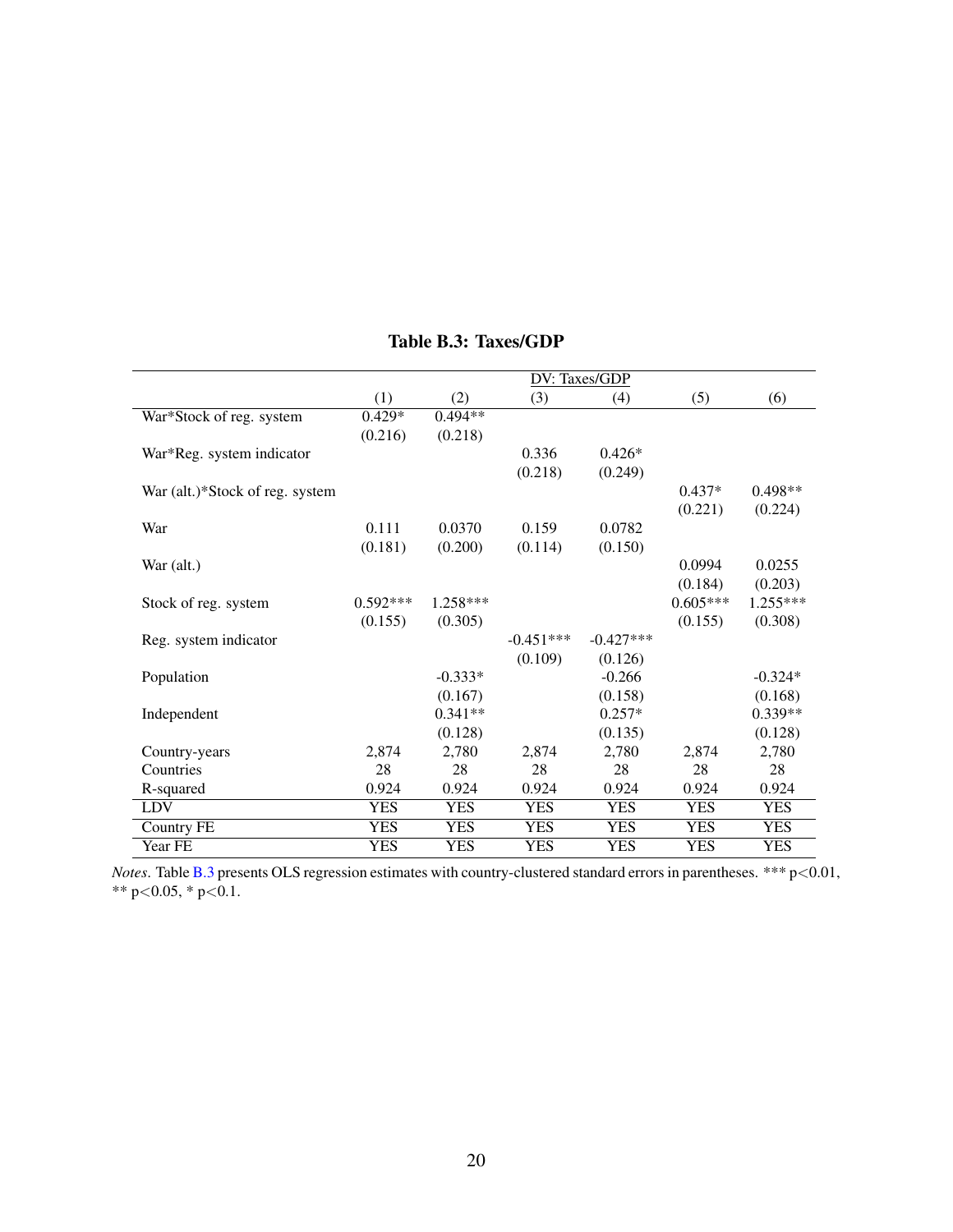**Table B.3: Taxes/GDP**

| | DV: Taxes/GDP | | | | | |
|---|---|---|---|---|---|---|
| | (1) | (2) | (3) | (4) | (5) | (6) |
| War*Stock of reg. system | 0.429* | 0.494** | | | | |
| | (0.216) | (0.218) | | | | |
| War*Reg. system indicator | | | 0.336 | 0.426* | | |
| | | | (0.218) | (0.249) | | |
| War (alt.)*Stock of reg. system | | | | | 0.437* | 0.498** |
| | | | | | (0.221) | (0.224) |
| War | 0.111 | 0.0370 | 0.159 | 0.0782 | | |
| | (0.181) | (0.200) | (0.114) | (0.150) | | |
| War (alt.) | | | | | 0.0994 | 0.0255 |
| | | | | | (0.184) | (0.203) |
| Stock of reg. system | 0.592*** | 1.258*** | | | 0.605*** | 1.255*** |
| | (0.155) | (0.305) | | | (0.155) | (0.308) |
| Reg. system indicator | | | -0.451*** | -0.427*** | | |
| | | | (0.109) | (0.126) | | |
| Population | | -0.333* | | -0.266 | | -0.324* |
| | | (0.167) | | (0.158) | | (0.168) |
| Independent | | 0.341** | | 0.257* | | 0.339** |
| | | (0.128) | | (0.135) | | (0.128) |
| Country-years | 2,874 | 2,780 | 2,874 | 2,780 | 2,874 | 2,780 |
| Countries | 28 | 28 | 28 | 28 | 28 | 28 |
| R-squared | 0.924 | 0.924 | 0.924 | 0.924 | 0.924 | 0.924 |
| LDV | YES | YES | YES | YES | YES | YES |
| Country FE | YES | YES | YES | YES | YES | YES |
| Year FE | YES | YES | YES | YES | YES | YES |

*Notes*. Table B.3 presents OLS regression estimates with country-clustered standard errors in parentheses. *** p<0.01, ** p<0.05, * p<0.1.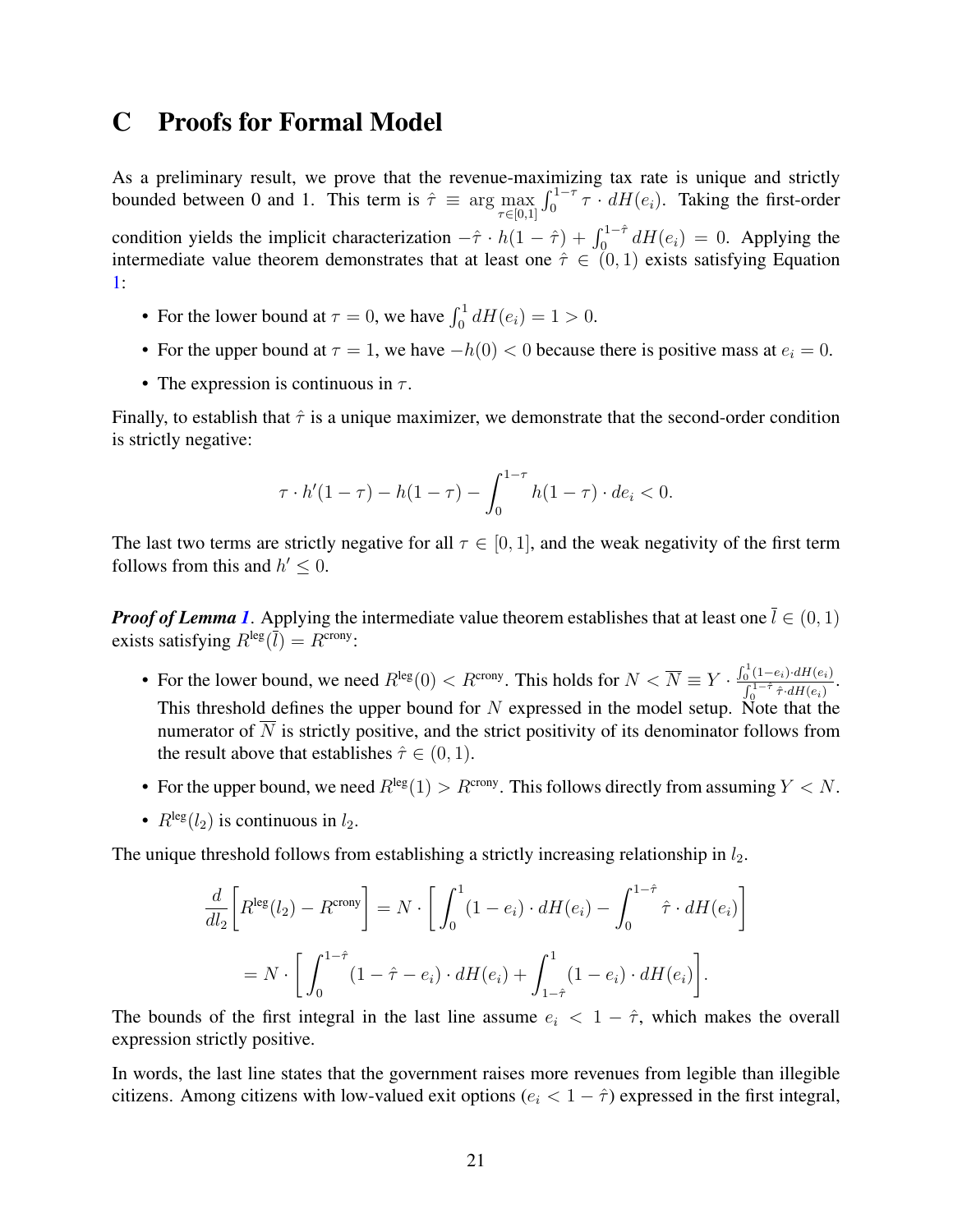# C Proofs for Formal Model

As a preliminary result, we prove that the revenue-maximizing tax rate is unique and strictly bounded between 0 and 1. This term is $\hat{\tau} \equiv \arg\max_{\tau \in [0,1]} \int_0^{1-\tau} \tau \cdot dH(e_i)$. Taking the first-order condition yields the implicit characterization $-\hat{\tau} \cdot h(1-\hat{\tau}) + \int_0^{1-\hat{\tau}} dH(e_i) = 0$. Applying the intermediate value theorem demonstrates that at least one $\hat{\tau} \in (0,1)$ exists satisfying Equation 1:

- For the lower bound at $\tau = 0$, we have $\int_0^1 dH(e_i) = 1 > 0$.
- For the upper bound at $\tau = 1$, we have $-h(0) < 0$ because there is positive mass at $e_i = 0$.
- The expression is continuous in $\tau$.

Finally, to establish that $\hat{\tau}$ is a unique maximizer, we demonstrate that the second-order condition is strictly negative:

$$\tau \cdot h'(1-\tau) - h(1-\tau) - \int_0^{1-\tau} h(1-\tau) \cdot de_i < 0.$$

The last two terms are strictly negative for all $\tau \in [0,1]$, and the weak negativity of the first term follows from this and $h' \leq 0$.

***Proof of Lemma 1.*** Applying the intermediate value theorem establishes that at least one $\bar{l} \in (0,1)$ exists satisfying $R^{\text{leg}}(\bar{l}) = R^{\text{crony}}$:

- For the lower bound, we need $R^{\text{leg}}(0) < R^{\text{crony}}$. This holds for $N < \overline{N} \equiv Y \cdot \frac{\int_0^1 (1-e_i) \cdot dH(e_i)}{\int_0^{1-\hat{\tau}} \hat{\tau} \cdot dH(e_i)}$. This threshold defines the upper bound for $N$ expressed in the model setup. Note that the numerator of $\overline{N}$ is strictly positive, and the strict positivity of its denominator follows from the result above that establishes $\hat{\tau} \in (0,1)$.
- For the upper bound, we need $R^{\text{leg}}(1) > R^{\text{crony}}$. This follows directly from assuming $Y < N$.
- $R^{\text{leg}}(l_2)$ is continuous in $l_2$.

The unique threshold follows from establishing a strictly increasing relationship in $l_2$.

$$\frac{d}{dl_2}\bigg[R^{\text{leg}}(l_2) - R^{\text{crony}}\bigg] = N \cdot \bigg[\int_0^1 (1-e_i) \cdot dH(e_i) - \int_0^{1-\hat{\tau}} \hat{\tau} \cdot dH(e_i)\bigg]$$

$$= N \cdot \bigg[\int_0^{1-\hat{\tau}} (1-\hat{\tau}-e_i) \cdot dH(e_i) + \int_{1-\hat{\tau}}^1 (1-e_i) \cdot dH(e_i)\bigg].$$

The bounds of the first integral in the last line assume $e_i < 1-\hat{\tau}$, which makes the overall expression strictly positive.

In words, the last line states that the government raises more revenues from legible than illegible citizens. Among citizens with low-valued exit options ($e_i < 1-\hat{\tau}$) expressed in the first integral,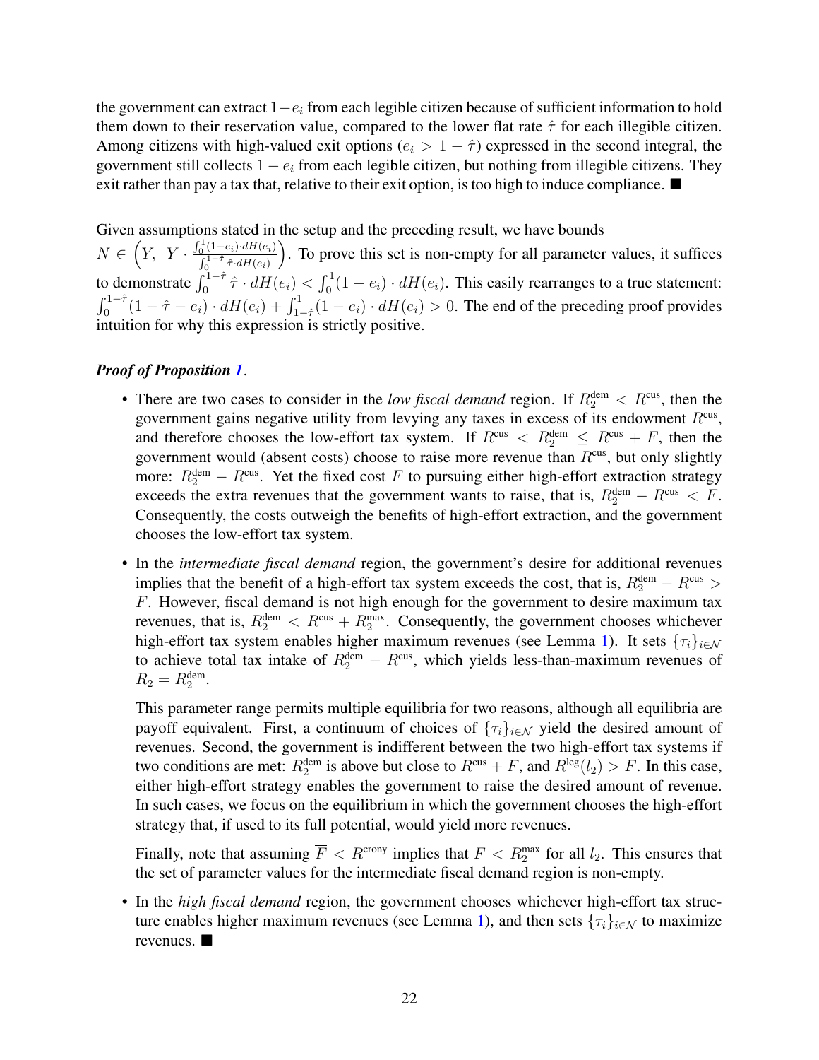the government can extract $1-e_i$ from each legible citizen because of sufficient information to hold them down to their reservation value, compared to the lower flat rate $\hat{\tau}$ for each illegible citizen. Among citizens with high-valued exit options ($e_i > 1-\hat{\tau}$) expressed in the second integral, the government still collects $1-e_i$ from each legible citizen, but nothing from illegible citizens. They exit rather than pay a tax that, relative to their exit option, is too high to induce compliance. ■

Given assumptions stated in the setup and the preceding result, we have bounds $N \in \left(Y,\ Y \cdot \frac{\int_0^1 (1-e_i)\cdot dH(e_i)}{\int_0^{1-\hat{\tau}} \hat{\tau}\cdot dH(e_i)}\right)$. To prove this set is non-empty for all parameter values, it suffices to demonstrate $\int_0^{1-\hat{\tau}} \hat{\tau}\cdot dH(e_i) < \int_0^1 (1-e_i)\cdot dH(e_i)$. This easily rearranges to a true statement: $\int_0^{1-\hat{\tau}} (1-\hat{\tau}-e_i)\cdot dH(e_i) + \int_{1-\hat{\tau}}^1 (1-e_i)\cdot dH(e_i) > 0$. The end of the preceding proof provides intuition for why this expression is strictly positive.

***Proof of Proposition 1.***

- There are two cases to consider in the *low fiscal demand* region. If $R_2^{\text{dem}} < R^{\text{cus}}$, then the government gains negative utility from levying any taxes in excess of its endowment $R^{\text{cus}}$, and therefore chooses the low-effort tax system. If $R^{\text{cus}} < R_2^{\text{dem}} \leq R^{\text{cus}} + F$, then the government would (absent costs) choose to raise more revenue than $R^{\text{cus}}$, but only slightly more: $R_2^{\text{dem}} - R^{\text{cus}}$. Yet the fixed cost $F$ to pursuing either high-effort extraction strategy exceeds the extra revenues that the government wants to raise, that is, $R_2^{\text{dem}} - R^{\text{cus}} < F$. Consequently, the costs outweigh the benefits of high-effort extraction, and the government chooses the low-effort tax system.

- In the *intermediate fiscal demand* region, the government's desire for additional revenues implies that the benefit of a high-effort tax system exceeds the cost, that is, $R_2^{\text{dem}} - R^{\text{cus}} > F$. However, fiscal demand is not high enough for the government to desire maximum tax revenues, that is, $R_2^{\text{dem}} < R^{\text{cus}} + R_2^{\text{max}}$. Consequently, the government chooses whichever high-effort tax system enables higher maximum revenues (see Lemma 1). It sets $\{\tau_i\}_{i\in\mathcal{N}}$ to achieve total tax intake of $R_2^{\text{dem}} - R^{\text{cus}}$, which yields less-than-maximum revenues of $R_2 = R_2^{\text{dem}}$.

  This parameter range permits multiple equilibria for two reasons, although all equilibria are payoff equivalent. First, a continuum of choices of $\{\tau_i\}_{i\in\mathcal{N}}$ yield the desired amount of revenues. Second, the government is indifferent between the two high-effort tax systems if two conditions are met: $R_2^{\text{dem}}$ is above but close to $R^{\text{cus}} + F$, and $R^{\text{leg}}(l_2) > F$. In this case, either high-effort strategy enables the government to raise the desired amount of revenue. In such cases, we focus on the equilibrium in which the government chooses the high-effort strategy that, if used to its full potential, would yield more revenues.

  Finally, note that assuming $\overline{F} < R^{\text{crony}}$ implies that $F < R_2^{\text{max}}$ for all $l_2$. This ensures that the set of parameter values for the intermediate fiscal demand region is non-empty.

- In the *high fiscal demand* region, the government chooses whichever high-effort tax structure enables higher maximum revenues (see Lemma 1), and then sets $\{\tau_i\}_{i\in\mathcal{N}}$ to maximize revenues. ■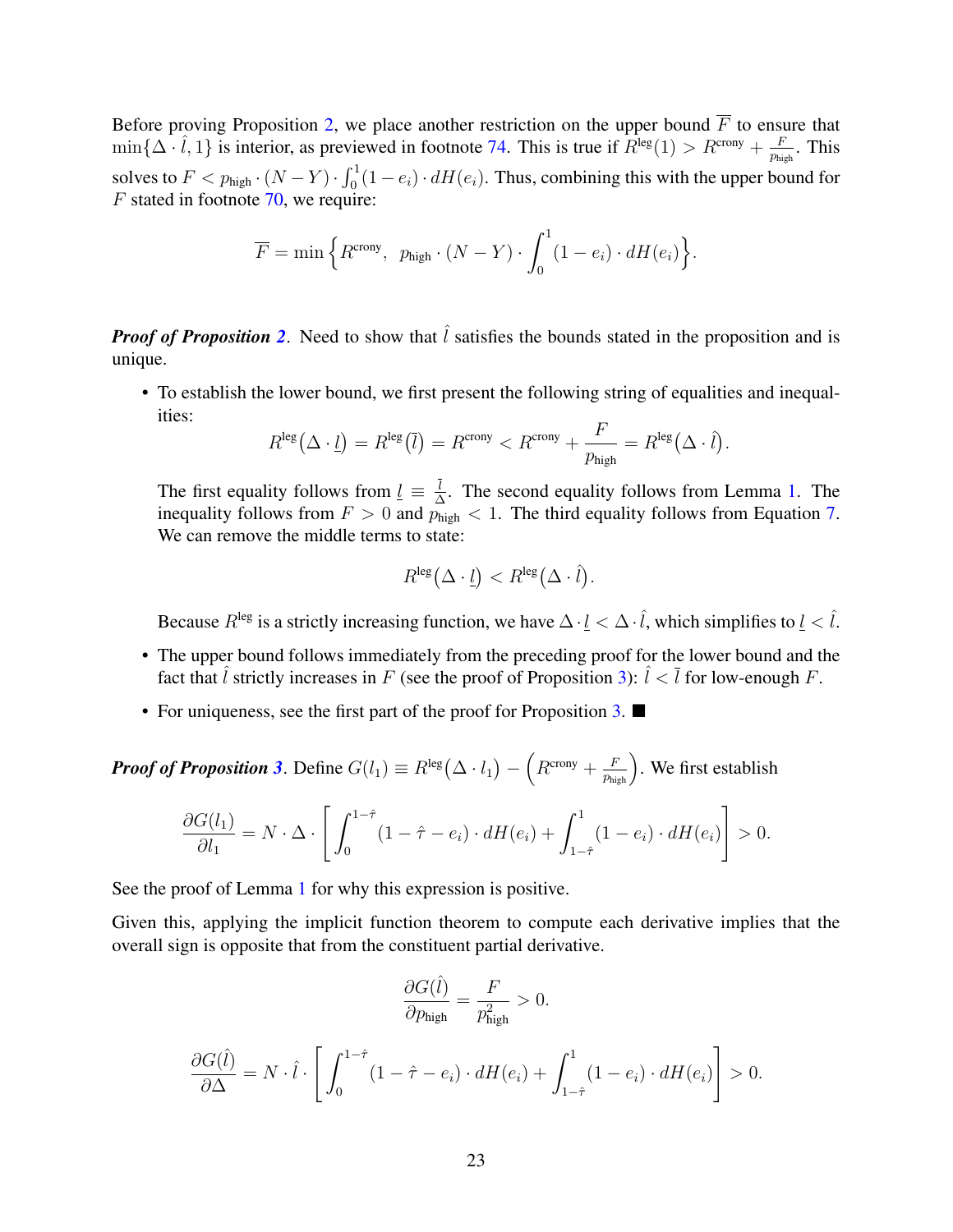Before proving Proposition 2, we place another restriction on the upper bound $\overline{F}$ to ensure that $\min\{\Delta \cdot \hat{l}, 1\}$ is interior, as previewed in footnote 74. This is true if $R^{\text{leg}}(1) > R^{\text{crony}} + \frac{F}{p_{\text{high}}}$. This solves to $F < p_{\text{high}} \cdot (N - Y) \cdot \int_0^1 (1 - e_i) \cdot dH(e_i)$. Thus, combining this with the upper bound for $F$ stated in footnote 70, we require:

$$\overline{F} = \min\left\{R^{\text{crony}},\ \ p_{\text{high}} \cdot (N - Y) \cdot \int_0^1 (1 - e_i) \cdot dH(e_i)\right\}.$$

***Proof of Proposition 2.*** Need to show that $\hat{l}$ satisfies the bounds stated in the proposition and is unique.

- To establish the lower bound, we first present the following string of equalities and inequalities:
$$R^{\text{leg}}\big(\Delta \cdot \underline{l}\big) = R^{\text{leg}}\big(\overline{l}\big) = R^{\text{crony}} < R^{\text{crony}} + \frac{F}{p_{\text{high}}} = R^{\text{leg}}\big(\Delta \cdot \hat{l}\big).$$
The first equality follows from $\underline{l} \equiv \frac{\overline{l}}{\Delta}$. The second equality follows from Lemma 1. The inequality follows from $F > 0$ and $p_{\text{high}} < 1$. The third equality follows from Equation 7. We can remove the middle terms to state:
$$R^{\text{leg}}\big(\Delta \cdot \underline{l}\big) < R^{\text{leg}}\big(\Delta \cdot \hat{l}\big).$$
Because $R^{\text{leg}}$ is a strictly increasing function, we have $\Delta \cdot \underline{l} < \Delta \cdot \hat{l}$, which simplifies to $\underline{l} < \hat{l}$.
- The upper bound follows immediately from the preceding proof for the lower bound and the fact that $\hat{l}$ strictly increases in $F$ (see the proof of Proposition 3): $\hat{l} < \overline{l}$ for low-enough $F$.
- For uniqueness, see the first part of the proof for Proposition 3. ■

***Proof of Proposition 3.*** Define $G(l_1) \equiv R^{\text{leg}}\big(\Delta \cdot l_1\big) - \Big(R^{\text{crony}} + \frac{F}{p_{\text{high}}}\Big)$. We first establish

$$\frac{\partial G(l_1)}{\partial l_1} = N \cdot \Delta \cdot \left[\int_0^{1-\hat{\tau}} (1 - \hat{\tau} - e_i) \cdot dH(e_i) + \int_{1-\hat{\tau}}^1 (1 - e_i) \cdot dH(e_i)\right] > 0.$$

See the proof of Lemma 1 for why this expression is positive.

Given this, applying the implicit function theorem to compute each derivative implies that the overall sign is opposite that from the constituent partial derivative.

$$\frac{\partial G(\hat{l})}{\partial p_{\text{high}}} = \frac{F}{p_{\text{high}}^2} > 0.$$

$$\frac{\partial G(\hat{l})}{\partial \Delta} = N \cdot \hat{l} \cdot \left[\int_0^{1-\hat{\tau}} (1 - \hat{\tau} - e_i) \cdot dH(e_i) + \int_{1-\hat{\tau}}^1 (1 - e_i) \cdot dH(e_i)\right] > 0.$$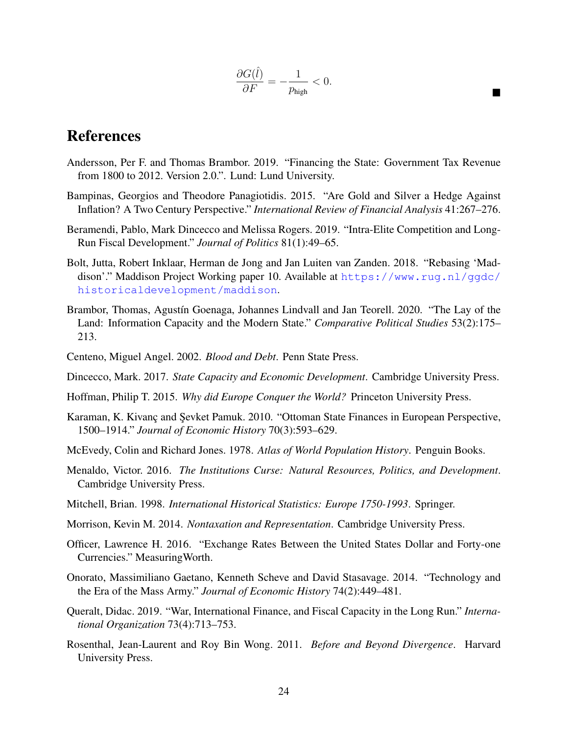$$\frac{\partial G(\hat{l})}{\partial F} = -\frac{1}{p_{\text{high}}} < 0. \qquad \blacksquare$$

# References

Andersson, Per F. and Thomas Brambor. 2019. "Financing the State: Government Tax Revenue from 1800 to 2012. Version 2.0.". Lund: Lund University.

Bampinas, Georgios and Theodore Panagiotidis. 2015. "Are Gold and Silver a Hedge Against Inflation? A Two Century Perspective." *International Review of Financial Analysis* 41:267–276.

Beramendi, Pablo, Mark Dincecco and Melissa Rogers. 2019. "Intra-Elite Competition and Long-Run Fiscal Development." *Journal of Politics* 81(1):49–65.

Bolt, Jutta, Robert Inklaar, Herman de Jong and Jan Luiten van Zanden. 2018. "Rebasing 'Maddison'." Maddison Project Working paper 10. Available at https://www.rug.nl/ggdc/historicaldevelopment/maddison.

Brambor, Thomas, Agustín Goenaga, Johannes Lindvall and Jan Teorell. 2020. "The Lay of the Land: Information Capacity and the Modern State." *Comparative Political Studies* 53(2):175–213.

Centeno, Miguel Angel. 2002. *Blood and Debt*. Penn State Press.

Dincecco, Mark. 2017. *State Capacity and Economic Development*. Cambridge University Press.

Hoffman, Philip T. 2015. *Why did Europe Conquer the World?* Princeton University Press.

Karaman, K. Kivanç and Şevket Pamuk. 2010. "Ottoman State Finances in European Perspective, 1500–1914." *Journal of Economic History* 70(3):593–629.

McEvedy, Colin and Richard Jones. 1978. *Atlas of World Population History*. Penguin Books.

Menaldo, Victor. 2016. *The Institutions Curse: Natural Resources, Politics, and Development*. Cambridge University Press.

Mitchell, Brian. 1998. *International Historical Statistics: Europe 1750-1993*. Springer.

Morrison, Kevin M. 2014. *Nontaxation and Representation*. Cambridge University Press.

Officer, Lawrence H. 2016. "Exchange Rates Between the United States Dollar and Forty-one Currencies." MeasuringWorth.

Onorato, Massimiliano Gaetano, Kenneth Scheve and David Stasavage. 2014. "Technology and the Era of the Mass Army." *Journal of Economic History* 74(2):449–481.

Queralt, Didac. 2019. "War, International Finance, and Fiscal Capacity in the Long Run." *International Organization* 73(4):713–753.

Rosenthal, Jean-Laurent and Roy Bin Wong. 2011. *Before and Beyond Divergence*. Harvard University Press.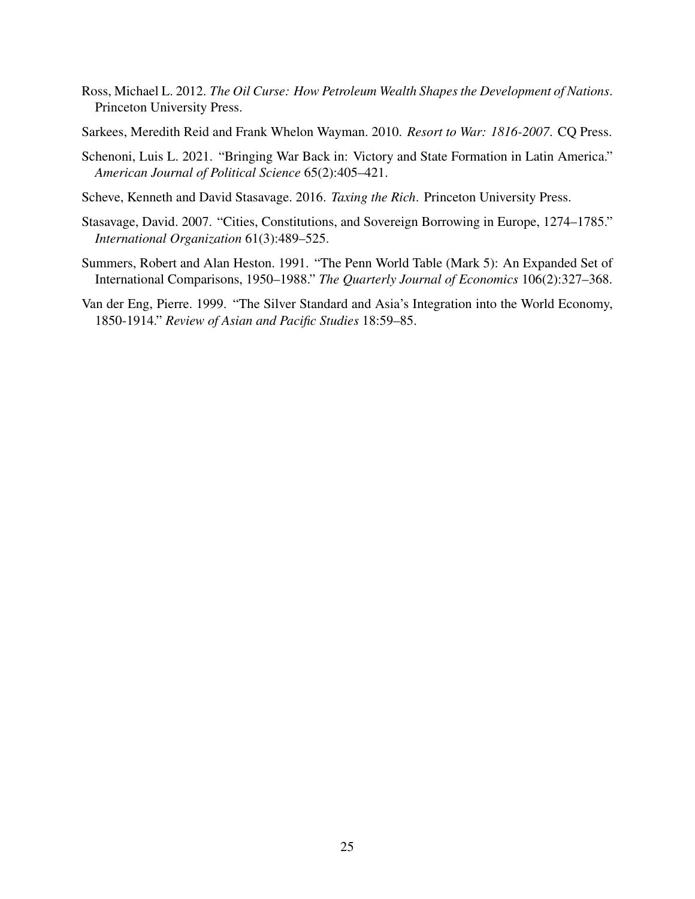Ross, Michael L. 2012. *The Oil Curse: How Petroleum Wealth Shapes the Development of Nations*. Princeton University Press.

Sarkees, Meredith Reid and Frank Whelon Wayman. 2010. *Resort to War: 1816-2007*. CQ Press.

Schenoni, Luis L. 2021. "Bringing War Back in: Victory and State Formation in Latin America." *American Journal of Political Science* 65(2):405–421.

Scheve, Kenneth and David Stasavage. 2016. *Taxing the Rich*. Princeton University Press.

Stasavage, David. 2007. "Cities, Constitutions, and Sovereign Borrowing in Europe, 1274–1785." *International Organization* 61(3):489–525.

Summers, Robert and Alan Heston. 1991. "The Penn World Table (Mark 5): An Expanded Set of International Comparisons, 1950–1988." *The Quarterly Journal of Economics* 106(2):327–368.

Van der Eng, Pierre. 1999. "The Silver Standard and Asia's Integration into the World Economy, 1850-1914." *Review of Asian and Pacific Studies* 18:59–85.